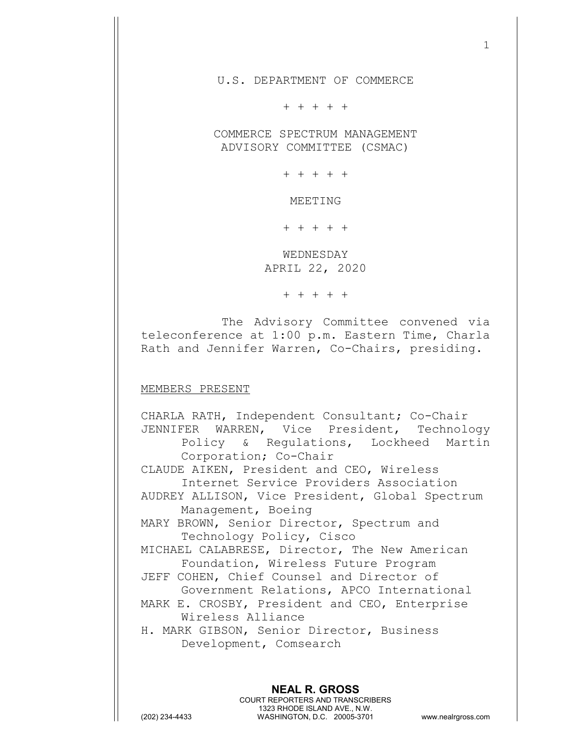U.S. DEPARTMENT OF COMMERCE

+ + + + +

COMMERCE SPECTRUM MANAGEMENT
ADVISORY COMMITTEE (CSMAC)

+ + + + +

MEETING

+ + + + +

WEDNESDAY
APRIL 22, 2020

+ + + + +

The Advisory Committee convened via teleconference at 1:00 p.m. Eastern Time, Charla Rath and Jennifer Warren, Co-Chairs, presiding.

MEMBERS PRESENT

CHARLA RATH, Independent Consultant; Co-Chair
JENNIFER WARREN, Vice President, Technology Policy & Regulations, Lockheed Martin Corporation; Co-Chair
CLAUDE AIKEN, President and CEO, Wireless Internet Service Providers Association
AUDREY ALLISON, Vice President, Global Spectrum Management, Boeing
MARY BROWN, Senior Director, Spectrum and Technology Policy, Cisco
MICHAEL CALABRESE, Director, The New American Foundation, Wireless Future Program
JEFF COHEN, Chief Counsel and Director of Government Relations, APCO International
MARK E. CROSBY, President and CEO, Enterprise Wireless Alliance
H. MARK GIBSON, Senior Director, Business Development, Comsearch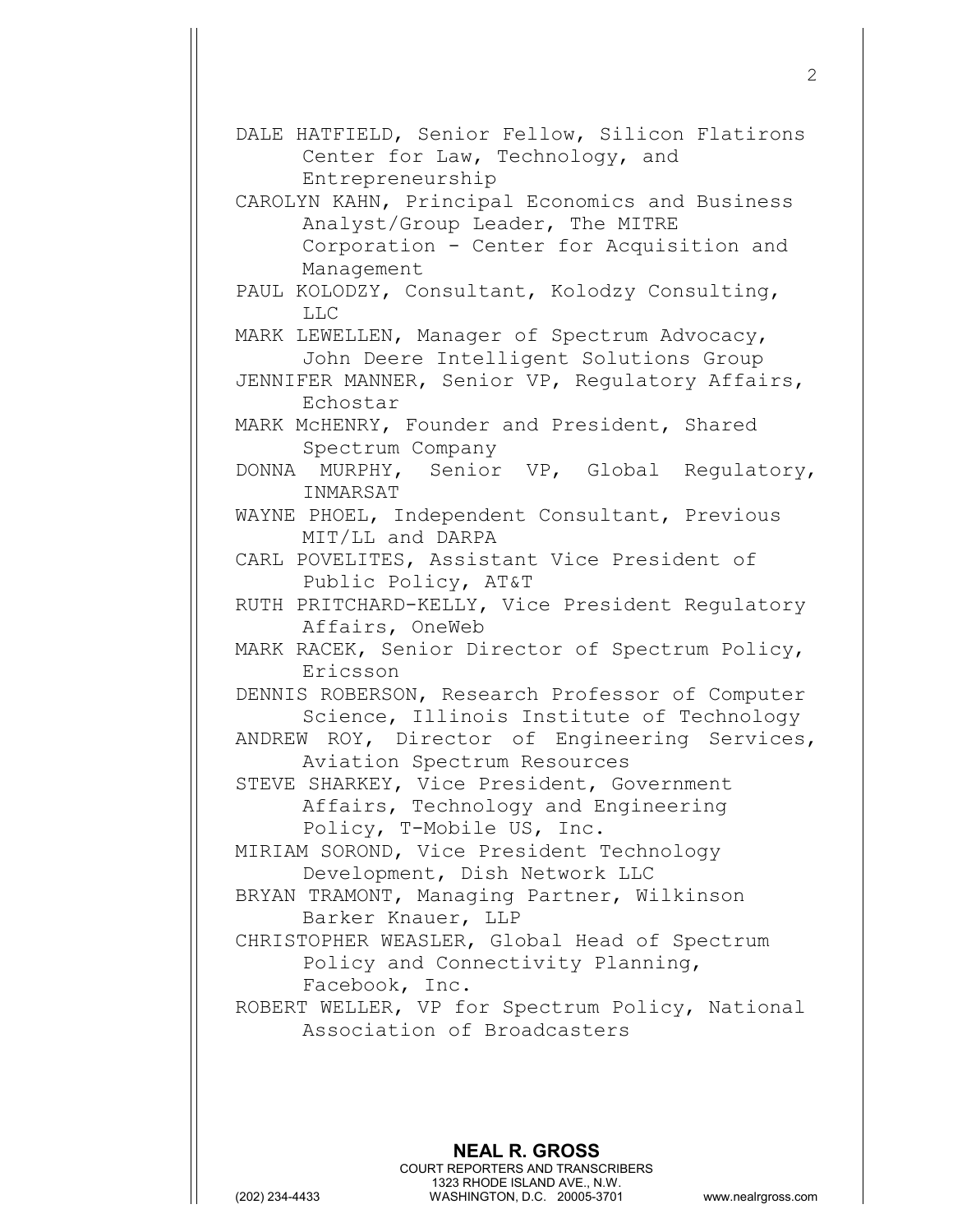DALE HATFIELD, Senior Fellow, Silicon Flatirons Center for Law, Technology, and Entrepreneurship

CAROLYN KAHN, Principal Economics and Business Analyst/Group Leader, The MITRE Corporation - Center for Acquisition and Management

PAUL KOLODZY, Consultant, Kolodzy Consulting, LLC

MARK LEWELLEN, Manager of Spectrum Advocacy, John Deere Intelligent Solutions Group

JENNIFER MANNER, Senior VP, Regulatory Affairs, Echostar

MARK McHENRY, Founder and President, Shared Spectrum Company

DONNA MURPHY, Senior VP, Global Regulatory, INMARSAT

WAYNE PHOEL, Independent Consultant, Previous MIT/LL and DARPA

CARL POVELITES, Assistant Vice President of Public Policy, AT&T

RUTH PRITCHARD-KELLY, Vice President Regulatory Affairs, OneWeb

MARK RACEK, Senior Director of Spectrum Policy, Ericsson

DENNIS ROBERSON, Research Professor of Computer Science, Illinois Institute of Technology

ANDREW ROY, Director of Engineering Services, Aviation Spectrum Resources

STEVE SHARKEY, Vice President, Government Affairs, Technology and Engineering Policy, T-Mobile US, Inc.

MIRIAM SOROND, Vice President Technology Development, Dish Network LLC

BRYAN TRAMONT, Managing Partner, Wilkinson Barker Knauer, LLP

CHRISTOPHER WEASLER, Global Head of Spectrum Policy and Connectivity Planning, Facebook, Inc.

ROBERT WELLER, VP for Spectrum Policy, National Association of Broadcasters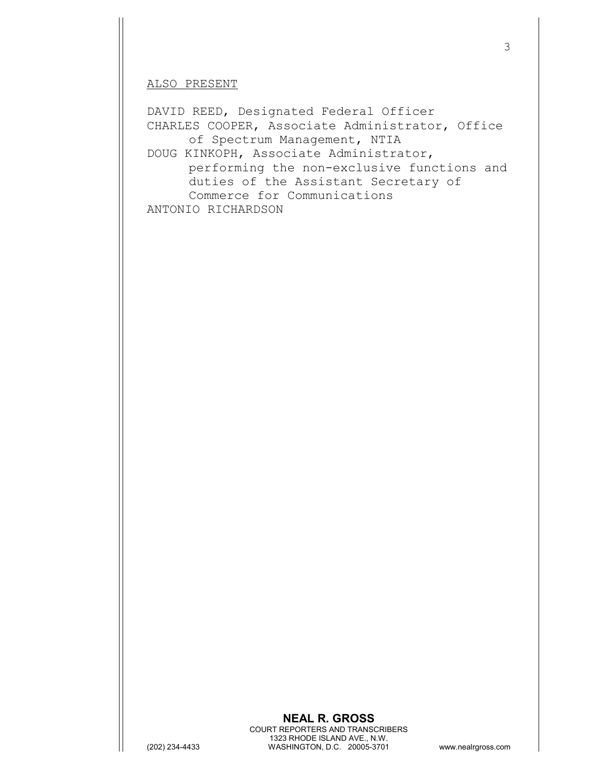ALSO PRESENT

DAVID REED, Designated Federal Officer
CHARLES COOPER, Associate Administrator, Office of Spectrum Management, NTIA
DOUG KINKOPH, Associate Administrator, performing the non-exclusive functions and duties of the Assistant Secretary of Commerce for Communications
ANTONIO RICHARDSON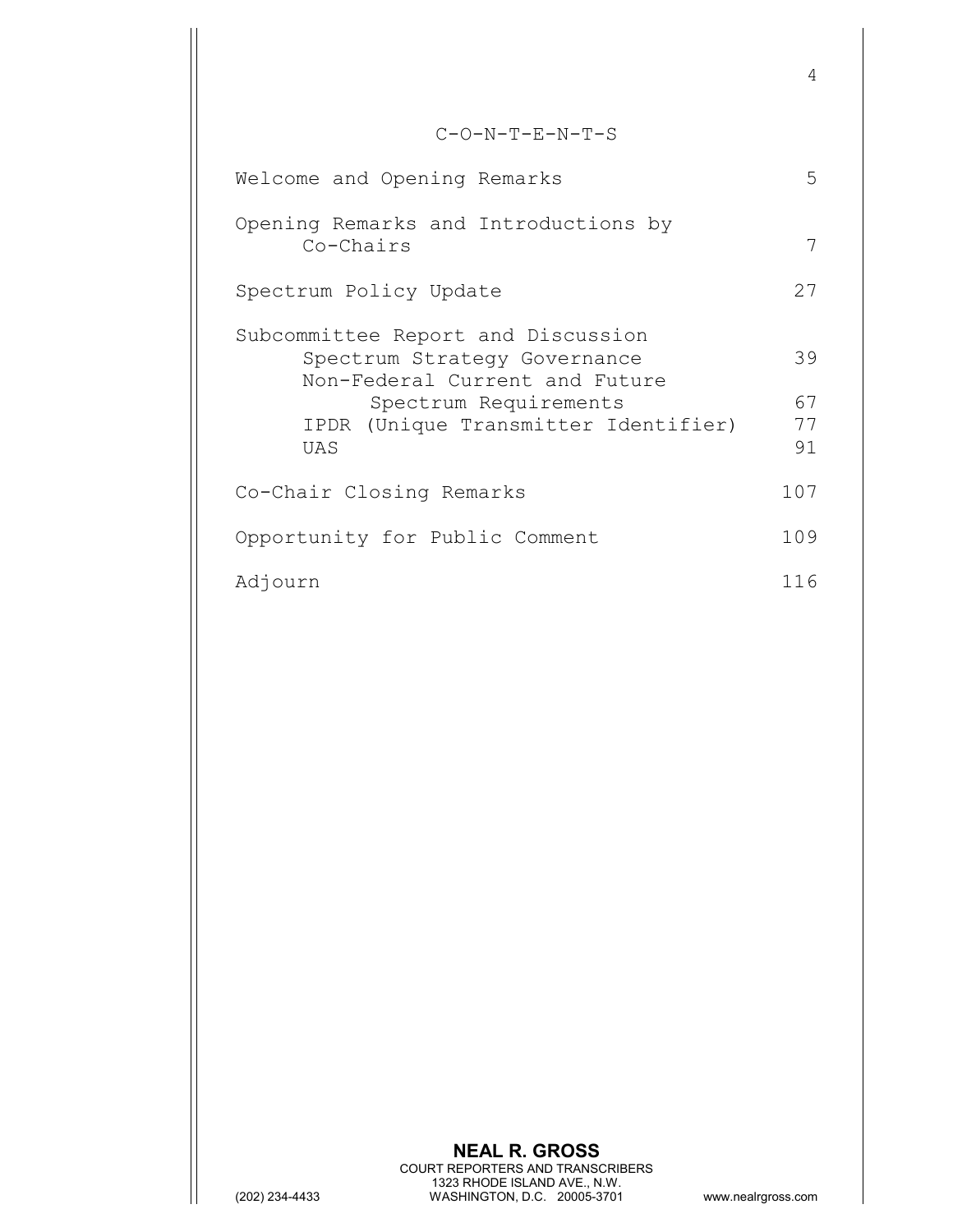# C-O-N-T-E-N-T-S

| | |
|---|---|
| Welcome and Opening Remarks | 5 |
| Opening Remarks and Introductions by Co-Chairs | 7 |
| Spectrum Policy Update | 27 |
| Subcommittee Report and Discussion | |
| Spectrum Strategy Governance | 39 |
| Non-Federal Current and Future Spectrum Requirements | 67 |
| IPDR (Unique Transmitter Identifier) | 77 |
| UAS | 91 |
| Co-Chair Closing Remarks | 107 |
| Opportunity for Public Comment | 109 |
| Adjourn | 116 |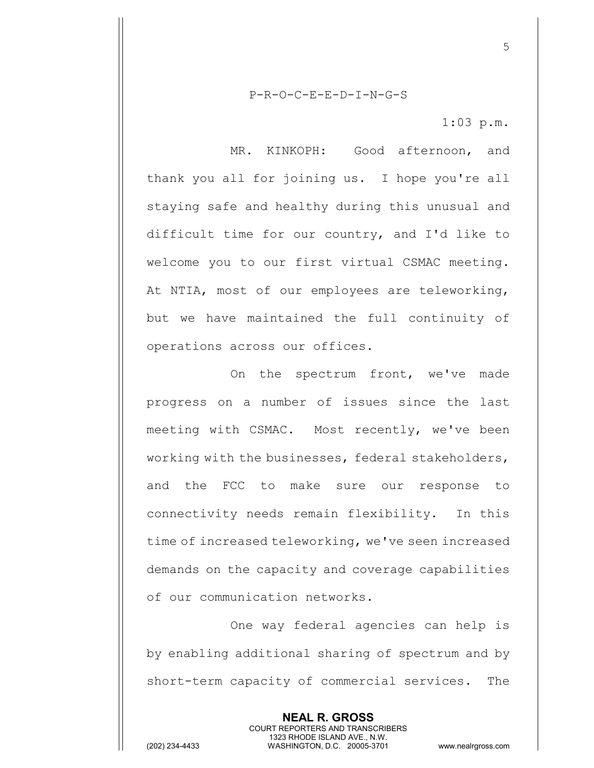P-R-O-C-E-E-D-I-N-G-S

1:03 p.m.

MR. KINKOPH: Good afternoon, and thank you all for joining us. I hope you're all staying safe and healthy during this unusual and difficult time for our country, and I'd like to welcome you to our first virtual CSMAC meeting. At NTIA, most of our employees are teleworking, but we have maintained the full continuity of operations across our offices.

On the spectrum front, we've made progress on a number of issues since the last meeting with CSMAC. Most recently, we've been working with the businesses, federal stakeholders, and the FCC to make sure our response to connectivity needs remain flexibility. In this time of increased teleworking, we've seen increased demands on the capacity and coverage capabilities of our communication networks.

One way federal agencies can help is by enabling additional sharing of spectrum and by short-term capacity of commercial services. The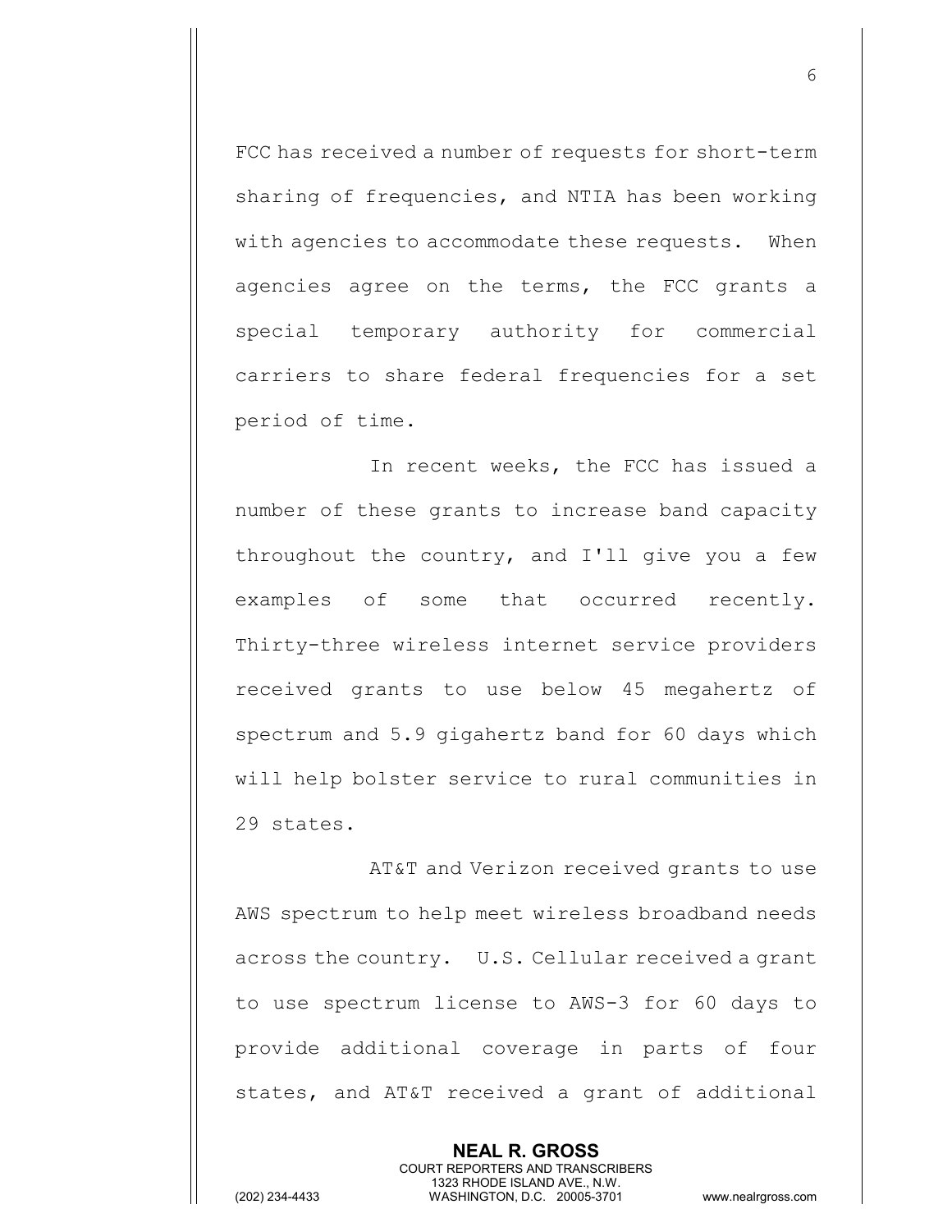FCC has received a number of requests for short-term sharing of frequencies, and NTIA has been working with agencies to accommodate these requests. When agencies agree on the terms, the FCC grants a special temporary authority for commercial carriers to share federal frequencies for a set period of time.

In recent weeks, the FCC has issued a number of these grants to increase band capacity throughout the country, and I'll give you a few examples of some that occurred recently. Thirty-three wireless internet service providers received grants to use below 45 megahertz of spectrum and 5.9 gigahertz band for 60 days which will help bolster service to rural communities in 29 states.

AT&T and Verizon received grants to use AWS spectrum to help meet wireless broadband needs across the country. U.S. Cellular received a grant to use spectrum license to AWS-3 for 60 days to provide additional coverage in parts of four states, and AT&T received a grant of additional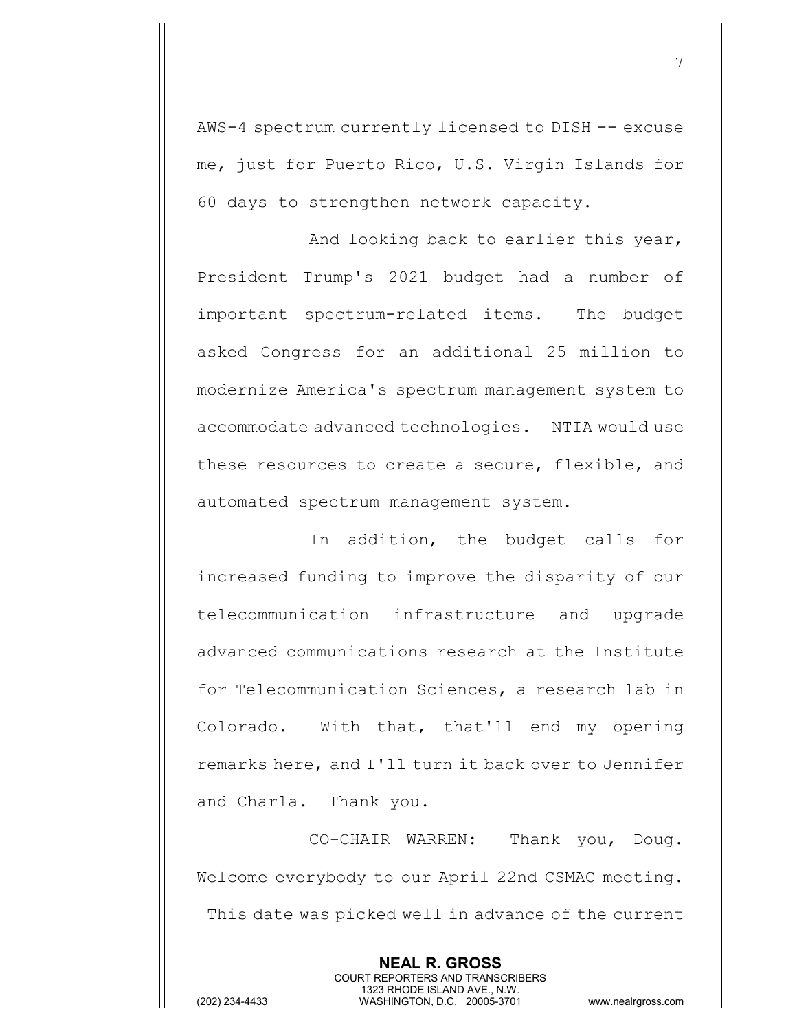AWS-4 spectrum currently licensed to DISH -- excuse me, just for Puerto Rico, U.S. Virgin Islands for 60 days to strengthen network capacity.

And looking back to earlier this year, President Trump's 2021 budget had a number of important spectrum-related items. The budget asked Congress for an additional 25 million to modernize America's spectrum management system to accommodate advanced technologies. NTIA would use these resources to create a secure, flexible, and automated spectrum management system.

In addition, the budget calls for increased funding to improve the disparity of our telecommunication infrastructure and upgrade advanced communications research at the Institute for Telecommunication Sciences, a research lab in Colorado. With that, that'll end my opening remarks here, and I'll turn it back over to Jennifer and Charla. Thank you.

CO-CHAIR WARREN: Thank you, Doug. Welcome everybody to our April 22nd CSMAC meeting. This date was picked well in advance of the current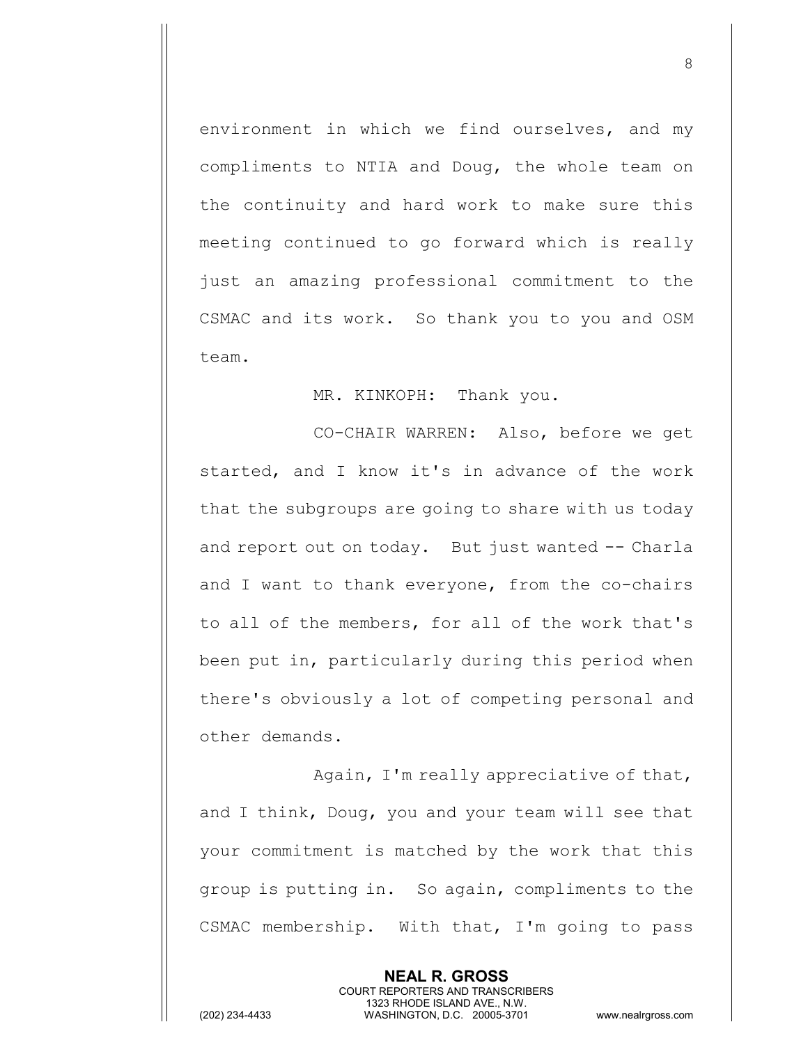environment in which we find ourselves, and my compliments to NTIA and Doug, the whole team on the continuity and hard work to make sure this meeting continued to go forward which is really just an amazing professional commitment to the CSMAC and its work. So thank you to you and OSM team.

MR. KINKOPH: Thank you.

CO-CHAIR WARREN: Also, before we get started, and I know it's in advance of the work that the subgroups are going to share with us today and report out on today. But just wanted -- Charla and I want to thank everyone, from the co-chairs to all of the members, for all of the work that's been put in, particularly during this period when there's obviously a lot of competing personal and other demands.

Again, I'm really appreciative of that, and I think, Doug, you and your team will see that your commitment is matched by the work that this group is putting in. So again, compliments to the CSMAC membership. With that, I'm going to pass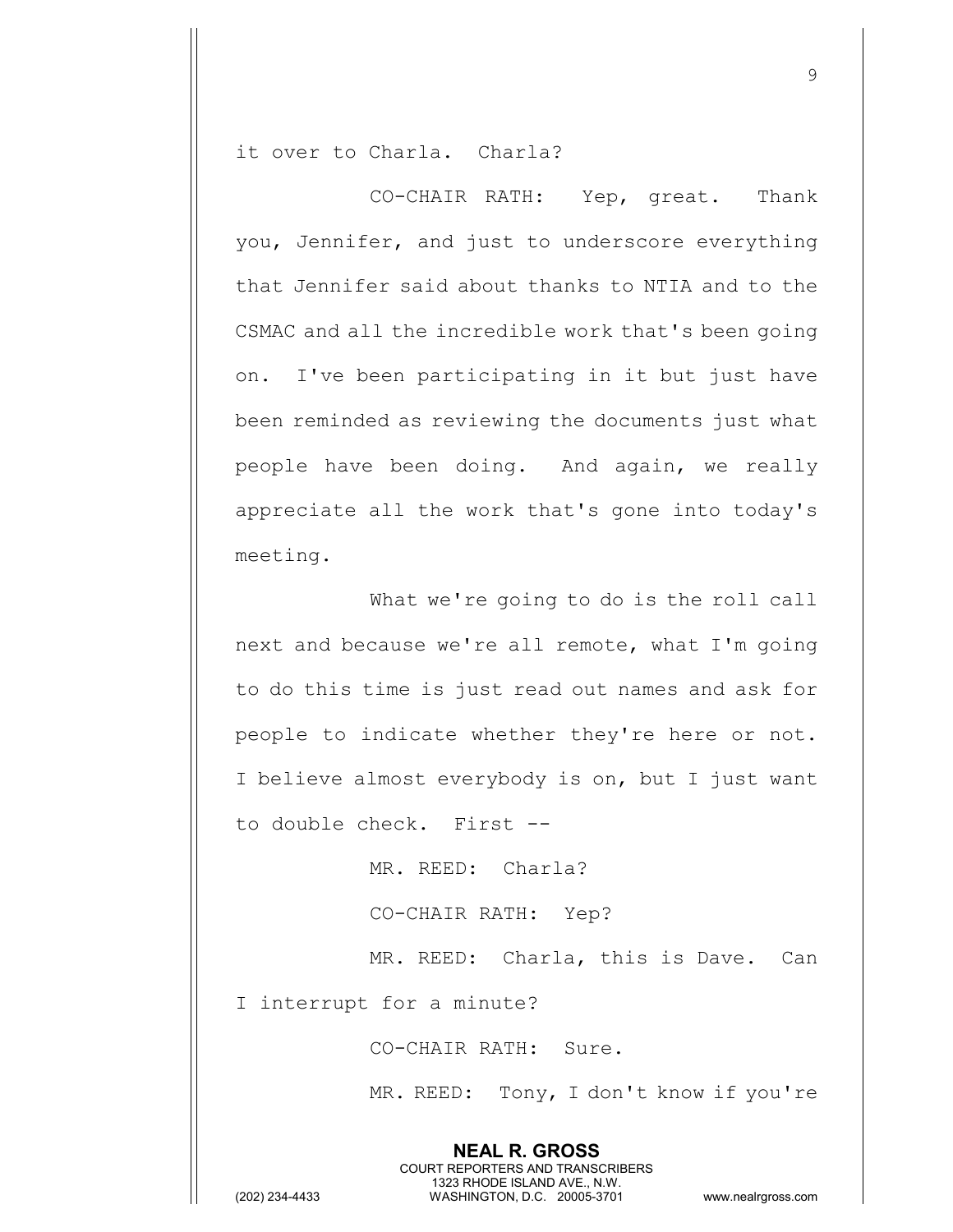it over to Charla. Charla?

CO-CHAIR RATH: Yep, great. Thank you, Jennifer, and just to underscore everything that Jennifer said about thanks to NTIA and to the CSMAC and all the incredible work that's been going on. I've been participating in it but just have been reminded as reviewing the documents just what people have been doing. And again, we really appreciate all the work that's gone into today's meeting.

What we're going to do is the roll call next and because we're all remote, what I'm going to do this time is just read out names and ask for people to indicate whether they're here or not. I believe almost everybody is on, but I just want to double check. First --

MR. REED: Charla?

CO-CHAIR RATH: Yep?

MR. REED: Charla, this is Dave. Can I interrupt for a minute?

CO-CHAIR RATH: Sure.

MR. REED: Tony, I don't know if you're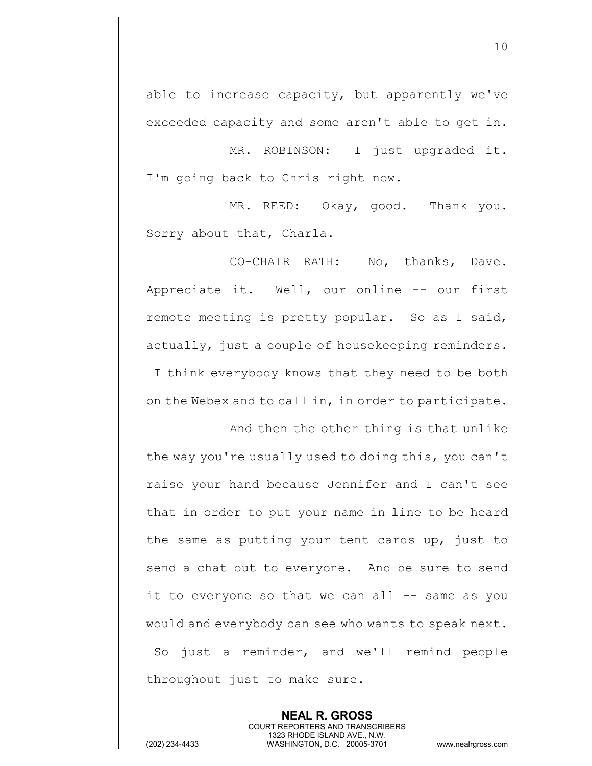able to increase capacity, but apparently we've exceeded capacity and some aren't able to get in.

MR. ROBINSON: I just upgraded it. I'm going back to Chris right now.

MR. REED: Okay, good. Thank you. Sorry about that, Charla.

CO-CHAIR RATH: No, thanks, Dave. Appreciate it. Well, our online -- our first remote meeting is pretty popular. So as I said, actually, just a couple of housekeeping reminders. I think everybody knows that they need to be both on the Webex and to call in, in order to participate.

And then the other thing is that unlike the way you're usually used to doing this, you can't raise your hand because Jennifer and I can't see that in order to put your name in line to be heard the same as putting your tent cards up, just to send a chat out to everyone. And be sure to send it to everyone so that we can all -- same as you would and everybody can see who wants to speak next. So just a reminder, and we'll remind people throughout just to make sure.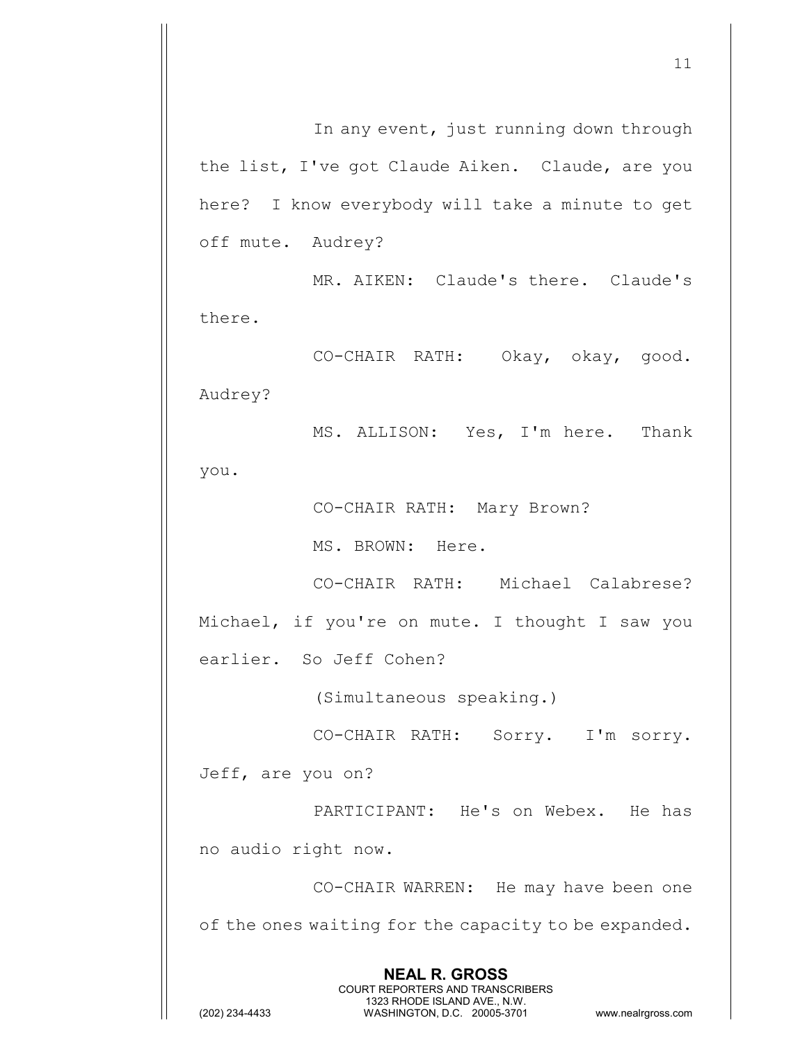In any event, just running down through the list, I've got Claude Aiken. Claude, are you here? I know everybody will take a minute to get off mute. Audrey?

MR. AIKEN: Claude's there. Claude's there.

CO-CHAIR RATH: Okay, okay, good. Audrey?

MS. ALLISON: Yes, I'm here. Thank you.

CO-CHAIR RATH: Mary Brown?

MS. BROWN: Here.

CO-CHAIR RATH: Michael Calabrese? Michael, if you're on mute. I thought I saw you earlier. So Jeff Cohen?

(Simultaneous speaking.)

CO-CHAIR RATH: Sorry. I'm sorry. Jeff, are you on?

PARTICIPANT: He's on Webex. He has no audio right now.

CO-CHAIR WARREN: He may have been one of the ones waiting for the capacity to be expanded.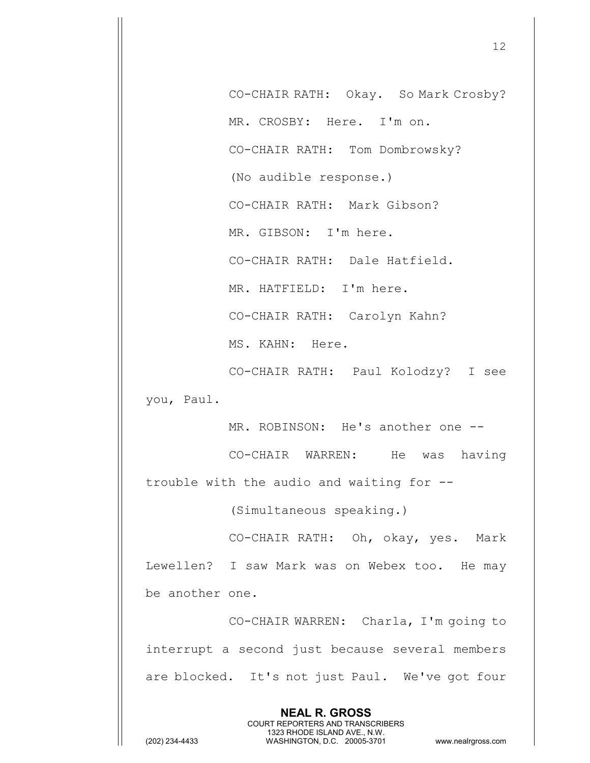CO-CHAIR RATH: Okay. So Mark Crosby?

MR. CROSBY: Here. I'm on.

CO-CHAIR RATH: Tom Dombrowsky?

(No audible response.)

CO-CHAIR RATH: Mark Gibson?

MR. GIBSON: I'm here.

CO-CHAIR RATH: Dale Hatfield.

MR. HATFIELD: I'm here.

CO-CHAIR RATH: Carolyn Kahn?

MS. KAHN: Here.

CO-CHAIR RATH: Paul Kolodzy? I see you, Paul.

MR. ROBINSON: He's another one --

CO-CHAIR WARREN: He was having trouble with the audio and waiting for --

(Simultaneous speaking.)

CO-CHAIR RATH: Oh, okay, yes. Mark Lewellen? I saw Mark was on Webex too. He may be another one.

CO-CHAIR WARREN: Charla, I'm going to interrupt a second just because several members are blocked. It's not just Paul. We've got four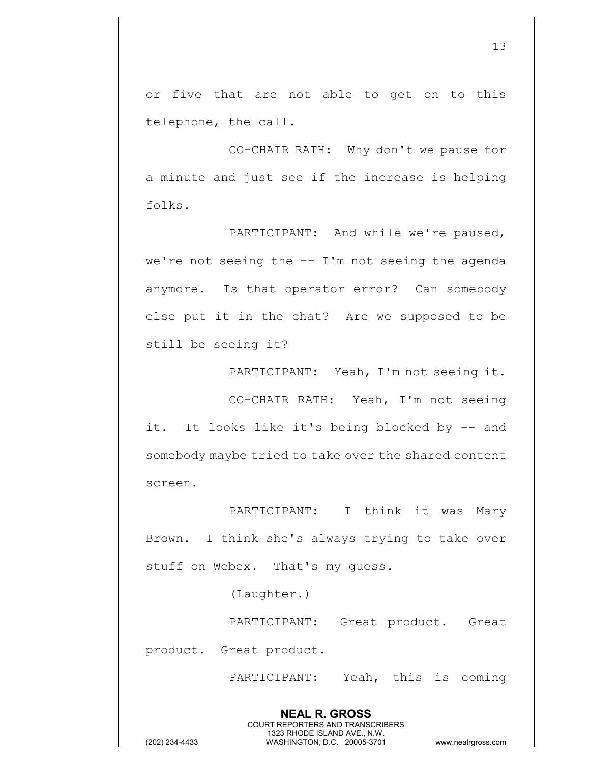or five that are not able to get on to this telephone, the call.

CO-CHAIR RATH: Why don't we pause for a minute and just see if the increase is helping folks.

PARTICIPANT: And while we're paused, we're not seeing the -- I'm not seeing the agenda anymore. Is that operator error? Can somebody else put it in the chat? Are we supposed to be still be seeing it?

PARTICIPANT: Yeah, I'm not seeing it.

CO-CHAIR RATH: Yeah, I'm not seeing it. It looks like it's being blocked by -- and somebody maybe tried to take over the shared content screen.

PARTICIPANT: I think it was Mary Brown. I think she's always trying to take over stuff on Webex. That's my guess.

(Laughter.)

PARTICIPANT: Great product. Great product. Great product.

PARTICIPANT: Yeah, this is coming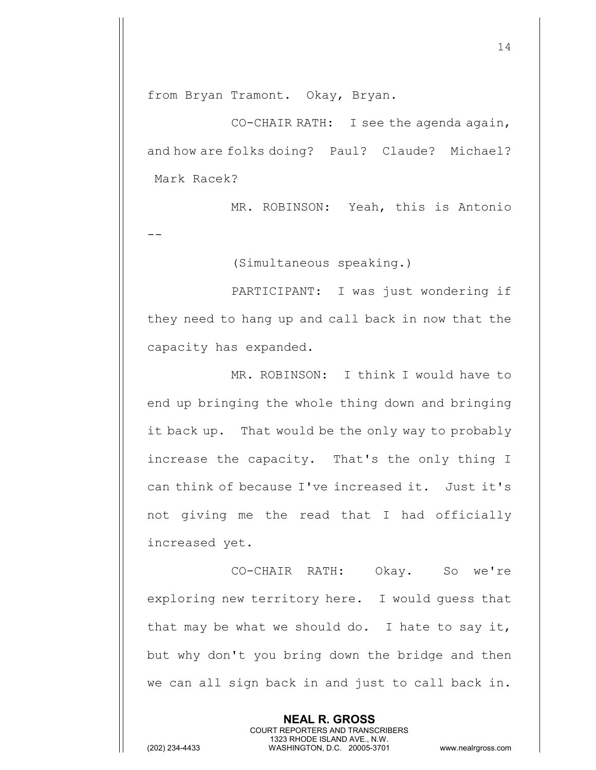from Bryan Tramont. Okay, Bryan.

CO-CHAIR RATH: I see the agenda again, and how are folks doing? Paul? Claude? Michael? Mark Racek?

MR. ROBINSON: Yeah, this is Antonio --

(Simultaneous speaking.)

PARTICIPANT: I was just wondering if they need to hang up and call back in now that the capacity has expanded.

MR. ROBINSON: I think I would have to end up bringing the whole thing down and bringing it back up. That would be the only way to probably increase the capacity. That's the only thing I can think of because I've increased it. Just it's not giving me the read that I had officially increased yet.

CO-CHAIR RATH: Okay. So we're exploring new territory here. I would guess that that may be what we should do. I hate to say it, but why don't you bring down the bridge and then we can all sign back in and just to call back in.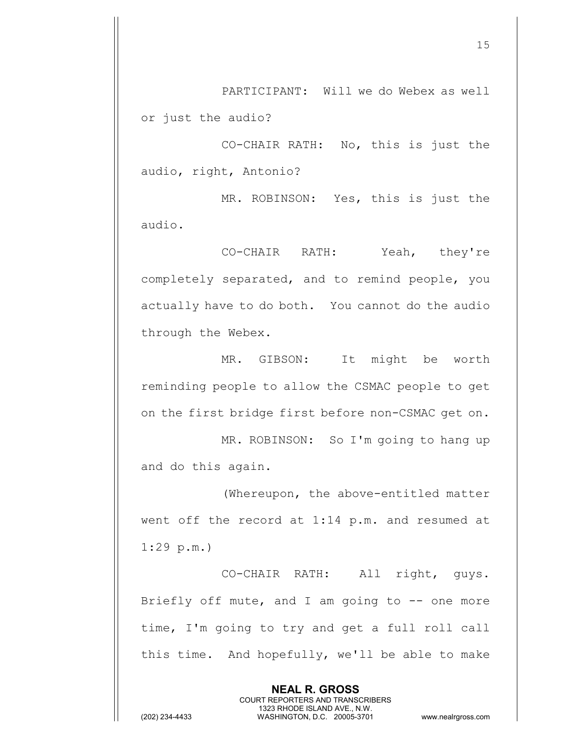PARTICIPANT: Will we do Webex as well or just the audio?

CO-CHAIR RATH: No, this is just the audio, right, Antonio?

MR. ROBINSON: Yes, this is just the audio.

CO-CHAIR RATH: Yeah, they're completely separated, and to remind people, you actually have to do both. You cannot do the audio through the Webex.

MR. GIBSON: It might be worth reminding people to allow the CSMAC people to get on the first bridge first before non-CSMAC get on.

MR. ROBINSON: So I'm going to hang up and do this again.

(Whereupon, the above-entitled matter went off the record at 1:14 p.m. and resumed at 1:29 p.m.)

CO-CHAIR RATH: All right, guys. Briefly off mute, and I am going to -- one more time, I'm going to try and get a full roll call this time. And hopefully, we'll be able to make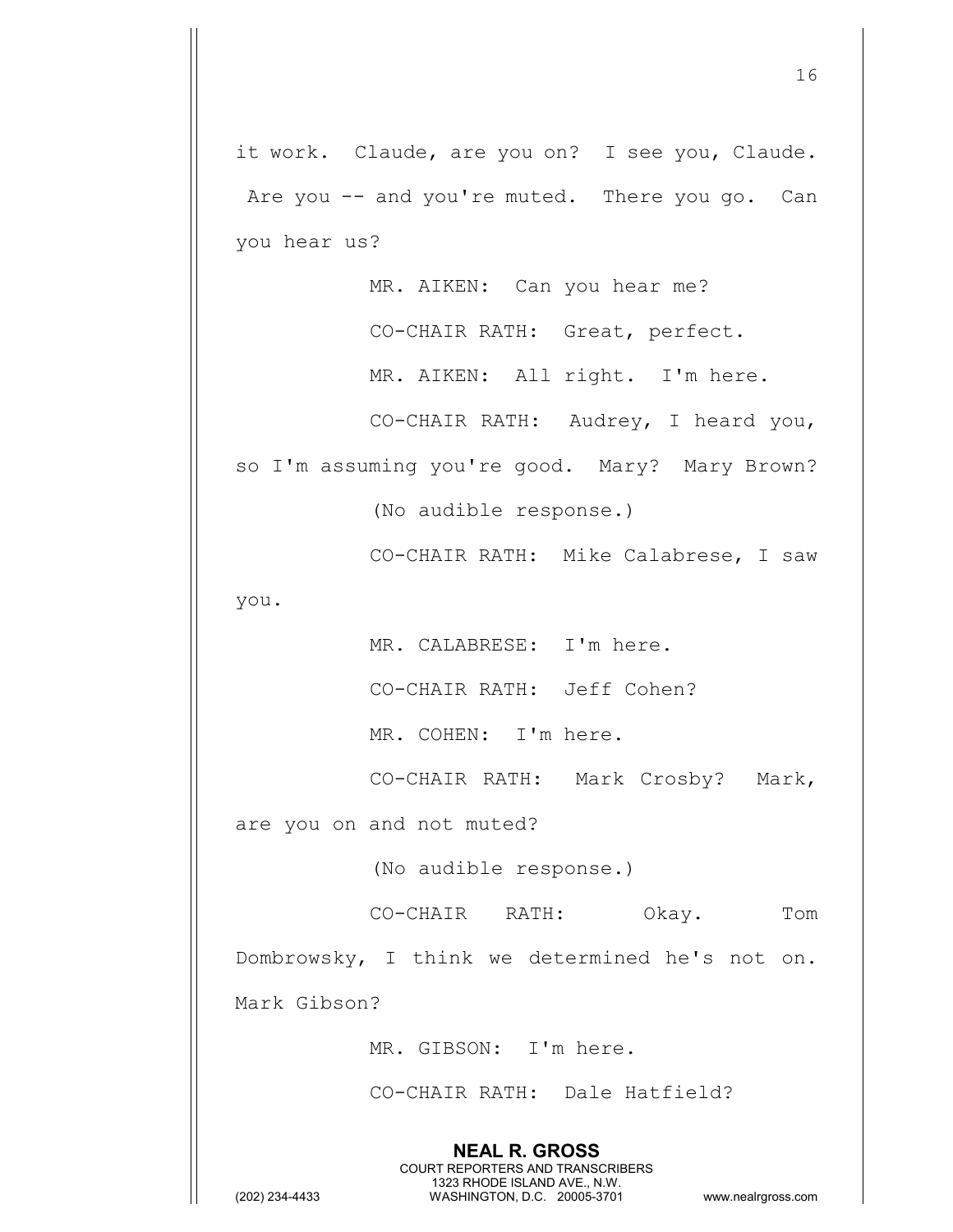it work. Claude, are you on? I see you, Claude. Are you -- and you're muted. There you go. Can you hear us?

MR. AIKEN: Can you hear me?

CO-CHAIR RATH: Great, perfect.

MR. AIKEN: All right. I'm here.

CO-CHAIR RATH: Audrey, I heard you, so I'm assuming you're good. Mary? Mary Brown?

(No audible response.)

CO-CHAIR RATH: Mike Calabrese, I saw you.

MR. CALABRESE: I'm here.

CO-CHAIR RATH: Jeff Cohen?

MR. COHEN: I'm here.

CO-CHAIR RATH: Mark Crosby? Mark, are you on and not muted?

(No audible response.)

CO-CHAIR RATH: Okay. Tom Dombrowsky, I think we determined he's not on. Mark Gibson?

MR. GIBSON: I'm here.

CO-CHAIR RATH: Dale Hatfield?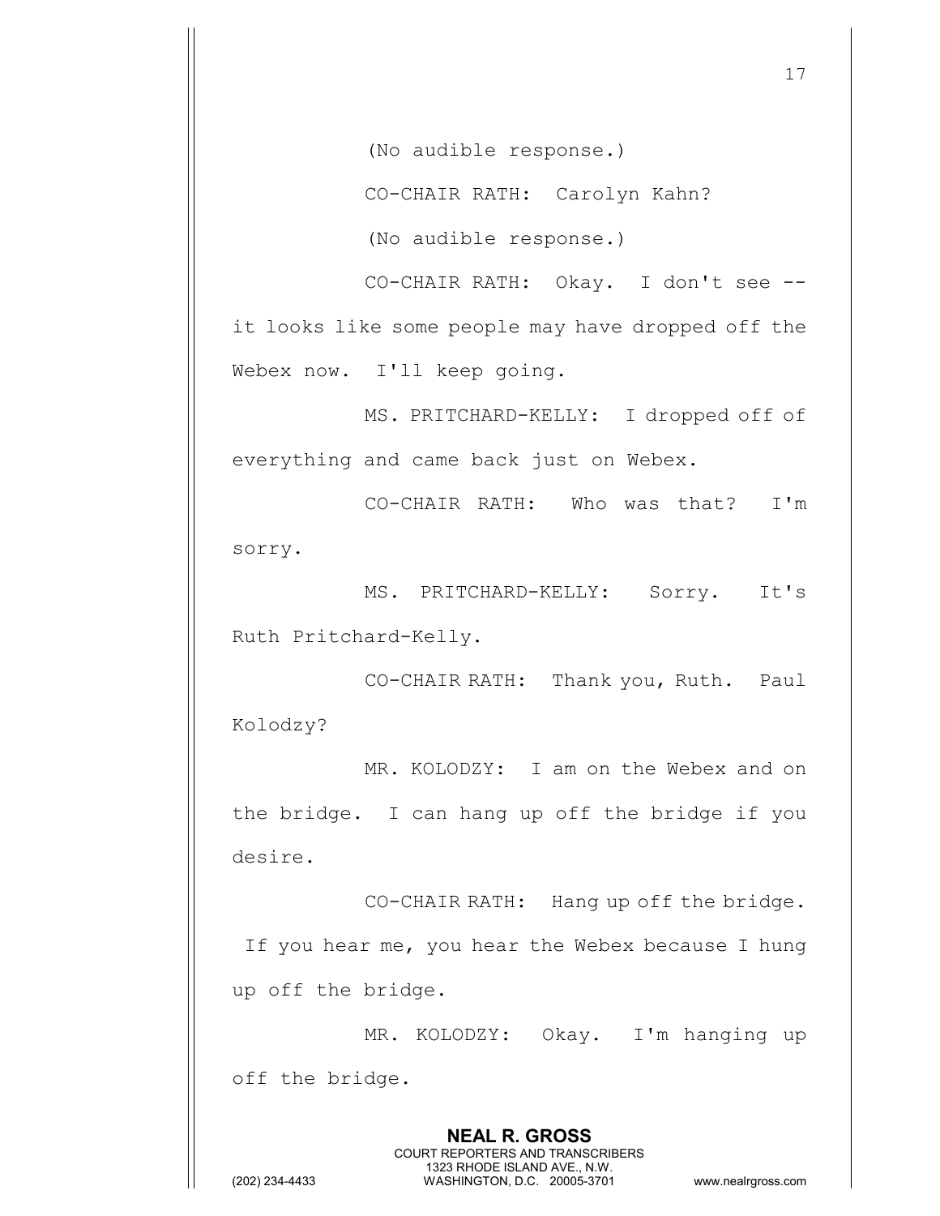(No audible response.)

CO-CHAIR RATH: Carolyn Kahn?

(No audible response.)

CO-CHAIR RATH: Okay. I don't see -- it looks like some people may have dropped off the Webex now. I'll keep going.

MS. PRITCHARD-KELLY: I dropped off of everything and came back just on Webex.

CO-CHAIR RATH: Who was that? I'm sorry.

MS. PRITCHARD-KELLY: Sorry. It's Ruth Pritchard-Kelly.

CO-CHAIR RATH: Thank you, Ruth. Paul Kolodzy?

MR. KOLODZY: I am on the Webex and on the bridge. I can hang up off the bridge if you desire.

CO-CHAIR RATH: Hang up off the bridge. If you hear me, you hear the Webex because I hung up off the bridge.

MR. KOLODZY: Okay. I'm hanging up off the bridge.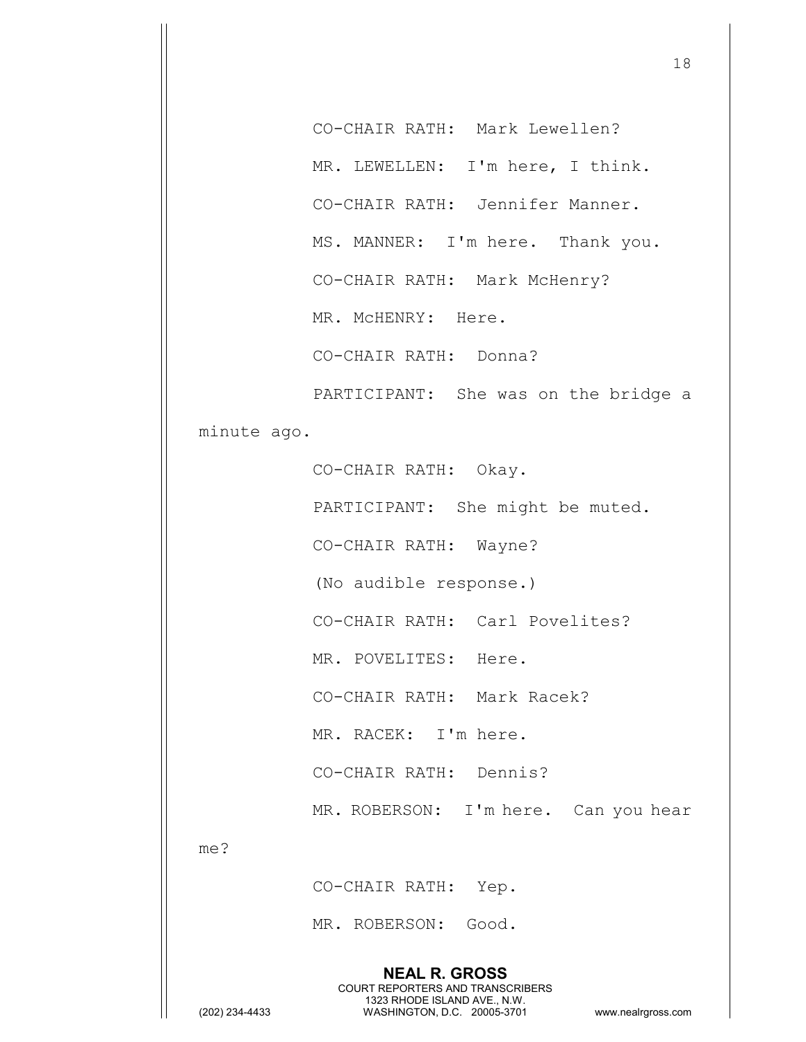CO-CHAIR RATH: Mark Lewellen?

MR. LEWELLEN: I'm here, I think.

CO-CHAIR RATH: Jennifer Manner.

MS. MANNER: I'm here. Thank you.

CO-CHAIR RATH: Mark McHenry?

MR. McHENRY: Here.

CO-CHAIR RATH: Donna?

PARTICIPANT: She was on the bridge a minute ago.

CO-CHAIR RATH: Okay.

PARTICIPANT: She might be muted.

CO-CHAIR RATH: Wayne?

(No audible response.)

CO-CHAIR RATH: Carl Povelites?

MR. POVELITES: Here.

CO-CHAIR RATH: Mark Racek?

MR. RACEK: I'm here.

CO-CHAIR RATH: Dennis?

MR. ROBERSON: I'm here. Can you hear me?

CO-CHAIR RATH: Yep.

MR. ROBERSON: Good.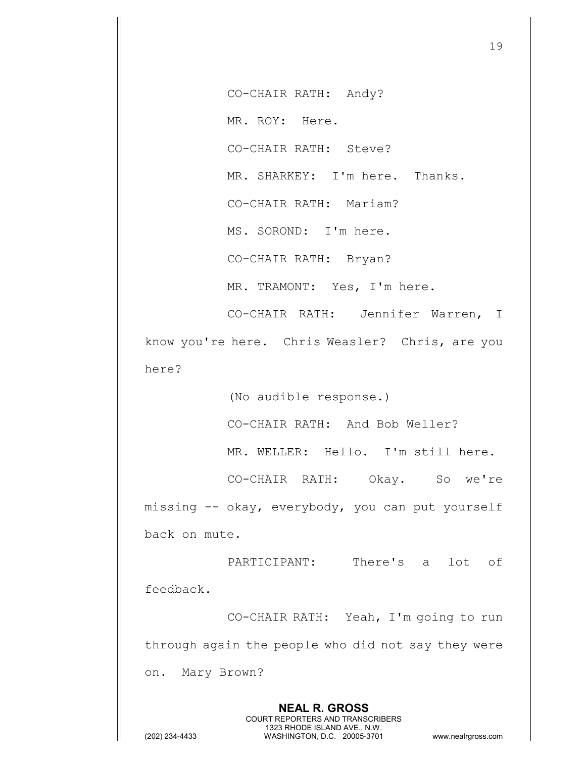CO-CHAIR RATH: Andy?

MR. ROY: Here.

CO-CHAIR RATH: Steve?

MR. SHARKEY: I'm here. Thanks.

CO-CHAIR RATH: Mariam?

MS. SOROND: I'm here.

CO-CHAIR RATH: Bryan?

MR. TRAMONT: Yes, I'm here.

CO-CHAIR RATH: Jennifer Warren, I know you're here. Chris Weasler? Chris, are you here?

(No audible response.)

CO-CHAIR RATH: And Bob Weller?

MR. WELLER: Hello. I'm still here.

CO-CHAIR RATH: Okay. So we're missing -- okay, everybody, you can put yourself back on mute.

PARTICIPANT: There's a lot of feedback.

CO-CHAIR RATH: Yeah, I'm going to run through again the people who did not say they were on. Mary Brown?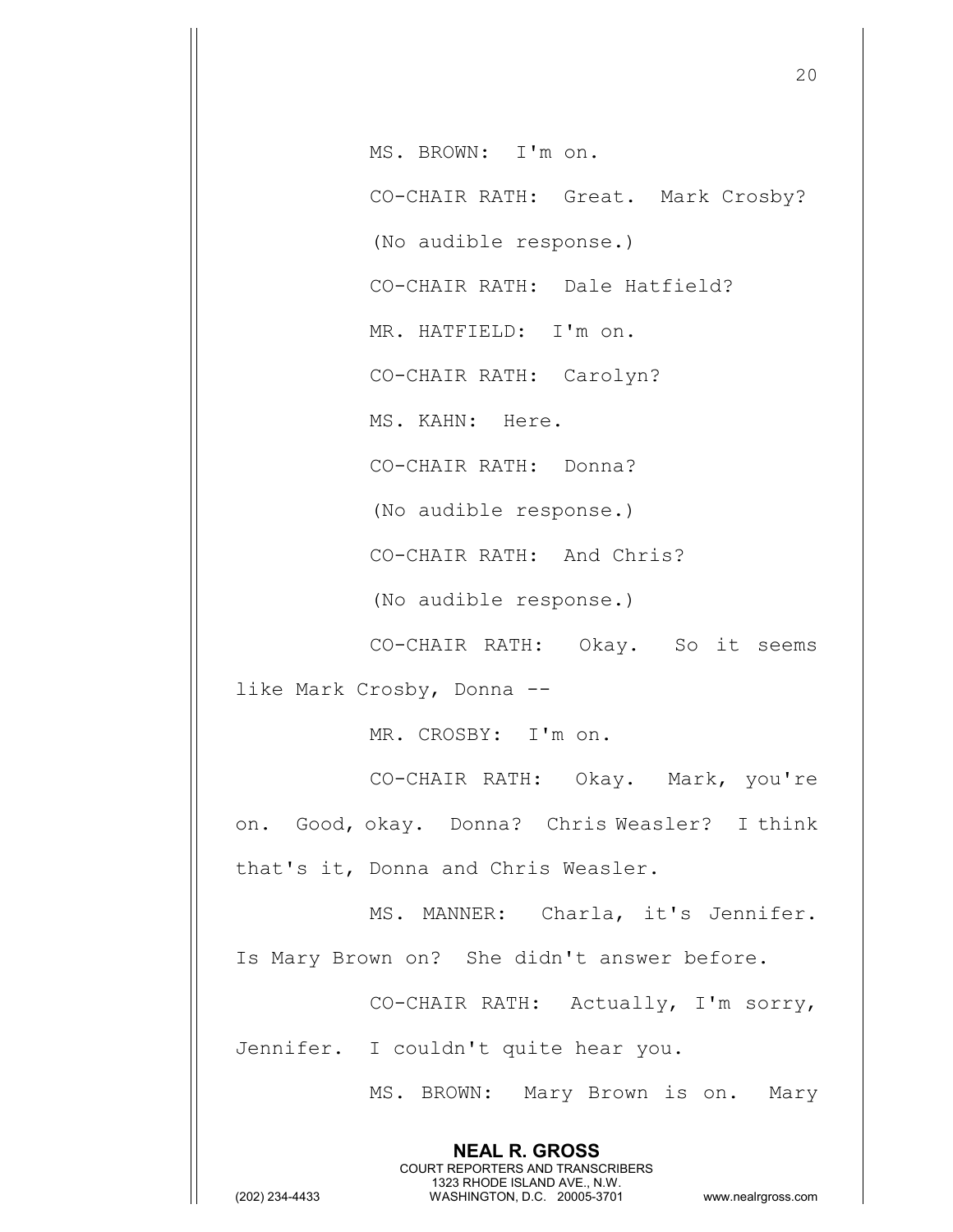MS. BROWN: I'm on.

CO-CHAIR RATH: Great. Mark Crosby?

(No audible response.)

CO-CHAIR RATH: Dale Hatfield?

MR. HATFIELD: I'm on.

CO-CHAIR RATH: Carolyn?

MS. KAHN: Here.

CO-CHAIR RATH: Donna?

(No audible response.)

CO-CHAIR RATH: And Chris?

(No audible response.)

CO-CHAIR RATH: Okay. So it seems like Mark Crosby, Donna --

MR. CROSBY: I'm on.

CO-CHAIR RATH: Okay. Mark, you're on. Good, okay. Donna? Chris Weasler? I think that's it, Donna and Chris Weasler.

MS. MANNER: Charla, it's Jennifer. Is Mary Brown on? She didn't answer before.

CO-CHAIR RATH: Actually, I'm sorry, Jennifer. I couldn't quite hear you.

MS. BROWN: Mary Brown is on. Mary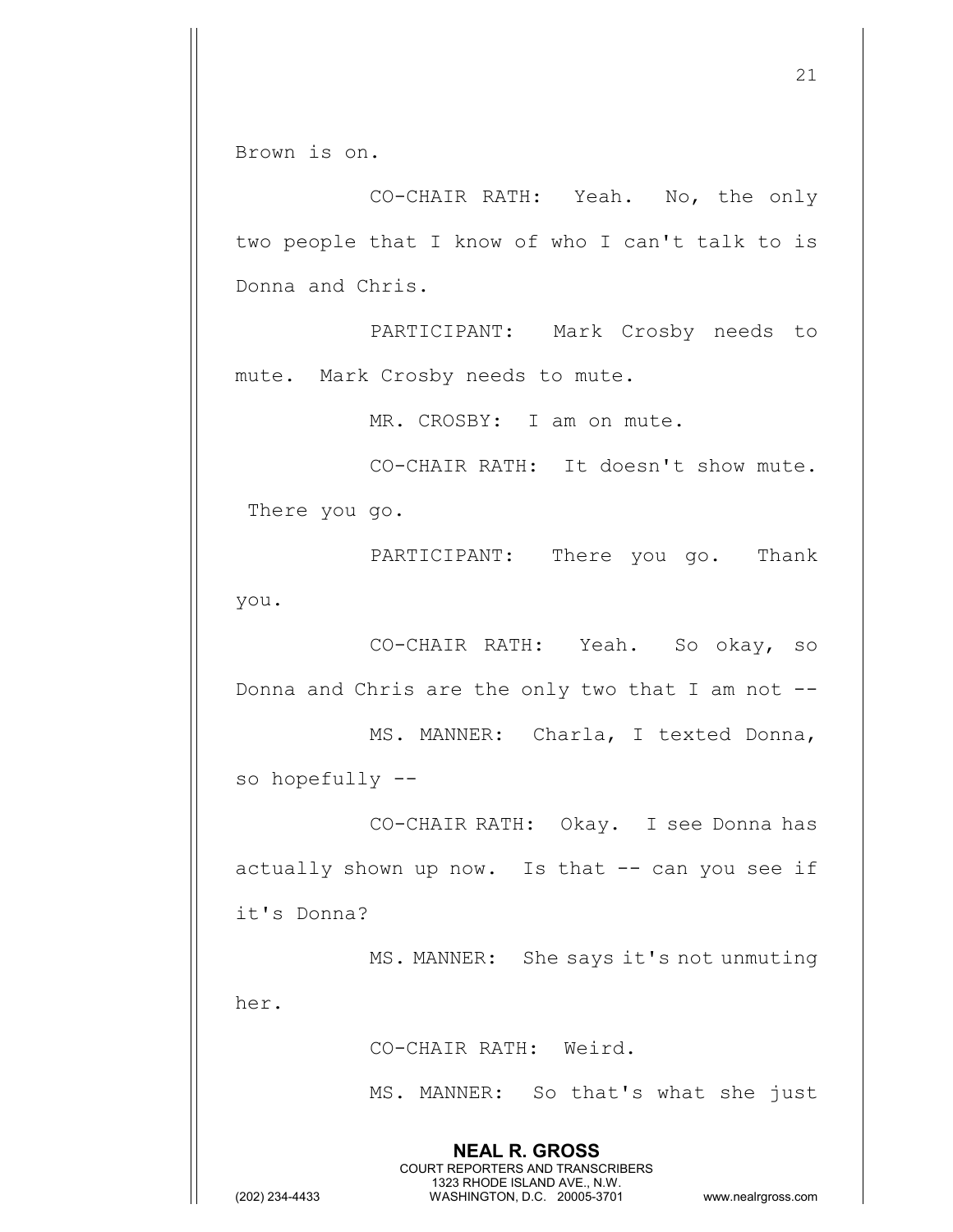Brown is on.

CO-CHAIR RATH: Yeah. No, the only two people that I know of who I can't talk to is Donna and Chris.

PARTICIPANT: Mark Crosby needs to mute. Mark Crosby needs to mute.

MR. CROSBY: I am on mute.

CO-CHAIR RATH: It doesn't show mute. There you go.

PARTICIPANT: There you go. Thank you.

CO-CHAIR RATH: Yeah. So okay, so Donna and Chris are the only two that I am not --

MS. MANNER: Charla, I texted Donna, so hopefully --

CO-CHAIR RATH: Okay. I see Donna has actually shown up now. Is that -- can you see if it's Donna?

MS. MANNER: She says it's not unmuting her.

CO-CHAIR RATH: Weird.

MS. MANNER: So that's what she just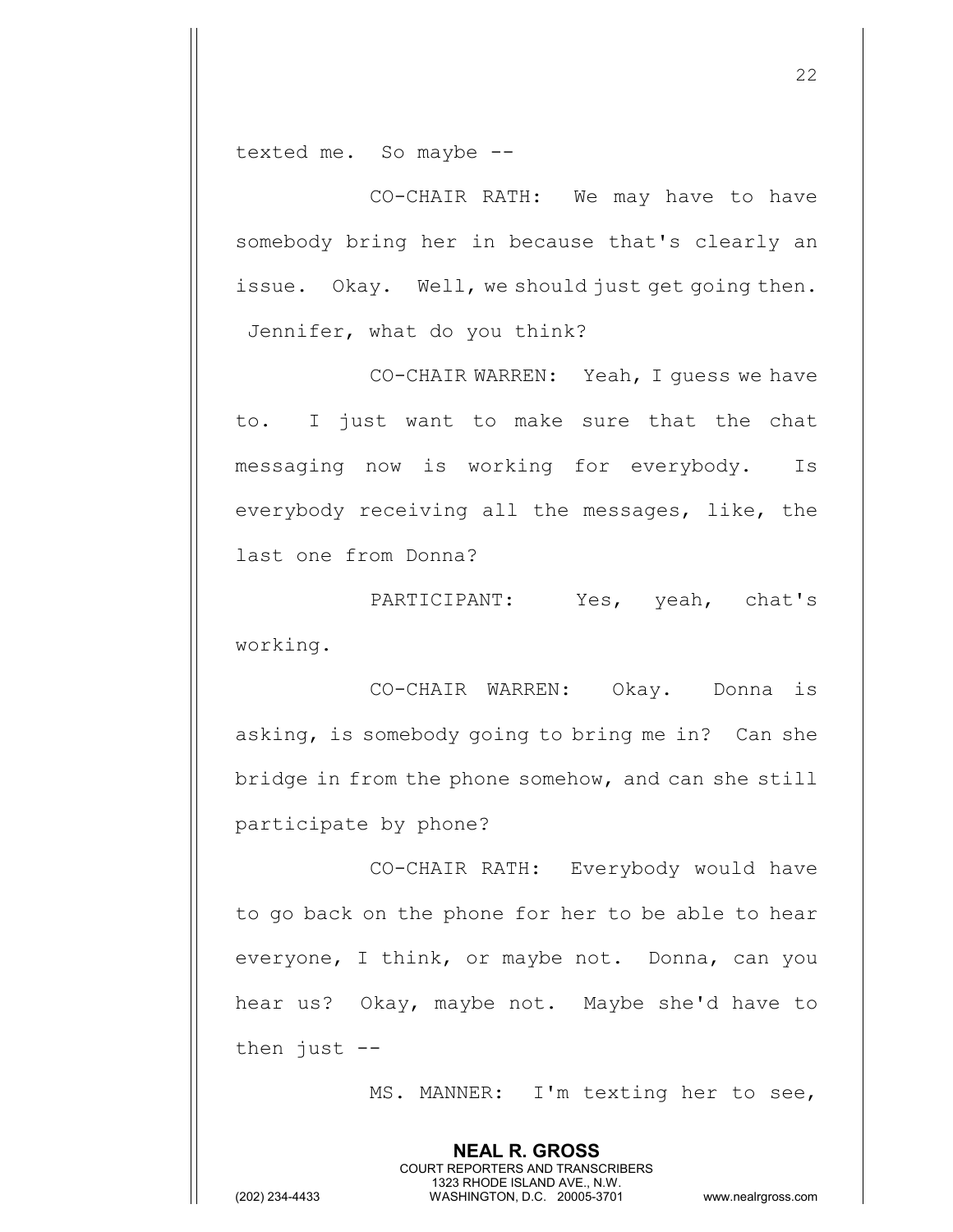texted me. So maybe --

CO-CHAIR RATH: We may have to have somebody bring her in because that's clearly an issue. Okay. Well, we should just get going then. Jennifer, what do you think?

CO-CHAIR WARREN: Yeah, I guess we have to. I just want to make sure that the chat messaging now is working for everybody. Is everybody receiving all the messages, like, the last one from Donna?

PARTICIPANT: Yes, yeah, chat's working.

CO-CHAIR WARREN: Okay. Donna is asking, is somebody going to bring me in? Can she bridge in from the phone somehow, and can she still participate by phone?

CO-CHAIR RATH: Everybody would have to go back on the phone for her to be able to hear everyone, I think, or maybe not. Donna, can you hear us? Okay, maybe not. Maybe she'd have to then just --

MS. MANNER: I'm texting her to see,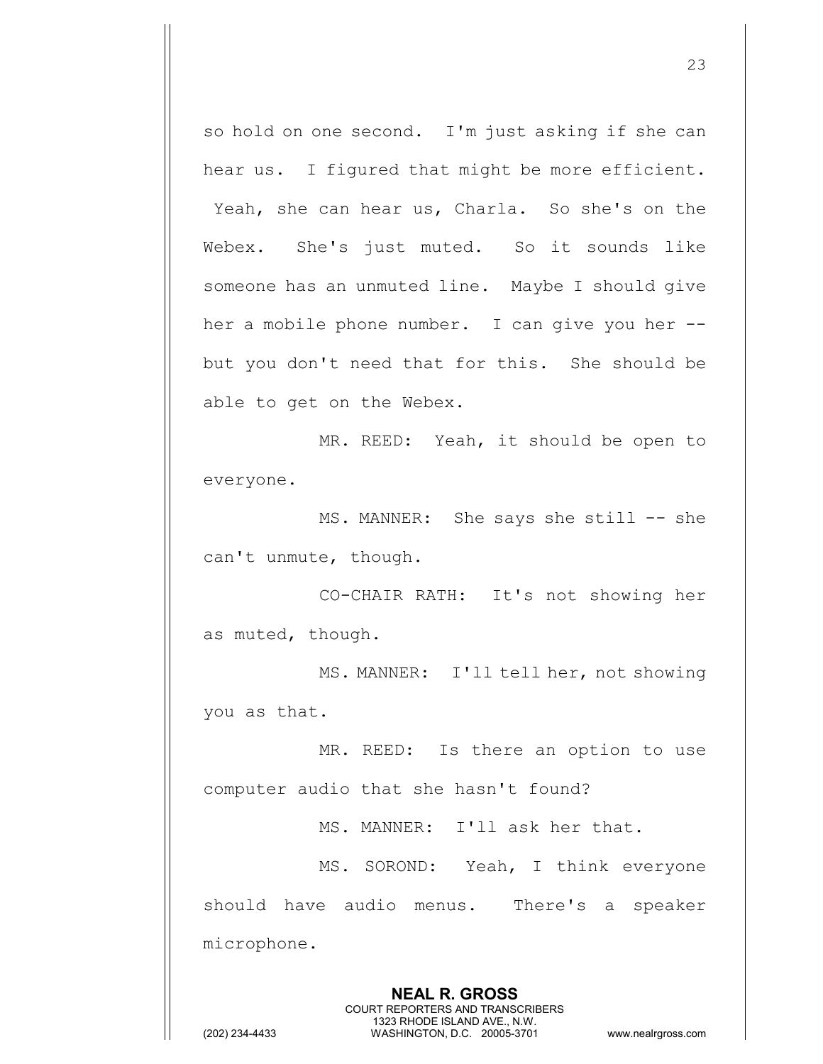so hold on one second. I'm just asking if she can hear us. I figured that might be more efficient. Yeah, she can hear us, Charla. So she's on the Webex. She's just muted. So it sounds like someone has an unmuted line. Maybe I should give her a mobile phone number. I can give you her -- but you don't need that for this. She should be able to get on the Webex.

MR. REED: Yeah, it should be open to everyone.

MS. MANNER: She says she still -- she can't unmute, though.

CO-CHAIR RATH: It's not showing her as muted, though.

MS. MANNER: I'll tell her, not showing you as that.

MR. REED: Is there an option to use computer audio that she hasn't found?

MS. MANNER: I'll ask her that.

MS. SOROND: Yeah, I think everyone should have audio menus. There's a speaker microphone.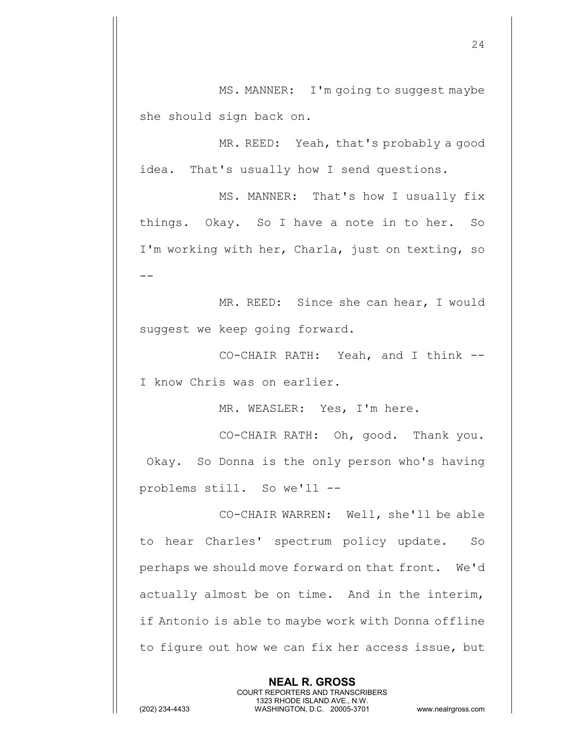MS. MANNER: I'm going to suggest maybe she should sign back on.

MR. REED: Yeah, that's probably a good idea. That's usually how I send questions.

MS. MANNER: That's how I usually fix things. Okay. So I have a note in to her. So I'm working with her, Charla, just on texting, so --

MR. REED: Since she can hear, I would suggest we keep going forward.

CO-CHAIR RATH: Yeah, and I think -- I know Chris was on earlier.

MR. WEASLER: Yes, I'm here.

CO-CHAIR RATH: Oh, good. Thank you. Okay. So Donna is the only person who's having problems still. So we'll --

CO-CHAIR WARREN: Well, she'll be able to hear Charles' spectrum policy update. So perhaps we should move forward on that front. We'd actually almost be on time. And in the interim, if Antonio is able to maybe work with Donna offline to figure out how we can fix her access issue, but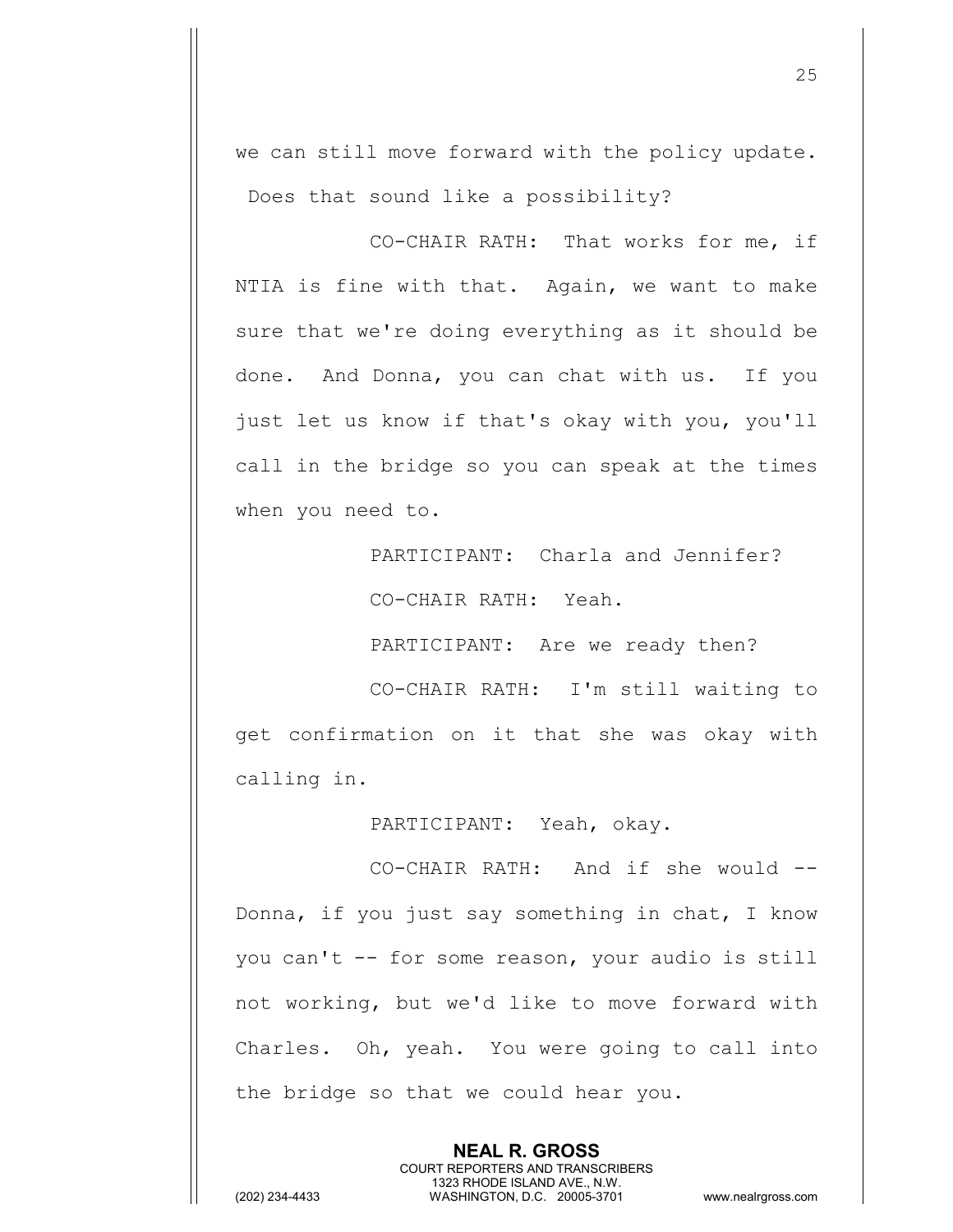we can still move forward with the policy update. Does that sound like a possibility?

CO-CHAIR RATH: That works for me, if NTIA is fine with that. Again, we want to make sure that we're doing everything as it should be done. And Donna, you can chat with us. If you just let us know if that's okay with you, you'll call in the bridge so you can speak at the times when you need to.

PARTICIPANT: Charla and Jennifer?

CO-CHAIR RATH: Yeah.

PARTICIPANT: Are we ready then?

CO-CHAIR RATH: I'm still waiting to get confirmation on it that she was okay with calling in.

PARTICIPANT: Yeah, okay.

CO-CHAIR RATH: And if she would -- Donna, if you just say something in chat, I know you can't -- for some reason, your audio is still not working, but we'd like to move forward with Charles. Oh, yeah. You were going to call into the bridge so that we could hear you.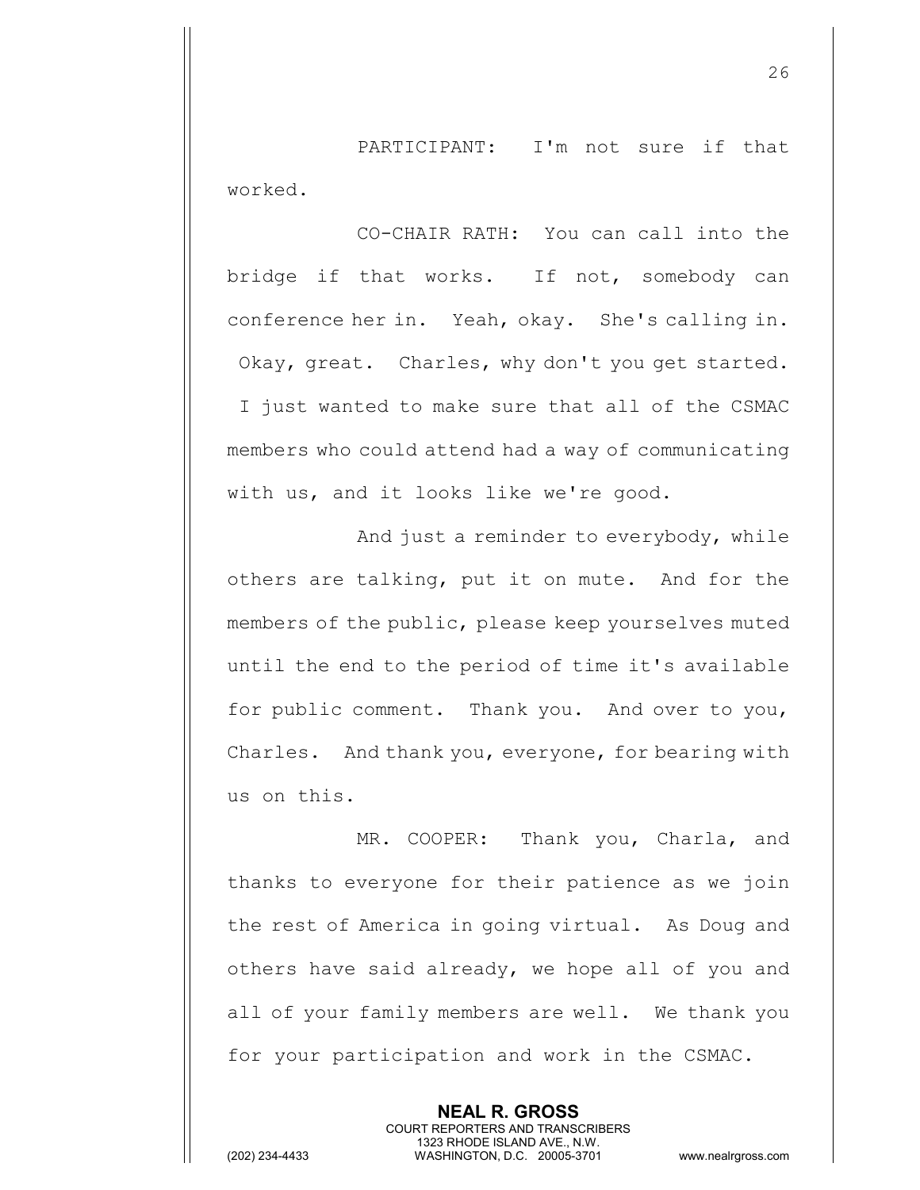PARTICIPANT: I'm not sure if that worked.

CO-CHAIR RATH: You can call into the bridge if that works. If not, somebody can conference her in. Yeah, okay. She's calling in. Okay, great. Charles, why don't you get started. I just wanted to make sure that all of the CSMAC members who could attend had a way of communicating with us, and it looks like we're good.

And just a reminder to everybody, while others are talking, put it on mute. And for the members of the public, please keep yourselves muted until the end to the period of time it's available for public comment. Thank you. And over to you, Charles. And thank you, everyone, for bearing with us on this.

MR. COOPER: Thank you, Charla, and thanks to everyone for their patience as we join the rest of America in going virtual. As Doug and others have said already, we hope all of you and all of your family members are well. We thank you for your participation and work in the CSMAC.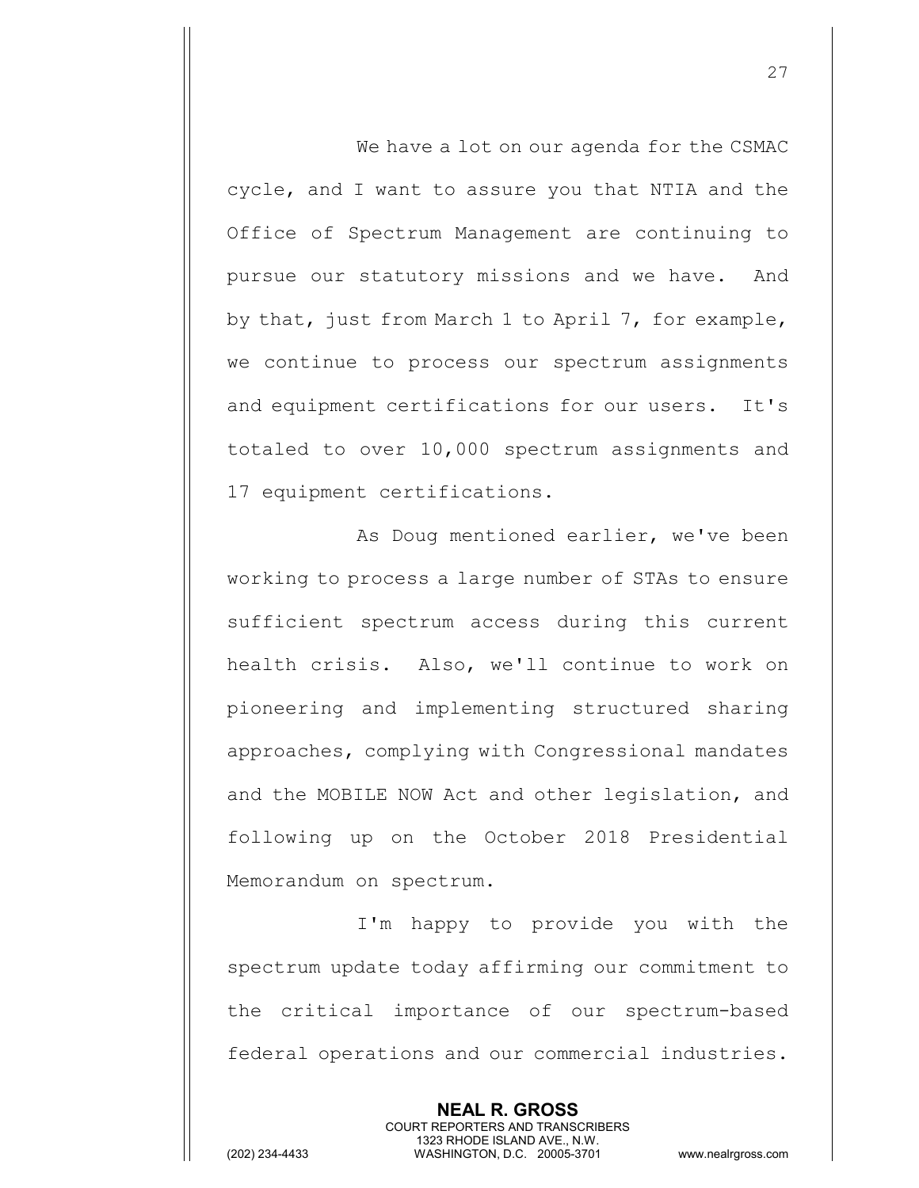We have a lot on our agenda for the CSMAC cycle, and I want to assure you that NTIA and the Office of Spectrum Management are continuing to pursue our statutory missions and we have. And by that, just from March 1 to April 7, for example, we continue to process our spectrum assignments and equipment certifications for our users. It's totaled to over 10,000 spectrum assignments and 17 equipment certifications.

As Doug mentioned earlier, we've been working to process a large number of STAs to ensure sufficient spectrum access during this current health crisis. Also, we'll continue to work on pioneering and implementing structured sharing approaches, complying with Congressional mandates and the MOBILE NOW Act and other legislation, and following up on the October 2018 Presidential Memorandum on spectrum.

I'm happy to provide you with the spectrum update today affirming our commitment to the critical importance of our spectrum-based federal operations and our commercial industries.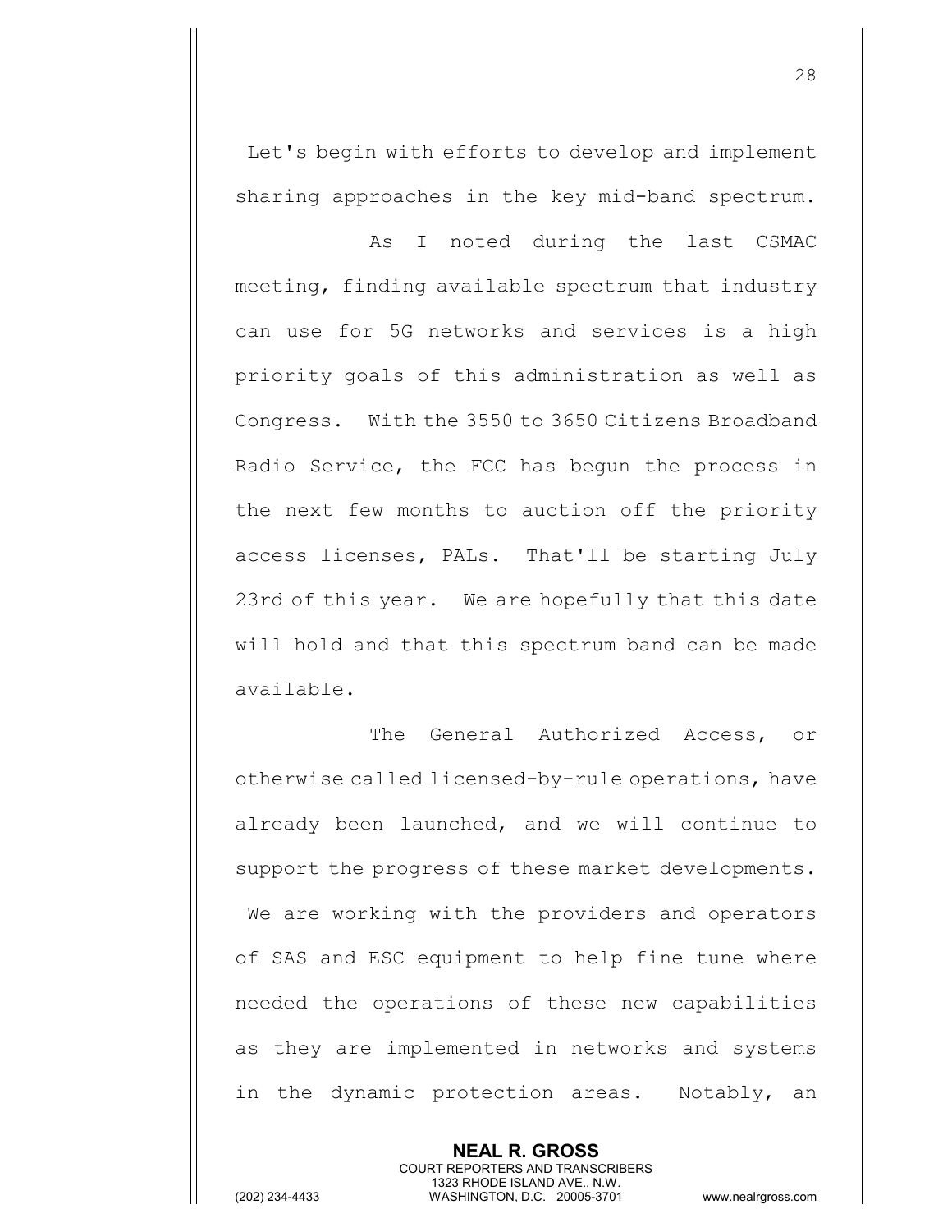Let's begin with efforts to develop and implement sharing approaches in the key mid-band spectrum.

As I noted during the last CSMAC meeting, finding available spectrum that industry can use for 5G networks and services is a high priority goals of this administration as well as Congress. With the 3550 to 3650 Citizens Broadband Radio Service, the FCC has begun the process in the next few months to auction off the priority access licenses, PALs. That'll be starting July 23rd of this year. We are hopefully that this date will hold and that this spectrum band can be made available.

The General Authorized Access, or otherwise called licensed-by-rule operations, have already been launched, and we will continue to support the progress of these market developments. We are working with the providers and operators of SAS and ESC equipment to help fine tune where needed the operations of these new capabilities as they are implemented in networks and systems in the dynamic protection areas. Notably, an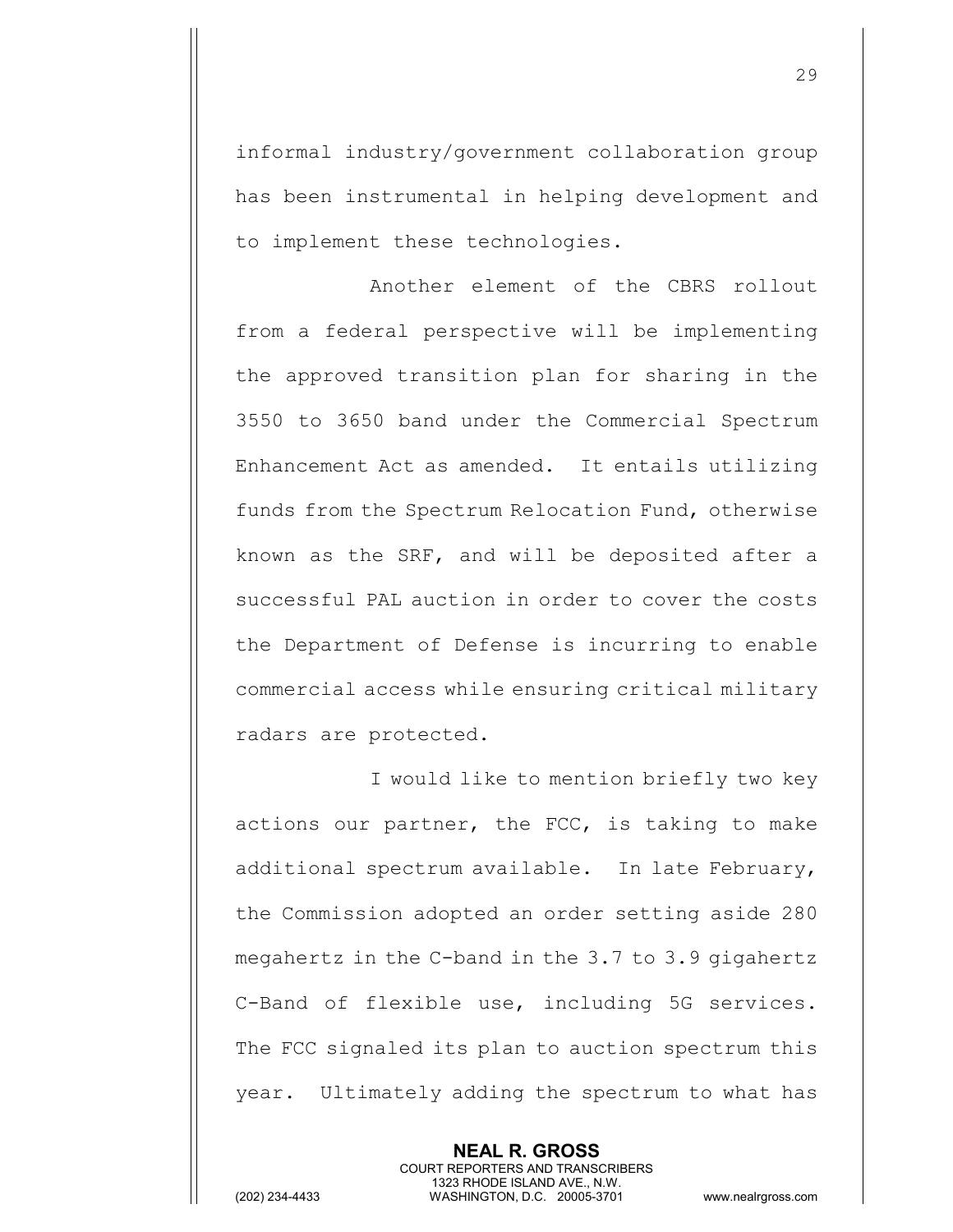informal industry/government collaboration group has been instrumental in helping development and to implement these technologies.

Another element of the CBRS rollout from a federal perspective will be implementing the approved transition plan for sharing in the 3550 to 3650 band under the Commercial Spectrum Enhancement Act as amended. It entails utilizing funds from the Spectrum Relocation Fund, otherwise known as the SRF, and will be deposited after a successful PAL auction in order to cover the costs the Department of Defense is incurring to enable commercial access while ensuring critical military radars are protected.

I would like to mention briefly two key actions our partner, the FCC, is taking to make additional spectrum available. In late February, the Commission adopted an order setting aside 280 megahertz in the C-band in the 3.7 to 3.9 gigahertz C-Band of flexible use, including 5G services. The FCC signaled its plan to auction spectrum this year. Ultimately adding the spectrum to what has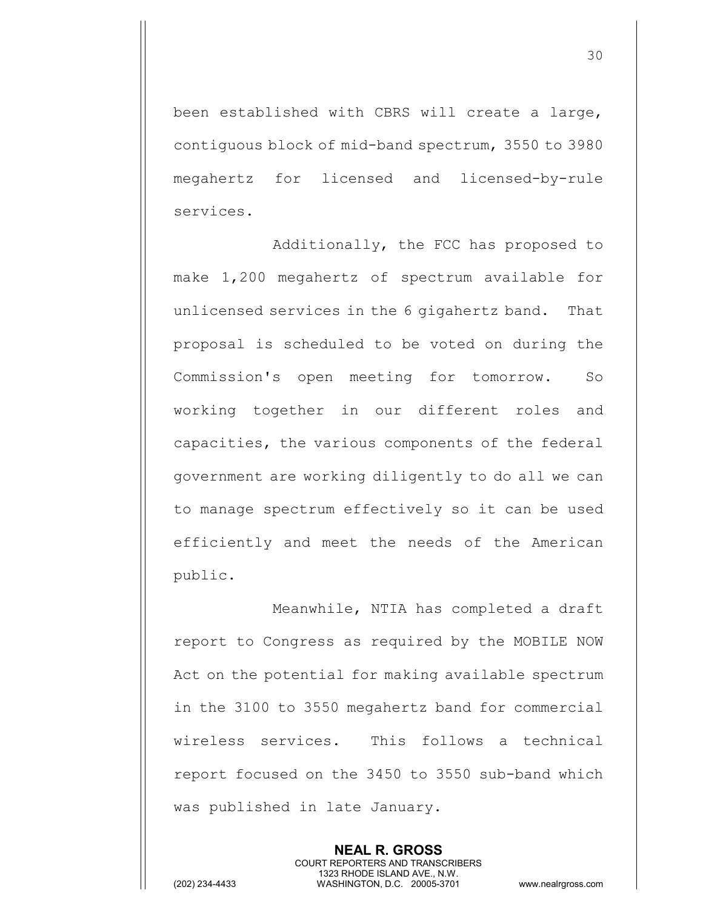been established with CBRS will create a large, contiguous block of mid-band spectrum, 3550 to 3980 megahertz for licensed and licensed-by-rule services.

Additionally, the FCC has proposed to make 1,200 megahertz of spectrum available for unlicensed services in the 6 gigahertz band. That proposal is scheduled to be voted on during the Commission's open meeting for tomorrow. So working together in our different roles and capacities, the various components of the federal government are working diligently to do all we can to manage spectrum effectively so it can be used efficiently and meet the needs of the American public.

Meanwhile, NTIA has completed a draft report to Congress as required by the MOBILE NOW Act on the potential for making available spectrum in the 3100 to 3550 megahertz band for commercial wireless services. This follows a technical report focused on the 3450 to 3550 sub-band which was published in late January.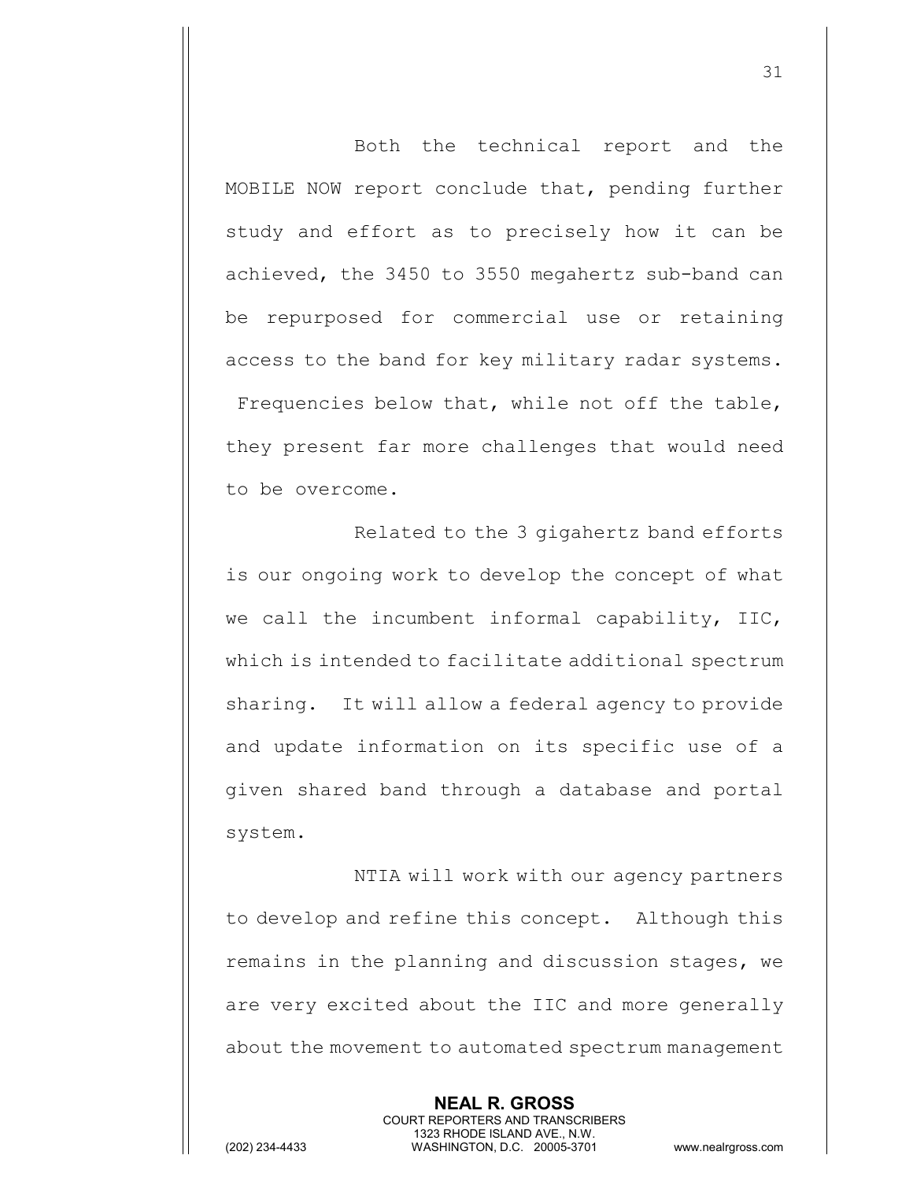Both the technical report and the MOBILE NOW report conclude that, pending further study and effort as to precisely how it can be achieved, the 3450 to 3550 megahertz sub-band can be repurposed for commercial use or retaining access to the band for key military radar systems. Frequencies below that, while not off the table, they present far more challenges that would need to be overcome.

Related to the 3 gigahertz band efforts is our ongoing work to develop the concept of what we call the incumbent informal capability, IIC, which is intended to facilitate additional spectrum sharing. It will allow a federal agency to provide and update information on its specific use of a given shared band through a database and portal system.

NTIA will work with our agency partners to develop and refine this concept. Although this remains in the planning and discussion stages, we are very excited about the IIC and more generally about the movement to automated spectrum management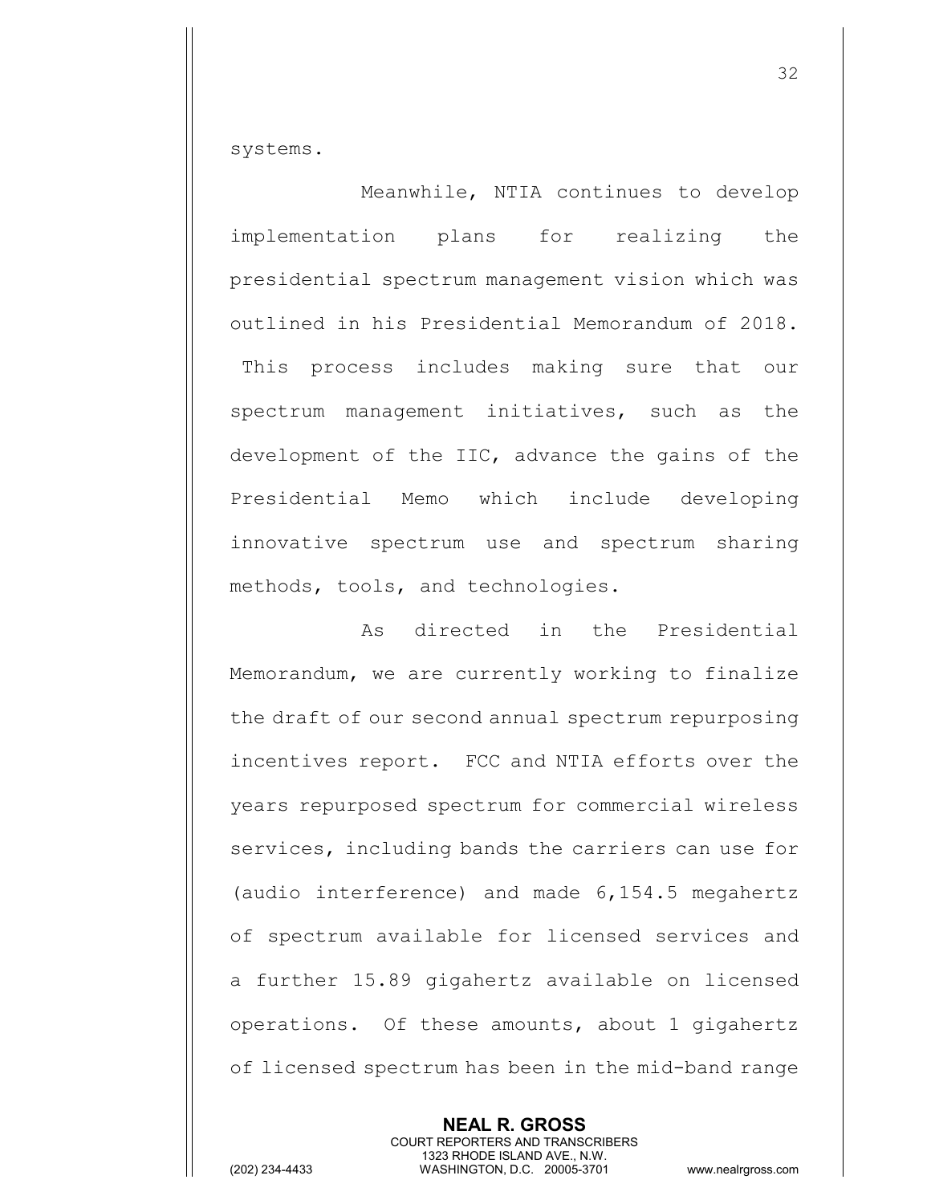systems.

Meanwhile, NTIA continues to develop implementation plans for realizing the presidential spectrum management vision which was outlined in his Presidential Memorandum of 2018. This process includes making sure that our spectrum management initiatives, such as the development of the IIC, advance the gains of the Presidential Memo which include developing innovative spectrum use and spectrum sharing methods, tools, and technologies.

As directed in the Presidential Memorandum, we are currently working to finalize the draft of our second annual spectrum repurposing incentives report. FCC and NTIA efforts over the years repurposed spectrum for commercial wireless services, including bands the carriers can use for (audio interference) and made 6,154.5 megahertz of spectrum available for licensed services and a further 15.89 gigahertz available on licensed operations. Of these amounts, about 1 gigahertz of licensed spectrum has been in the mid-band range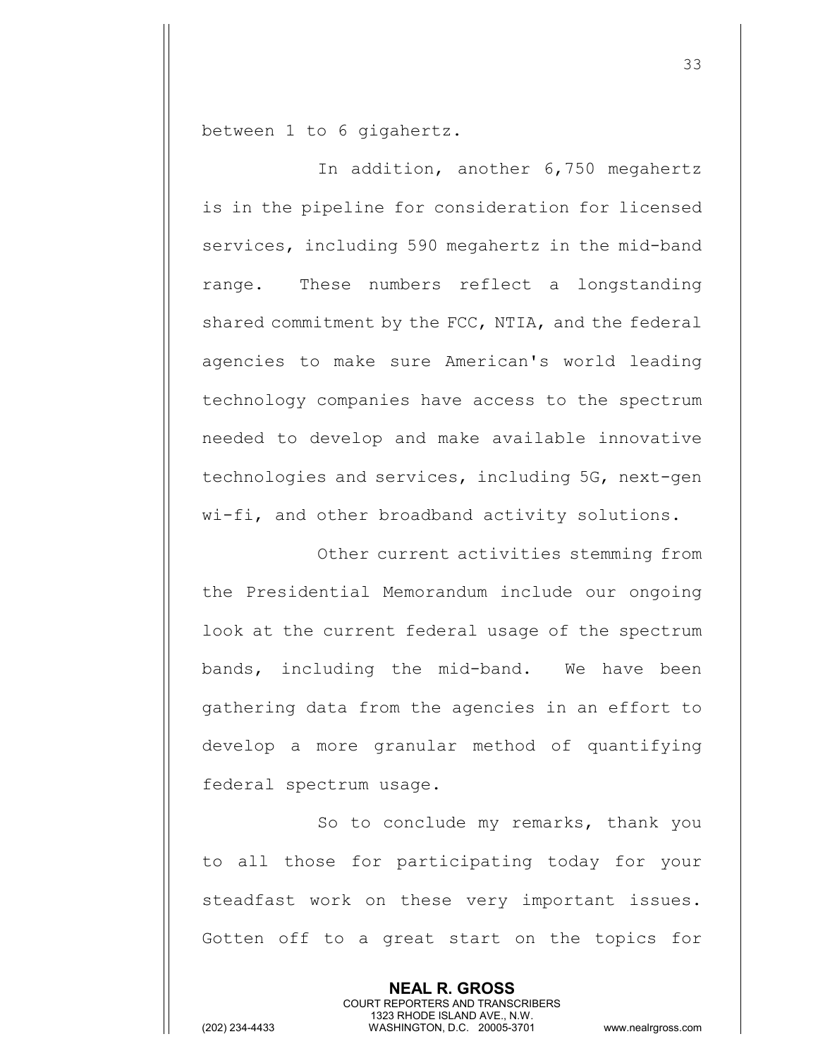between 1 to 6 gigahertz.

In addition, another 6,750 megahertz is in the pipeline for consideration for licensed services, including 590 megahertz in the mid-band range. These numbers reflect a longstanding shared commitment by the FCC, NTIA, and the federal agencies to make sure American's world leading technology companies have access to the spectrum needed to develop and make available innovative technologies and services, including 5G, next-gen wi-fi, and other broadband activity solutions.

Other current activities stemming from the Presidential Memorandum include our ongoing look at the current federal usage of the spectrum bands, including the mid-band. We have been gathering data from the agencies in an effort to develop a more granular method of quantifying federal spectrum usage.

So to conclude my remarks, thank you to all those for participating today for your steadfast work on these very important issues. Gotten off to a great start on the topics for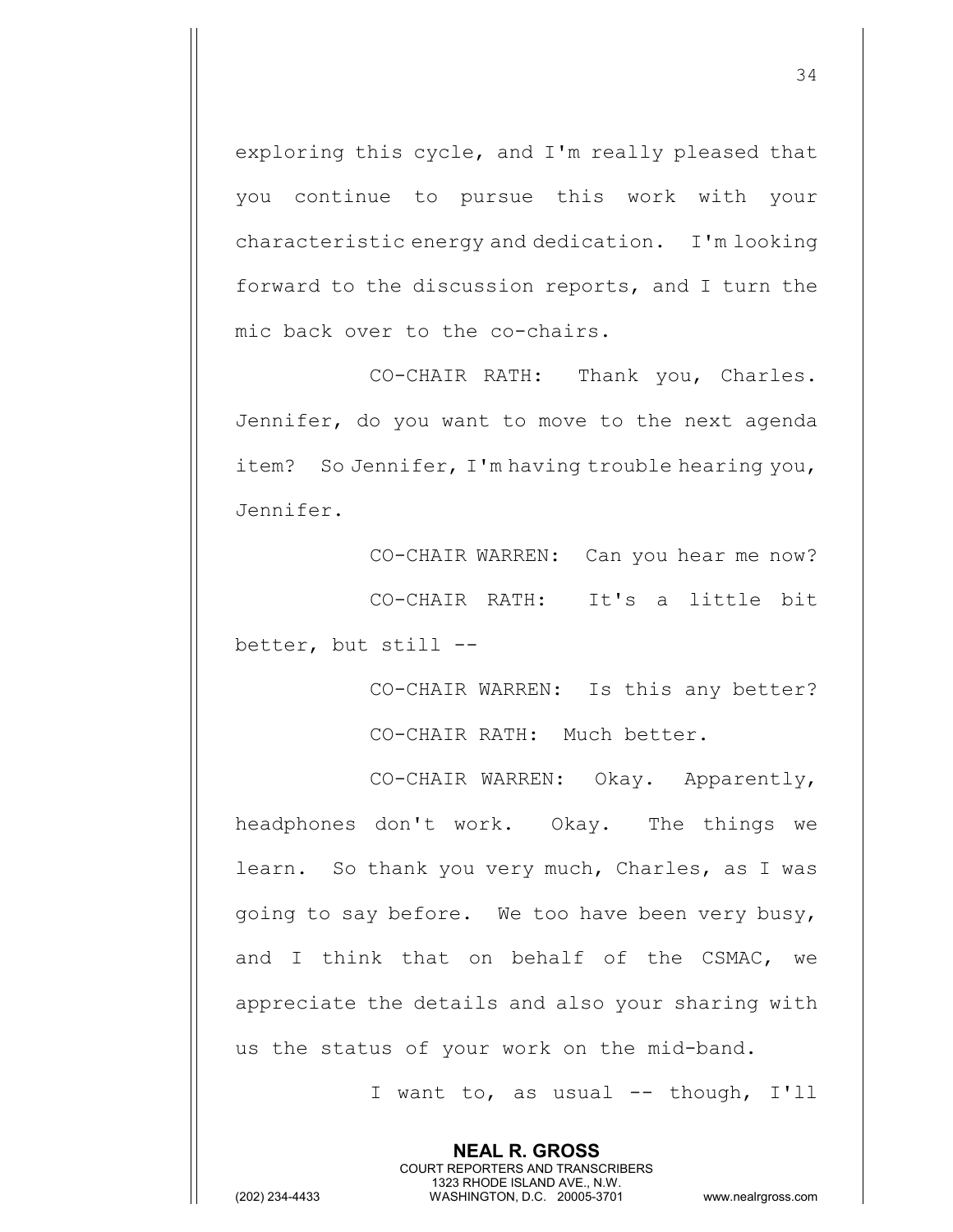exploring this cycle, and I'm really pleased that you continue to pursue this work with your characteristic energy and dedication. I'm looking forward to the discussion reports, and I turn the mic back over to the co-chairs.

CO-CHAIR RATH: Thank you, Charles. Jennifer, do you want to move to the next agenda item? So Jennifer, I'm having trouble hearing you, Jennifer.

CO-CHAIR WARREN: Can you hear me now?

CO-CHAIR RATH: It's a little bit better, but still --

CO-CHAIR WARREN: Is this any better?

CO-CHAIR RATH: Much better.

CO-CHAIR WARREN: Okay. Apparently, headphones don't work. Okay. The things we learn. So thank you very much, Charles, as I was going to say before. We too have been very busy, and I think that on behalf of the CSMAC, we appreciate the details and also your sharing with us the status of your work on the mid-band.

I want to, as usual -- though, I'll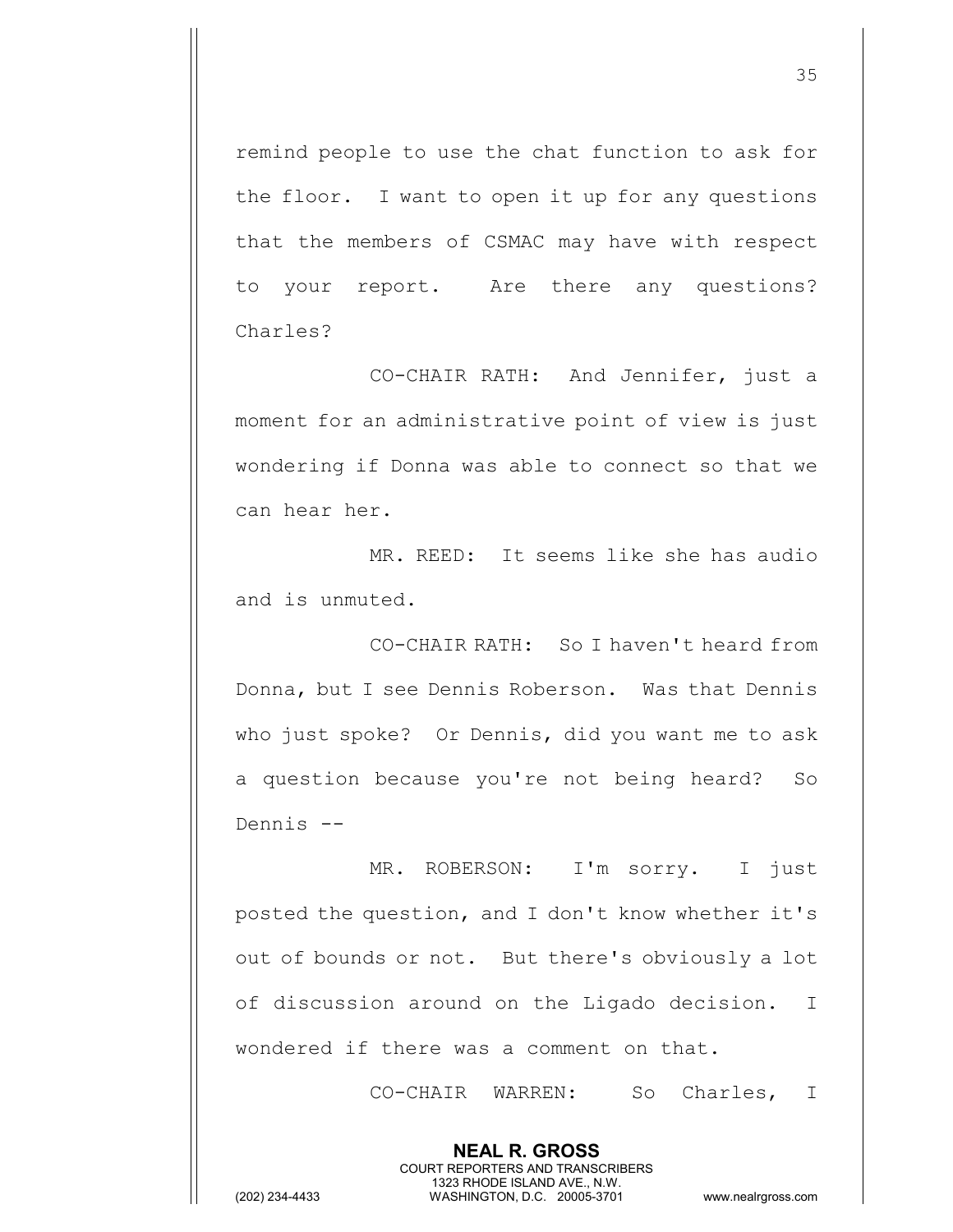remind people to use the chat function to ask for the floor. I want to open it up for any questions that the members of CSMAC may have with respect to your report. Are there any questions? Charles?

CO-CHAIR RATH: And Jennifer, just a moment for an administrative point of view is just wondering if Donna was able to connect so that we can hear her.

MR. REED: It seems like she has audio and is unmuted.

CO-CHAIR RATH: So I haven't heard from Donna, but I see Dennis Roberson. Was that Dennis who just spoke? Or Dennis, did you want me to ask a question because you're not being heard? So Dennis --

MR. ROBERSON: I'm sorry. I just posted the question, and I don't know whether it's out of bounds or not. But there's obviously a lot of discussion around on the Ligado decision. I wondered if there was a comment on that.

CO-CHAIR WARREN: So Charles, I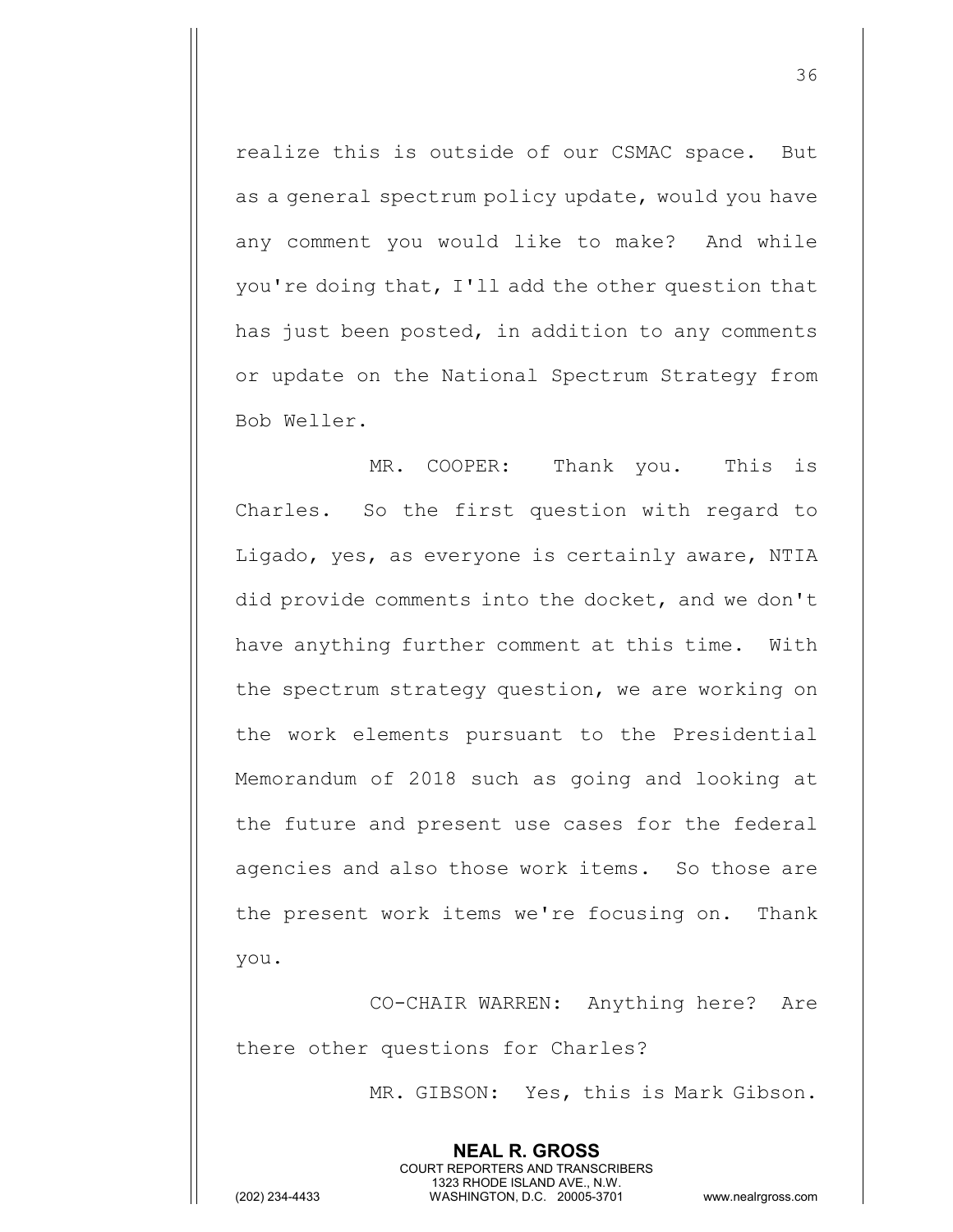realize this is outside of our CSMAC space. But as a general spectrum policy update, would you have any comment you would like to make? And while you're doing that, I'll add the other question that has just been posted, in addition to any comments or update on the National Spectrum Strategy from Bob Weller.

MR. COOPER: Thank you. This is Charles. So the first question with regard to Ligado, yes, as everyone is certainly aware, NTIA did provide comments into the docket, and we don't have anything further comment at this time. With the spectrum strategy question, we are working on the work elements pursuant to the Presidential Memorandum of 2018 such as going and looking at the future and present use cases for the federal agencies and also those work items. So those are the present work items we're focusing on. Thank you.

CO-CHAIR WARREN: Anything here? Are there other questions for Charles?

MR. GIBSON: Yes, this is Mark Gibson.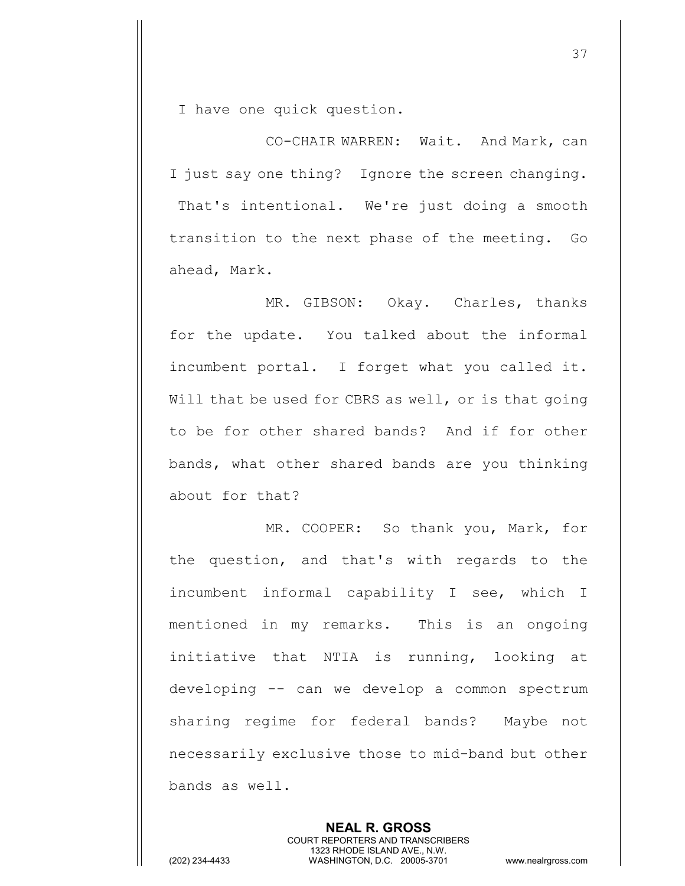I have one quick question.

CO-CHAIR WARREN: Wait. And Mark, can I just say one thing? Ignore the screen changing. That's intentional. We're just doing a smooth transition to the next phase of the meeting. Go ahead, Mark.

MR. GIBSON: Okay. Charles, thanks for the update. You talked about the informal incumbent portal. I forget what you called it. Will that be used for CBRS as well, or is that going to be for other shared bands? And if for other bands, what other shared bands are you thinking about for that?

MR. COOPER: So thank you, Mark, for the question, and that's with regards to the incumbent informal capability I see, which I mentioned in my remarks. This is an ongoing initiative that NTIA is running, looking at developing -- can we develop a common spectrum sharing regime for federal bands? Maybe not necessarily exclusive those to mid-band but other bands as well.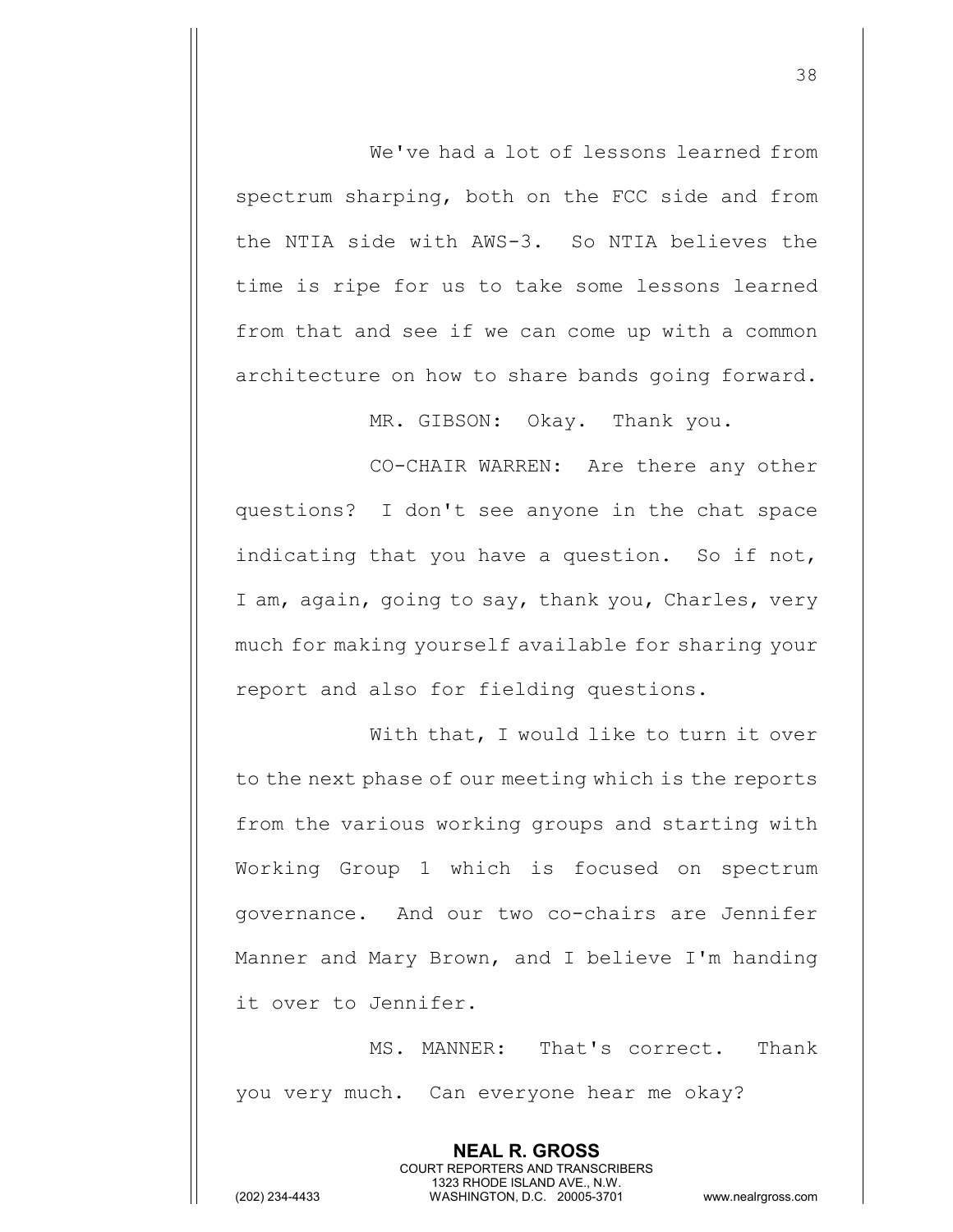We've had a lot of lessons learned from spectrum sharping, both on the FCC side and from the NTIA side with AWS-3. So NTIA believes the time is ripe for us to take some lessons learned from that and see if we can come up with a common architecture on how to share bands going forward.

MR. GIBSON: Okay. Thank you.

CO-CHAIR WARREN: Are there any other questions? I don't see anyone in the chat space indicating that you have a question. So if not, I am, again, going to say, thank you, Charles, very much for making yourself available for sharing your report and also for fielding questions.

With that, I would like to turn it over to the next phase of our meeting which is the reports from the various working groups and starting with Working Group 1 which is focused on spectrum governance. And our two co-chairs are Jennifer Manner and Mary Brown, and I believe I'm handing it over to Jennifer.

MS. MANNER: That's correct. Thank you very much. Can everyone hear me okay?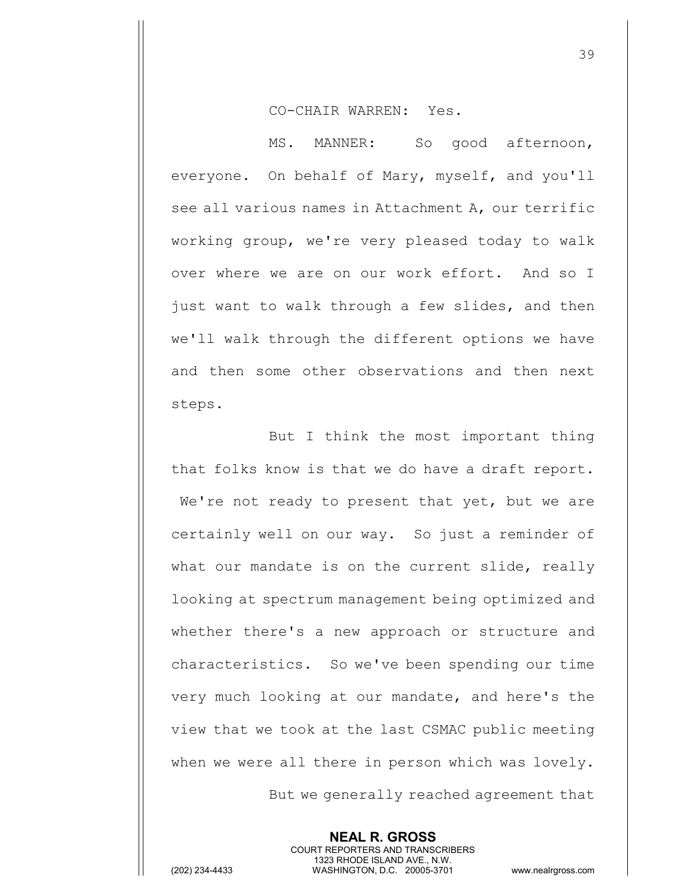CO-CHAIR WARREN: Yes.

MS. MANNER: So good afternoon, everyone. On behalf of Mary, myself, and you'll see all various names in Attachment A, our terrific working group, we're very pleased today to walk over where we are on our work effort. And so I just want to walk through a few slides, and then we'll walk through the different options we have and then some other observations and then next steps.

But I think the most important thing that folks know is that we do have a draft report. We're not ready to present that yet, but we are certainly well on our way. So just a reminder of what our mandate is on the current slide, really looking at spectrum management being optimized and whether there's a new approach or structure and characteristics. So we've been spending our time very much looking at our mandate, and here's the view that we took at the last CSMAC public meeting when we were all there in person which was lovely.

But we generally reached agreement that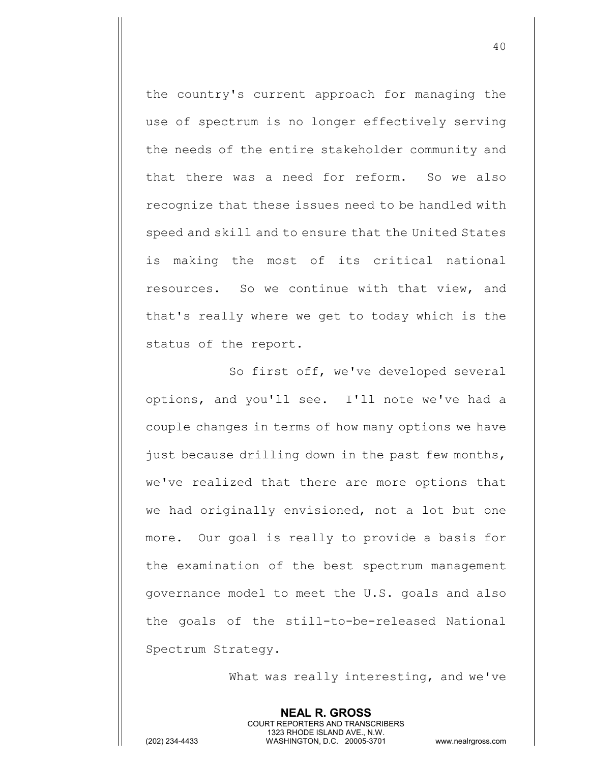the country's current approach for managing the use of spectrum is no longer effectively serving the needs of the entire stakeholder community and that there was a need for reform. So we also recognize that these issues need to be handled with speed and skill and to ensure that the United States is making the most of its critical national resources. So we continue with that view, and that's really where we get to today which is the status of the report.

So first off, we've developed several options, and you'll see. I'll note we've had a couple changes in terms of how many options we have just because drilling down in the past few months, we've realized that there are more options that we had originally envisioned, not a lot but one more. Our goal is really to provide a basis for the examination of the best spectrum management governance model to meet the U.S. goals and also the goals of the still-to-be-released National Spectrum Strategy.

What was really interesting, and we've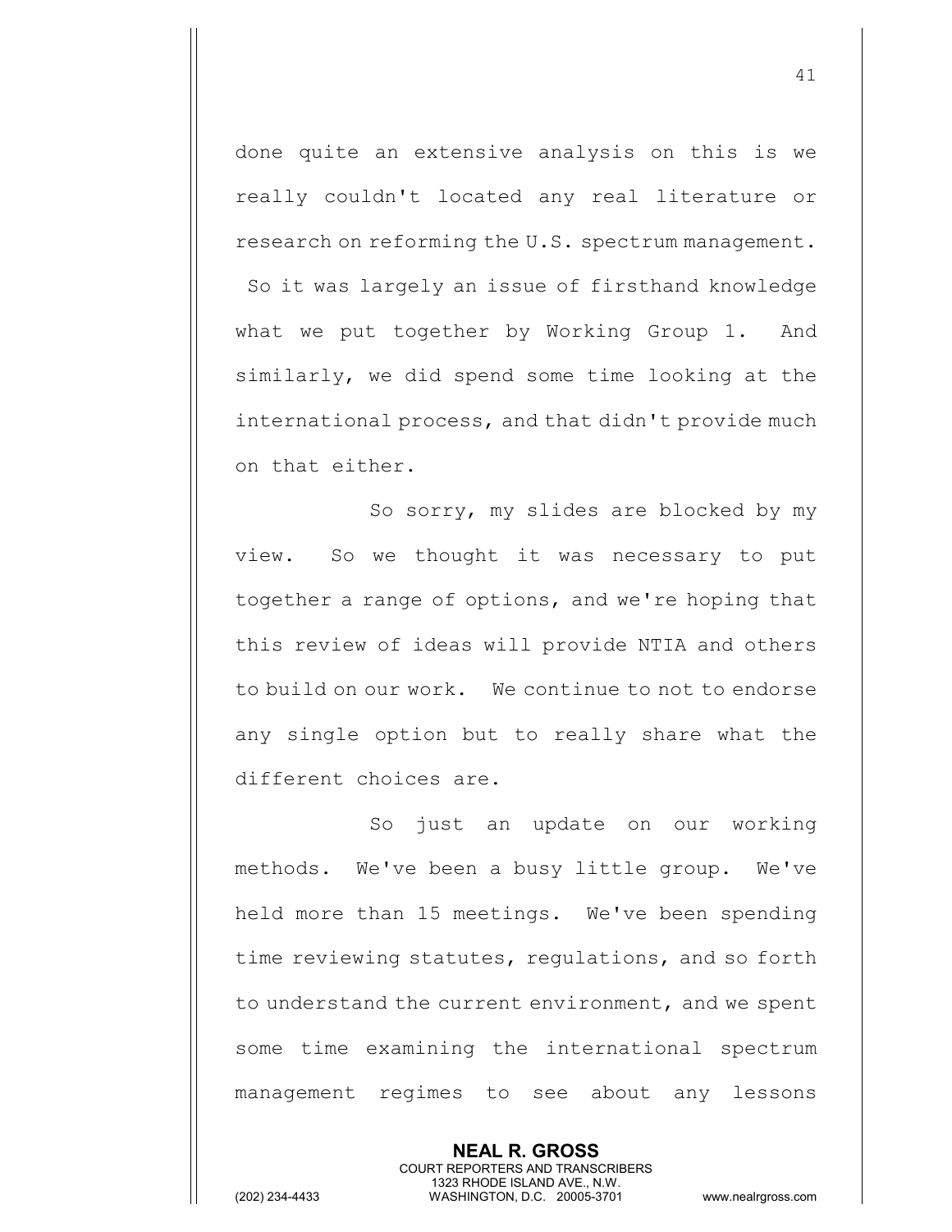done quite an extensive analysis on this is we really couldn't located any real literature or research on reforming the U.S. spectrum management. So it was largely an issue of firsthand knowledge what we put together by Working Group 1. And similarly, we did spend some time looking at the international process, and that didn't provide much on that either.

So sorry, my slides are blocked by my view. So we thought it was necessary to put together a range of options, and we're hoping that this review of ideas will provide NTIA and others to build on our work. We continue to not to endorse any single option but to really share what the different choices are.

So just an update on our working methods. We've been a busy little group. We've held more than 15 meetings. We've been spending time reviewing statutes, regulations, and so forth to understand the current environment, and we spent some time examining the international spectrum management regimes to see about any lessons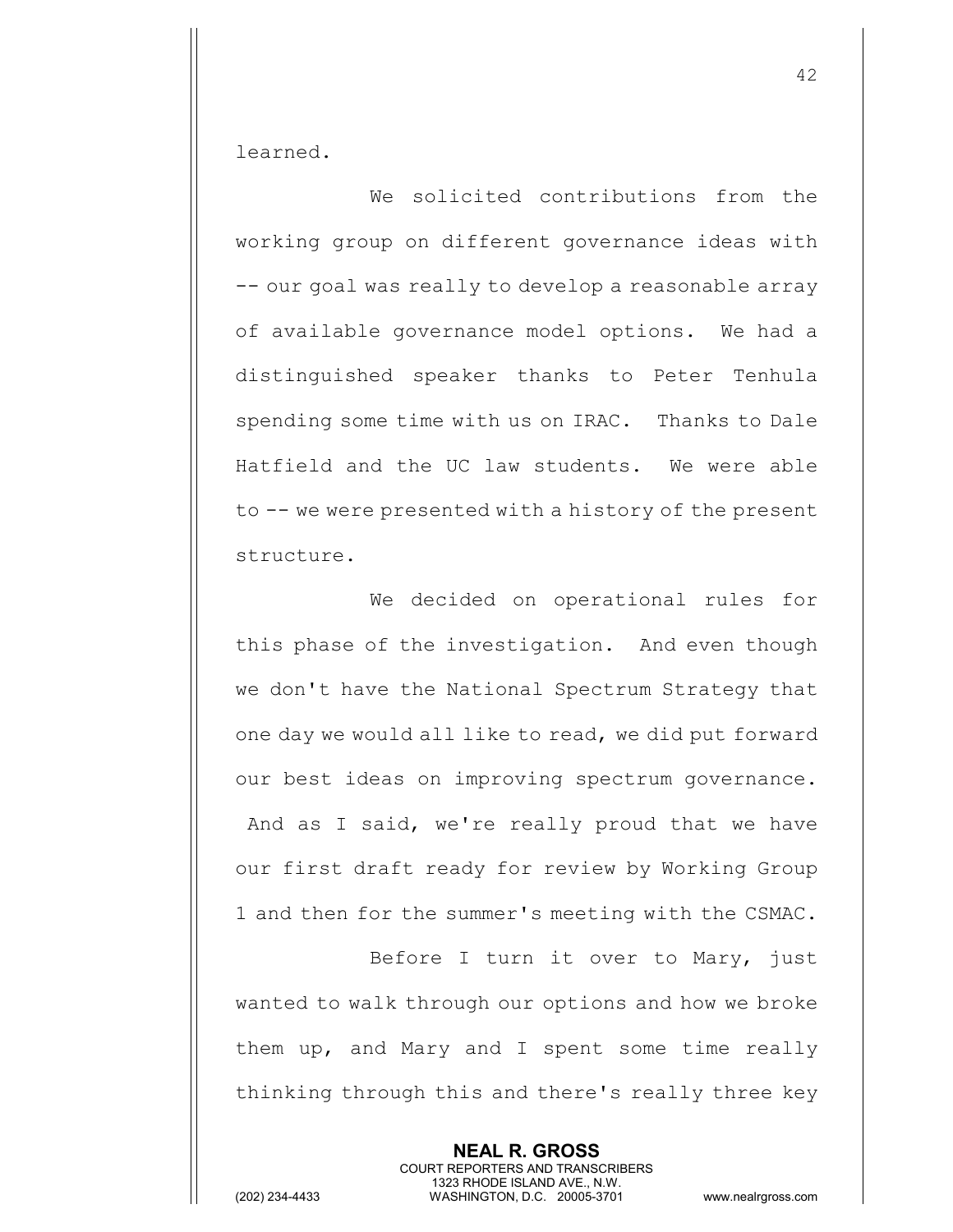learned.

We solicited contributions from the working group on different governance ideas with -- our goal was really to develop a reasonable array of available governance model options. We had a distinguished speaker thanks to Peter Tenhula spending some time with us on IRAC. Thanks to Dale Hatfield and the UC law students. We were able to -- we were presented with a history of the present structure.

We decided on operational rules for this phase of the investigation. And even though we don't have the National Spectrum Strategy that one day we would all like to read, we did put forward our best ideas on improving spectrum governance. And as I said, we're really proud that we have our first draft ready for review by Working Group 1 and then for the summer's meeting with the CSMAC.

Before I turn it over to Mary, just wanted to walk through our options and how we broke them up, and Mary and I spent some time really thinking through this and there's really three key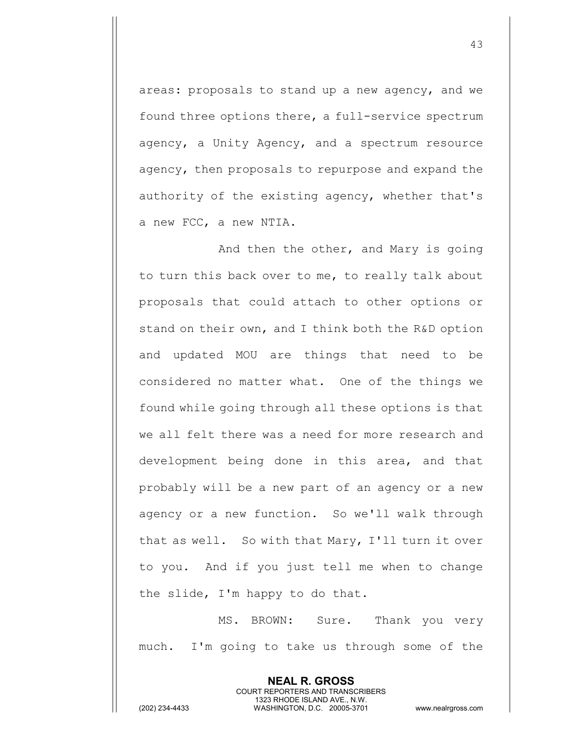areas: proposals to stand up a new agency, and we found three options there, a full-service spectrum agency, a Unity Agency, and a spectrum resource agency, then proposals to repurpose and expand the authority of the existing agency, whether that's a new FCC, a new NTIA.

And then the other, and Mary is going to turn this back over to me, to really talk about proposals that could attach to other options or stand on their own, and I think both the R&D option and updated MOU are things that need to be considered no matter what. One of the things we found while going through all these options is that we all felt there was a need for more research and development being done in this area, and that probably will be a new part of an agency or a new agency or a new function. So we'll walk through that as well. So with that Mary, I'll turn it over to you. And if you just tell me when to change the slide, I'm happy to do that.

MS. BROWN: Sure. Thank you very much. I'm going to take us through some of the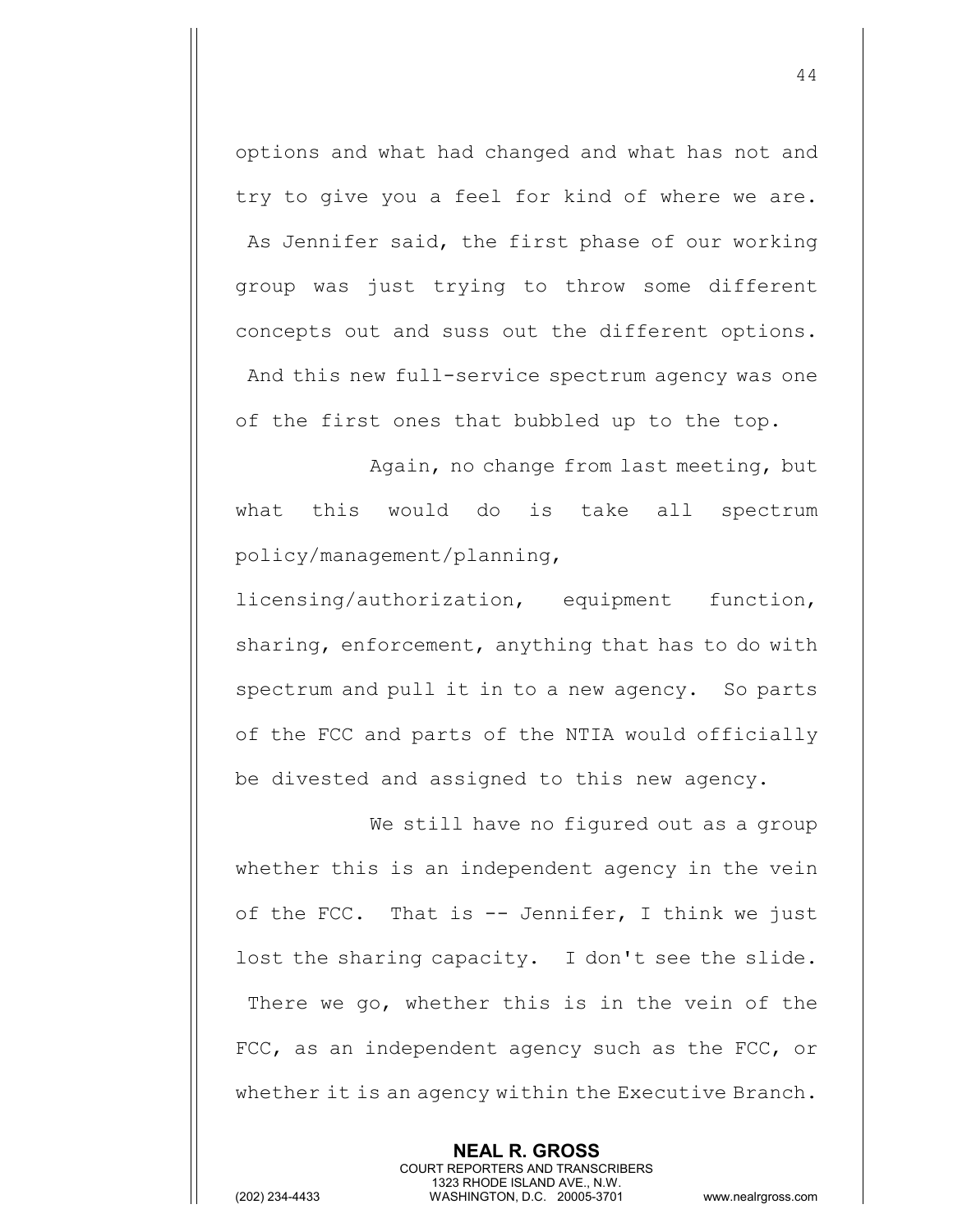options and what had changed and what has not and try to give you a feel for kind of where we are. As Jennifer said, the first phase of our working group was just trying to throw some different concepts out and suss out the different options. And this new full-service spectrum agency was one of the first ones that bubbled up to the top.

Again, no change from last meeting, but what this would do is take all spectrum policy/management/planning, licensing/authorization, equipment function, sharing, enforcement, anything that has to do with spectrum and pull it in to a new agency. So parts of the FCC and parts of the NTIA would officially be divested and assigned to this new agency.

We still have no figured out as a group whether this is an independent agency in the vein of the FCC. That is -- Jennifer, I think we just lost the sharing capacity. I don't see the slide. There we go, whether this is in the vein of the FCC, as an independent agency such as the FCC, or whether it is an agency within the Executive Branch.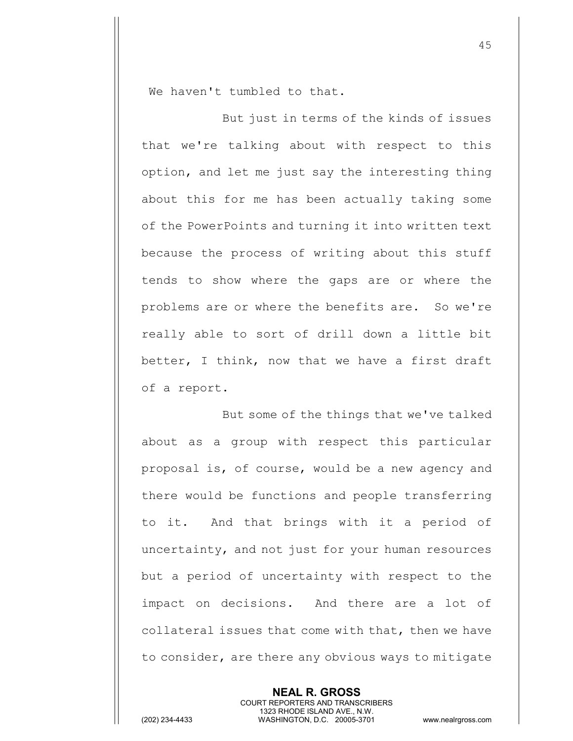We haven't tumbled to that.

But just in terms of the kinds of issues that we're talking about with respect to this option, and let me just say the interesting thing about this for me has been actually taking some of the PowerPoints and turning it into written text because the process of writing about this stuff tends to show where the gaps are or where the problems are or where the benefits are. So we're really able to sort of drill down a little bit better, I think, now that we have a first draft of a report.

But some of the things that we've talked about as a group with respect this particular proposal is, of course, would be a new agency and there would be functions and people transferring to it. And that brings with it a period of uncertainty, and not just for your human resources but a period of uncertainty with respect to the impact on decisions. And there are a lot of collateral issues that come with that, then we have to consider, are there any obvious ways to mitigate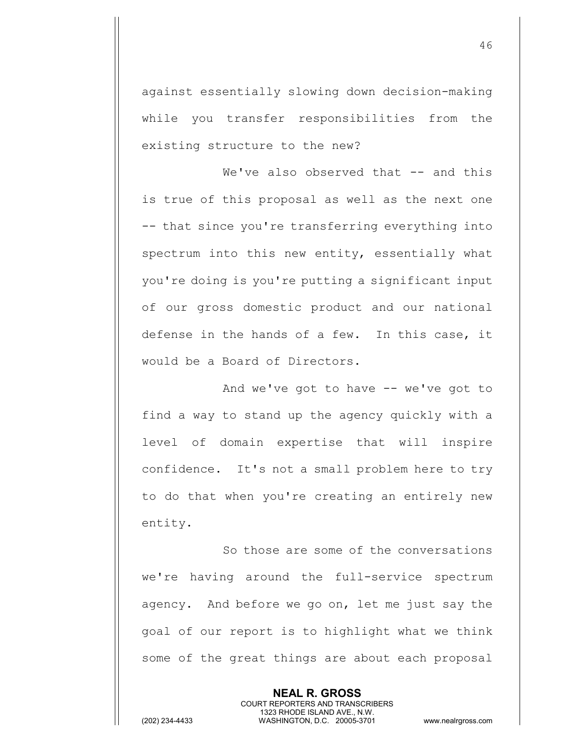against essentially slowing down decision-making while you transfer responsibilities from the existing structure to the new?

We've also observed that -- and this is true of this proposal as well as the next one -- that since you're transferring everything into spectrum into this new entity, essentially what you're doing is you're putting a significant input of our gross domestic product and our national defense in the hands of a few. In this case, it would be a Board of Directors.

And we've got to have -- we've got to find a way to stand up the agency quickly with a level of domain expertise that will inspire confidence. It's not a small problem here to try to do that when you're creating an entirely new entity.

So those are some of the conversations we're having around the full-service spectrum agency. And before we go on, let me just say the goal of our report is to highlight what we think some of the great things are about each proposal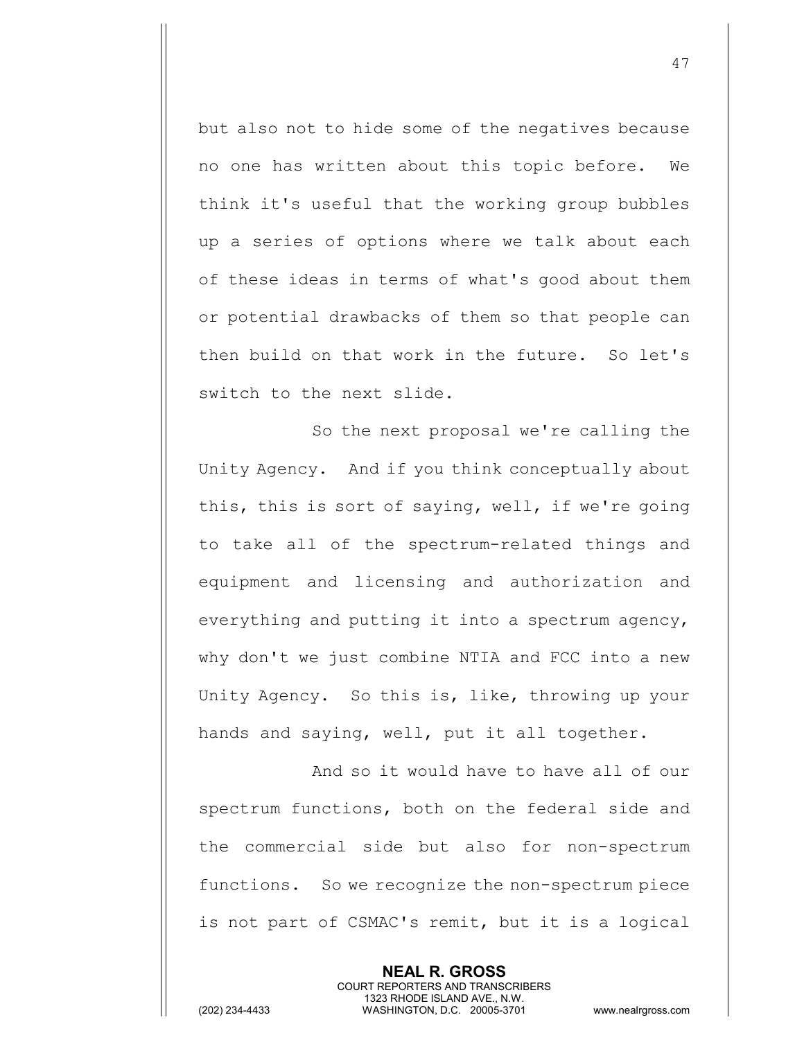but also not to hide some of the negatives because no one has written about this topic before. We think it's useful that the working group bubbles up a series of options where we talk about each of these ideas in terms of what's good about them or potential drawbacks of them so that people can then build on that work in the future. So let's switch to the next slide.

So the next proposal we're calling the Unity Agency. And if you think conceptually about this, this is sort of saying, well, if we're going to take all of the spectrum-related things and equipment and licensing and authorization and everything and putting it into a spectrum agency, why don't we just combine NTIA and FCC into a new Unity Agency. So this is, like, throwing up your hands and saying, well, put it all together.

And so it would have to have all of our spectrum functions, both on the federal side and the commercial side but also for non-spectrum functions. So we recognize the non-spectrum piece is not part of CSMAC's remit, but it is a logical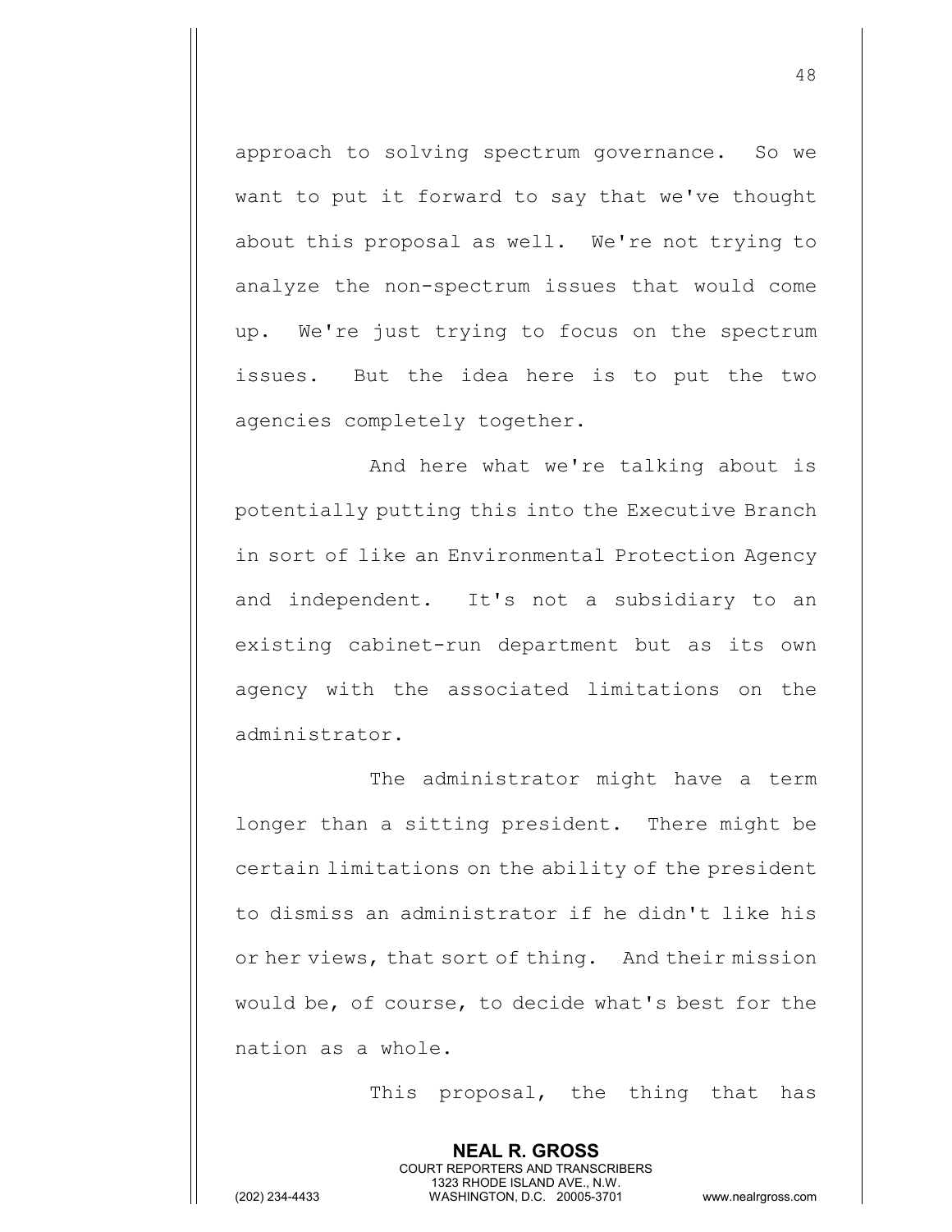approach to solving spectrum governance. So we want to put it forward to say that we've thought about this proposal as well. We're not trying to analyze the non-spectrum issues that would come up. We're just trying to focus on the spectrum issues. But the idea here is to put the two agencies completely together.

And here what we're talking about is potentially putting this into the Executive Branch in sort of like an Environmental Protection Agency and independent. It's not a subsidiary to an existing cabinet-run department but as its own agency with the associated limitations on the administrator.

The administrator might have a term longer than a sitting president. There might be certain limitations on the ability of the president to dismiss an administrator if he didn't like his or her views, that sort of thing. And their mission would be, of course, to decide what's best for the nation as a whole.

This proposal, the thing that has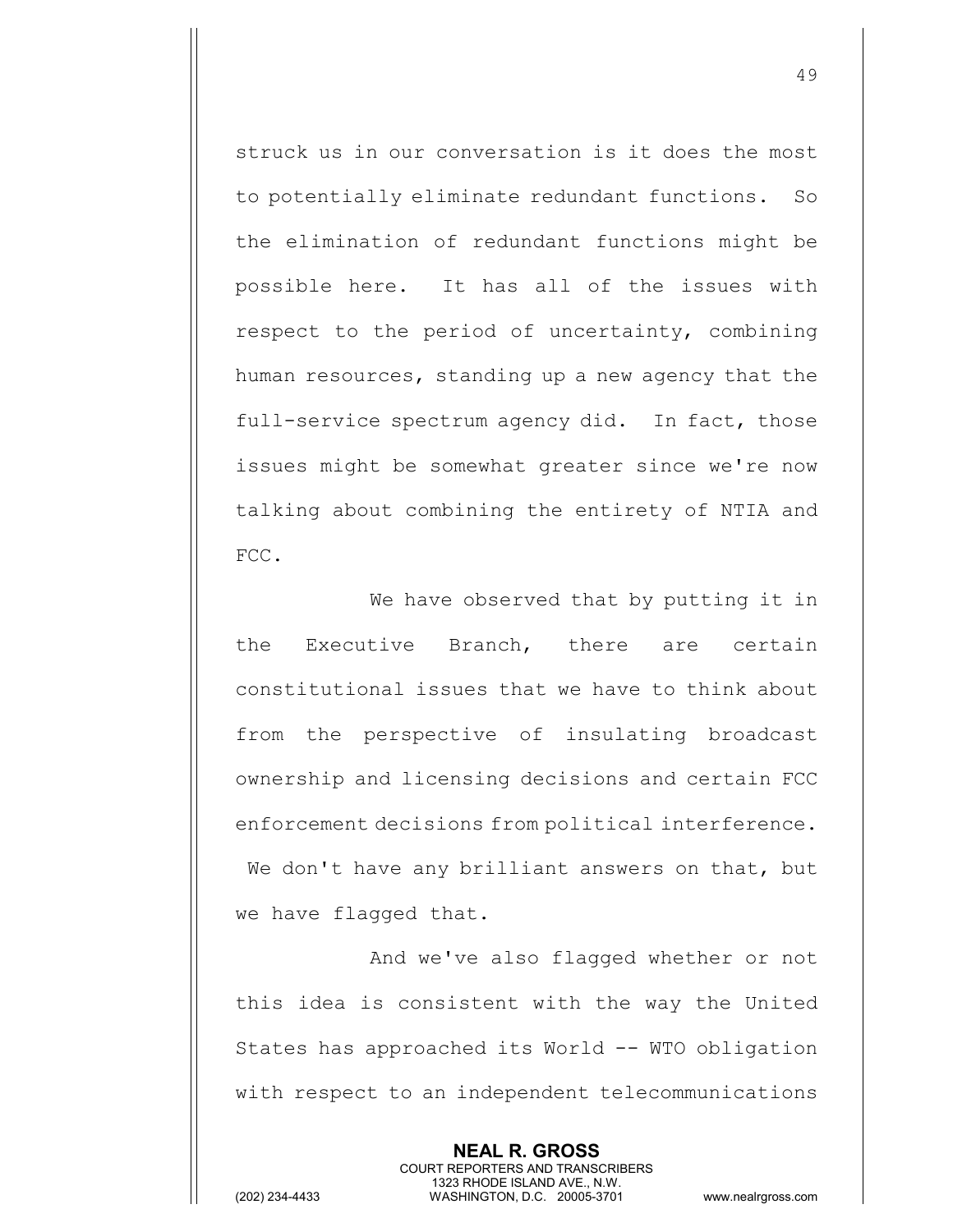struck us in our conversation is it does the most to potentially eliminate redundant functions. So the elimination of redundant functions might be possible here. It has all of the issues with respect to the period of uncertainty, combining human resources, standing up a new agency that the full-service spectrum agency did. In fact, those issues might be somewhat greater since we're now talking about combining the entirety of NTIA and FCC.

We have observed that by putting it in the Executive Branch, there are certain constitutional issues that we have to think about from the perspective of insulating broadcast ownership and licensing decisions and certain FCC enforcement decisions from political interference. We don't have any brilliant answers on that, but we have flagged that.

And we've also flagged whether or not this idea is consistent with the way the United States has approached its World -- WTO obligation with respect to an independent telecommunications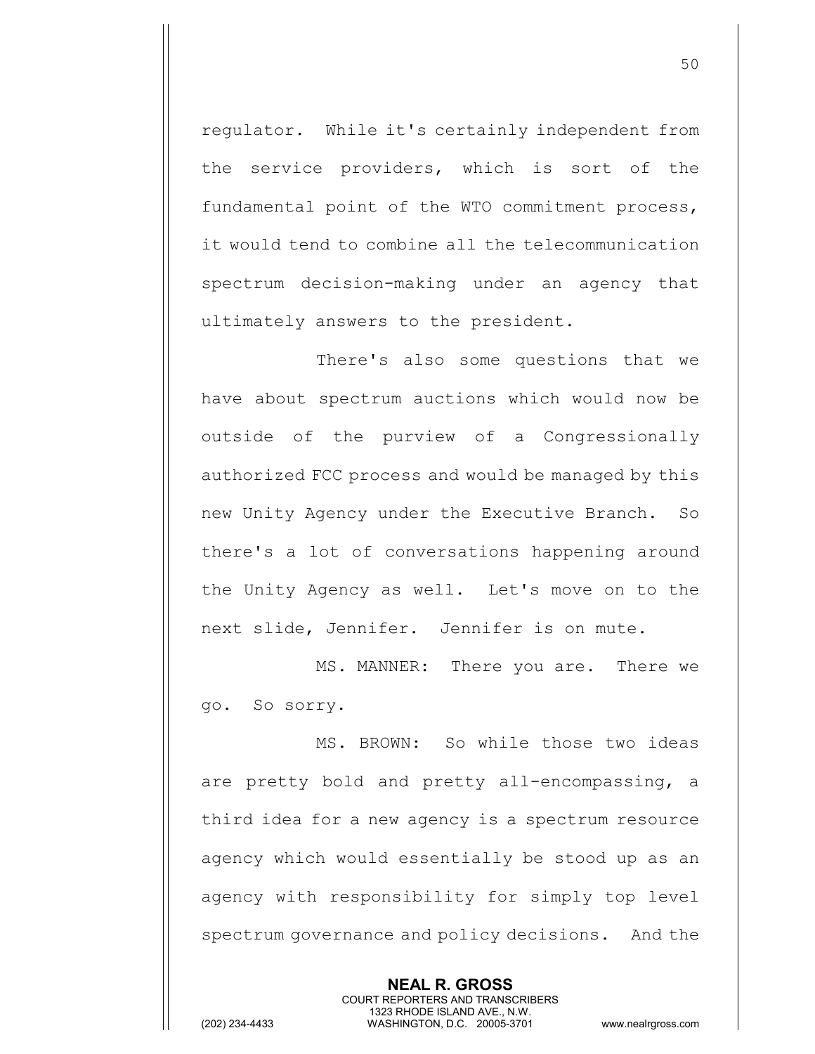regulator. While it's certainly independent from the service providers, which is sort of the fundamental point of the WTO commitment process, it would tend to combine all the telecommunication spectrum decision-making under an agency that ultimately answers to the president.

There's also some questions that we have about spectrum auctions which would now be outside of the purview of a Congressionally authorized FCC process and would be managed by this new Unity Agency under the Executive Branch. So there's a lot of conversations happening around the Unity Agency as well. Let's move on to the next slide, Jennifer. Jennifer is on mute.

MS. MANNER: There you are. There we go. So sorry.

MS. BROWN: So while those two ideas are pretty bold and pretty all-encompassing, a third idea for a new agency is a spectrum resource agency which would essentially be stood up as an agency with responsibility for simply top level spectrum governance and policy decisions. And the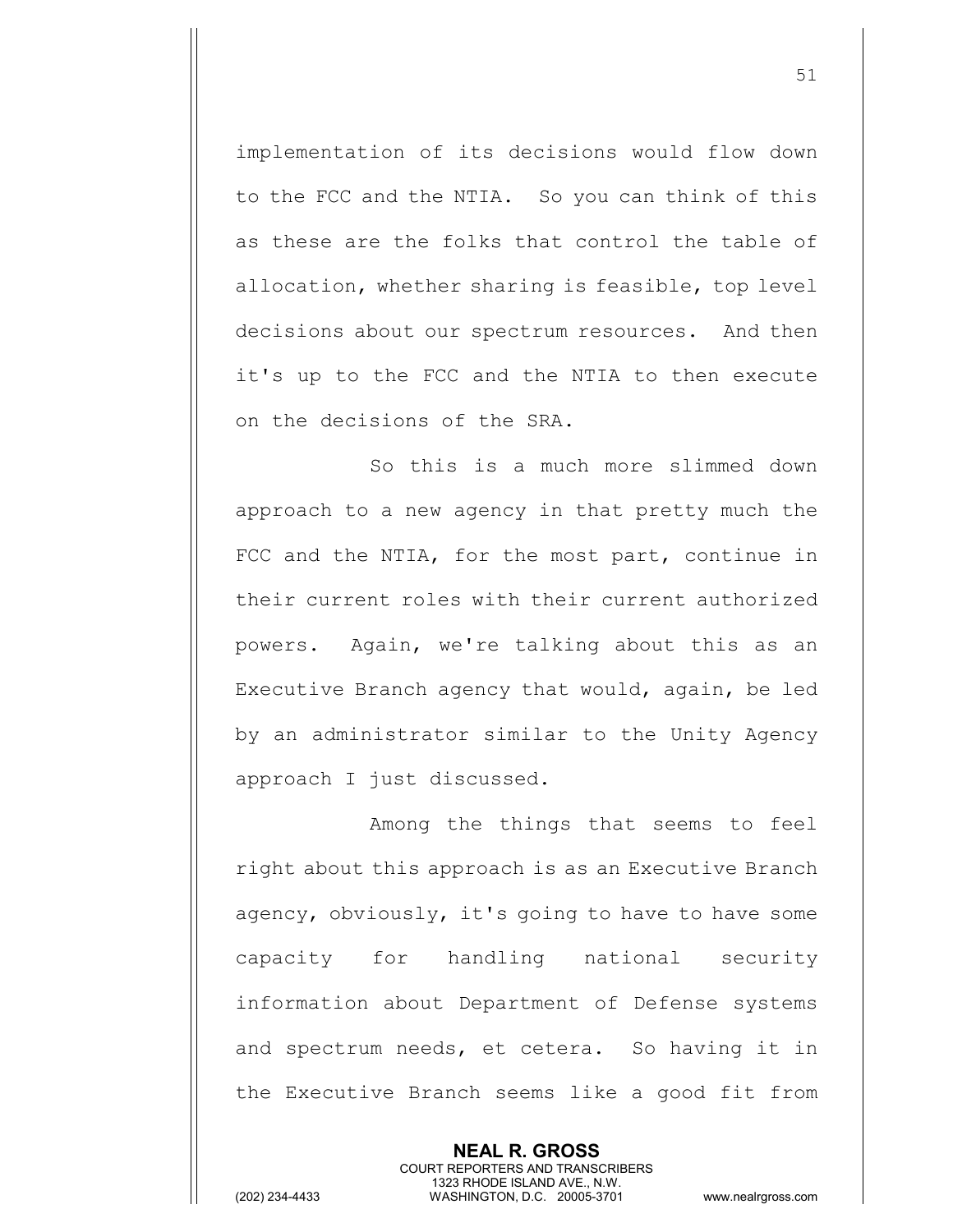implementation of its decisions would flow down to the FCC and the NTIA. So you can think of this as these are the folks that control the table of allocation, whether sharing is feasible, top level decisions about our spectrum resources. And then it's up to the FCC and the NTIA to then execute on the decisions of the SRA.

So this is a much more slimmed down approach to a new agency in that pretty much the FCC and the NTIA, for the most part, continue in their current roles with their current authorized powers. Again, we're talking about this as an Executive Branch agency that would, again, be led by an administrator similar to the Unity Agency approach I just discussed.

Among the things that seems to feel right about this approach is as an Executive Branch agency, obviously, it's going to have to have some capacity for handling national security information about Department of Defense systems and spectrum needs, et cetera. So having it in the Executive Branch seems like a good fit from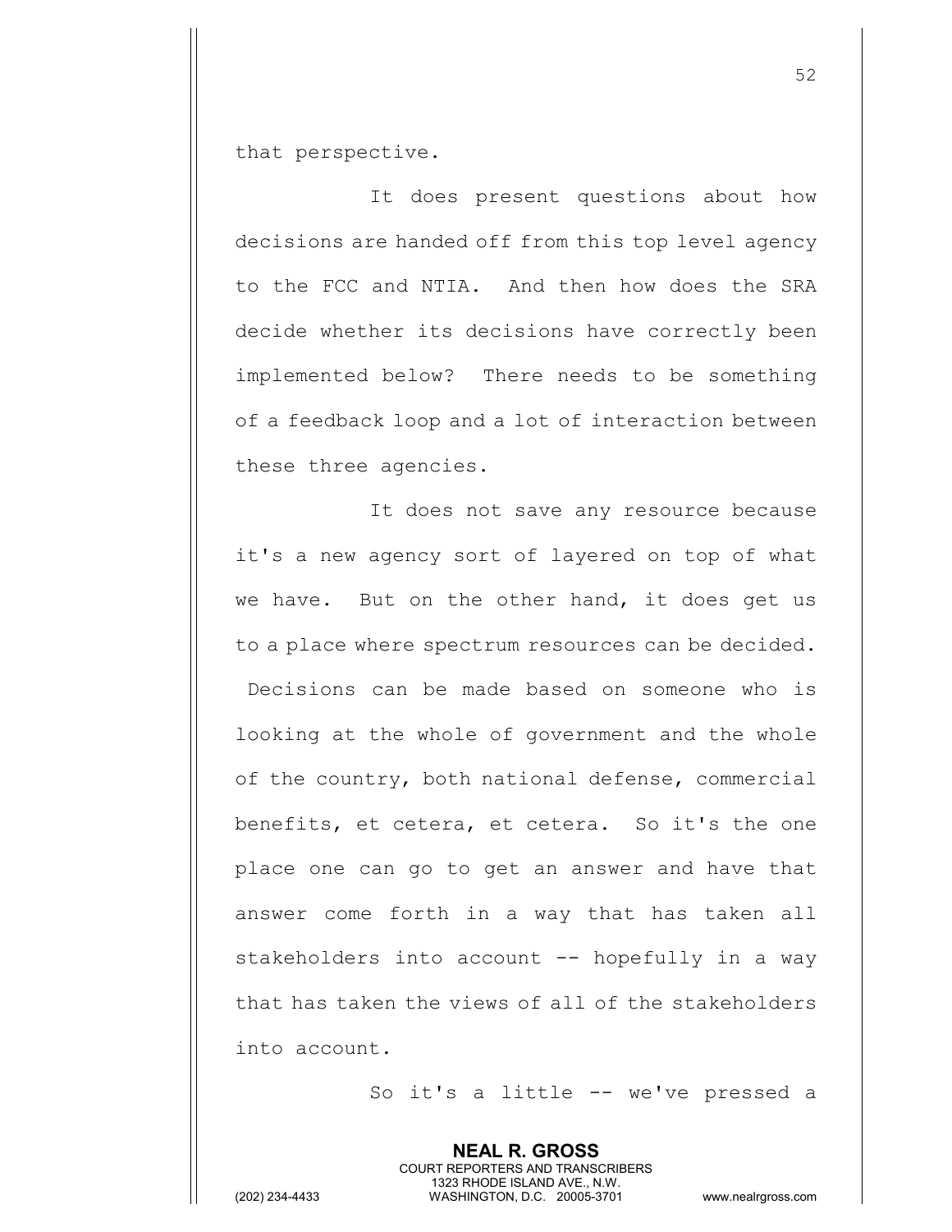that perspective.

It does present questions about how decisions are handed off from this top level agency to the FCC and NTIA. And then how does the SRA decide whether its decisions have correctly been implemented below? There needs to be something of a feedback loop and a lot of interaction between these three agencies.

It does not save any resource because it's a new agency sort of layered on top of what we have. But on the other hand, it does get us to a place where spectrum resources can be decided. Decisions can be made based on someone who is looking at the whole of government and the whole of the country, both national defense, commercial benefits, et cetera, et cetera. So it's the one place one can go to get an answer and have that answer come forth in a way that has taken all stakeholders into account -- hopefully in a way that has taken the views of all of the stakeholders into account.

So it's a little -- we've pressed a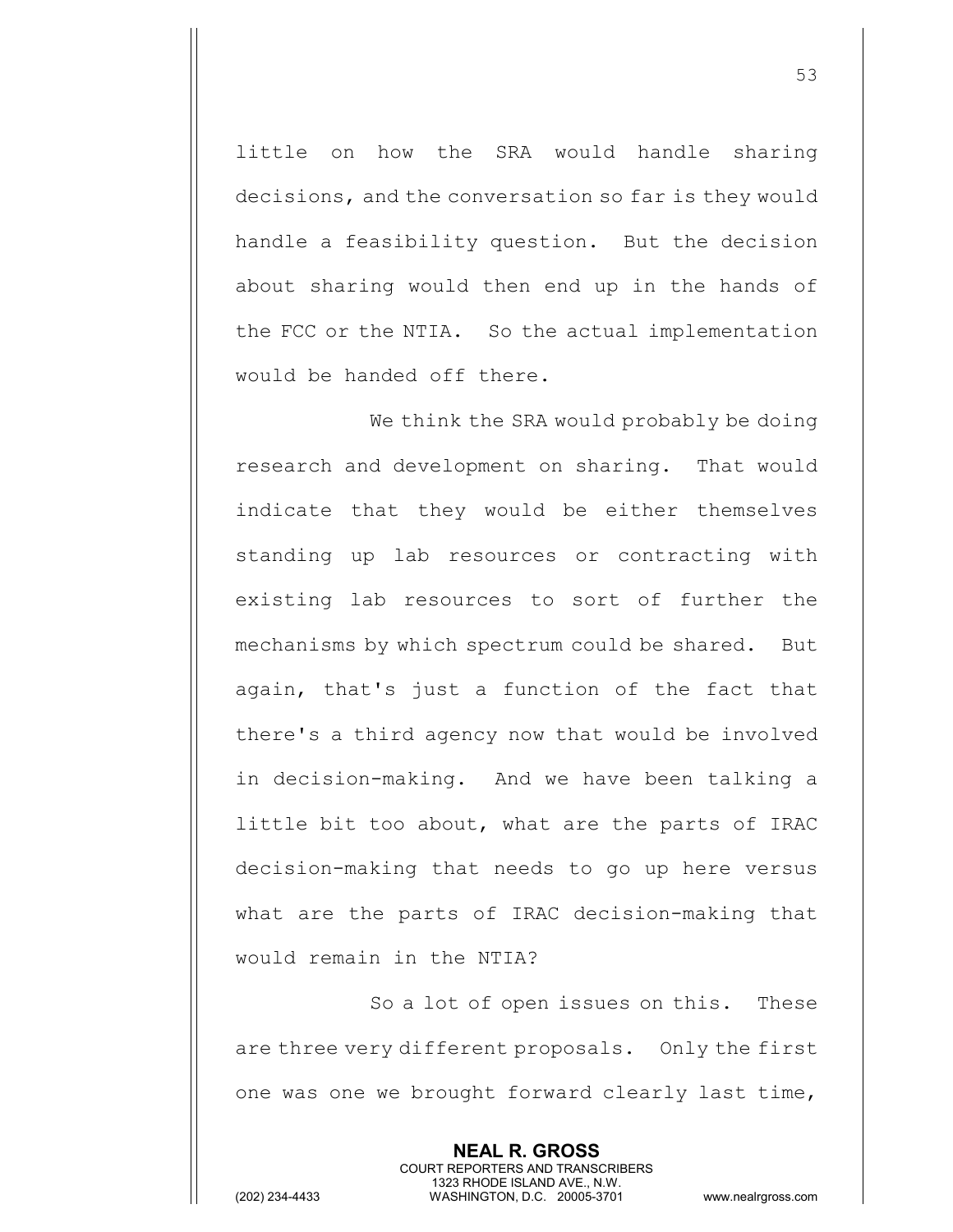little on how the SRA would handle sharing decisions, and the conversation so far is they would handle a feasibility question. But the decision about sharing would then end up in the hands of the FCC or the NTIA. So the actual implementation would be handed off there.

We think the SRA would probably be doing research and development on sharing. That would indicate that they would be either themselves standing up lab resources or contracting with existing lab resources to sort of further the mechanisms by which spectrum could be shared. But again, that's just a function of the fact that there's a third agency now that would be involved in decision-making. And we have been talking a little bit too about, what are the parts of IRAC decision-making that needs to go up here versus what are the parts of IRAC decision-making that would remain in the NTIA?

So a lot of open issues on this. These are three very different proposals. Only the first one was one we brought forward clearly last time,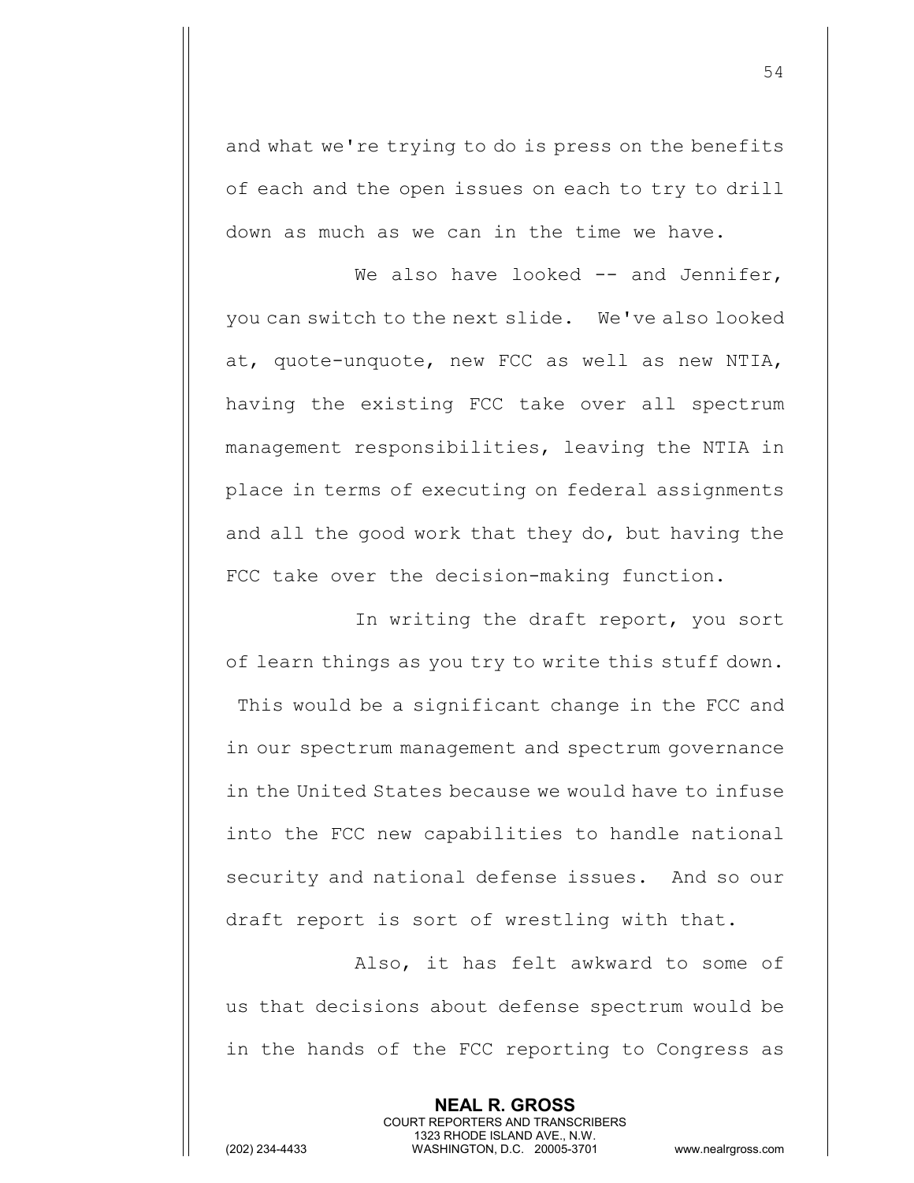and what we're trying to do is press on the benefits of each and the open issues on each to try to drill down as much as we can in the time we have.

We also have looked -- and Jennifer, you can switch to the next slide. We've also looked at, quote-unquote, new FCC as well as new NTIA, having the existing FCC take over all spectrum management responsibilities, leaving the NTIA in place in terms of executing on federal assignments and all the good work that they do, but having the FCC take over the decision-making function.

In writing the draft report, you sort of learn things as you try to write this stuff down. This would be a significant change in the FCC and in our spectrum management and spectrum governance in the United States because we would have to infuse into the FCC new capabilities to handle national security and national defense issues. And so our draft report is sort of wrestling with that.

Also, it has felt awkward to some of us that decisions about defense spectrum would be in the hands of the FCC reporting to Congress as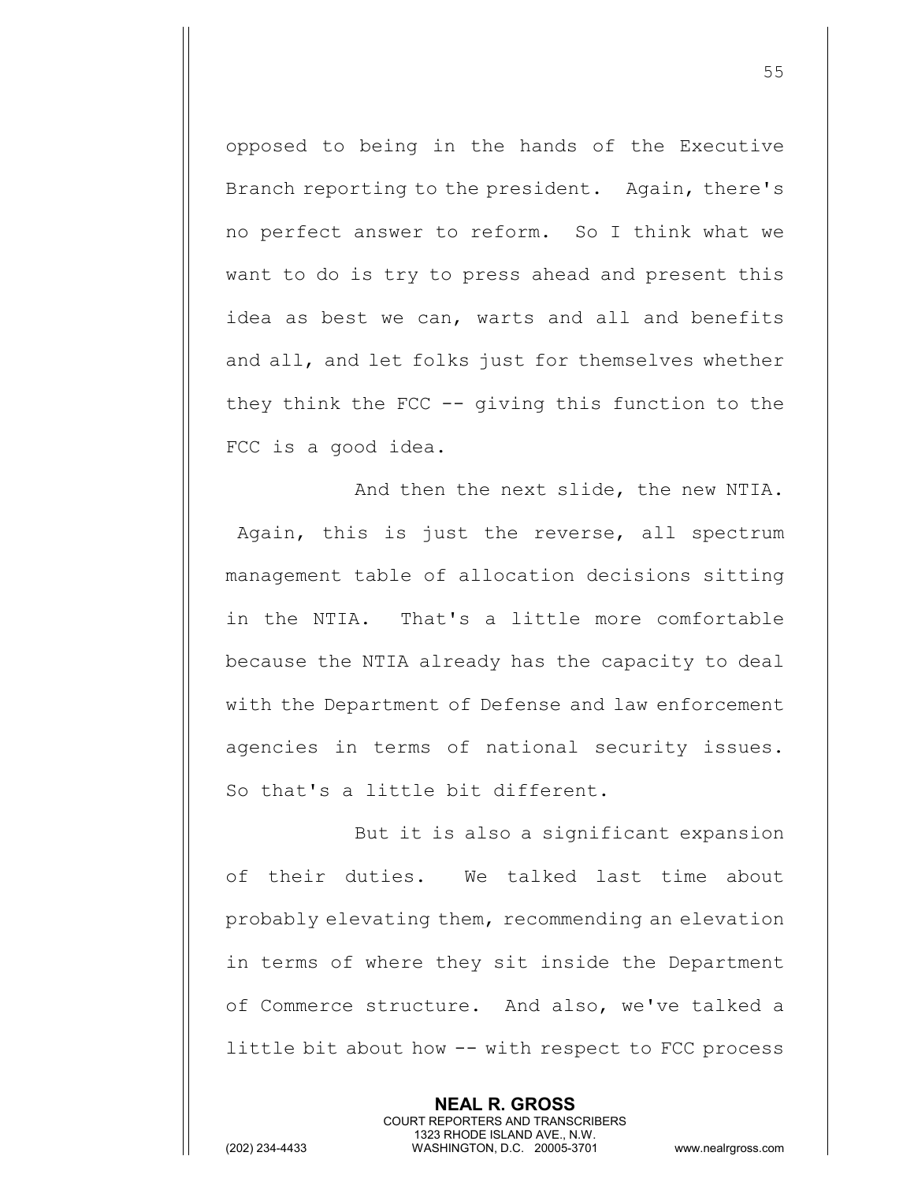opposed to being in the hands of the Executive Branch reporting to the president. Again, there's no perfect answer to reform. So I think what we want to do is try to press ahead and present this idea as best we can, warts and all and benefits and all, and let folks just for themselves whether they think the FCC -- giving this function to the FCC is a good idea.

And then the next slide, the new NTIA. Again, this is just the reverse, all spectrum management table of allocation decisions sitting in the NTIA. That's a little more comfortable because the NTIA already has the capacity to deal with the Department of Defense and law enforcement agencies in terms of national security issues. So that's a little bit different.

But it is also a significant expansion of their duties. We talked last time about probably elevating them, recommending an elevation in terms of where they sit inside the Department of Commerce structure. And also, we've talked a little bit about how -- with respect to FCC process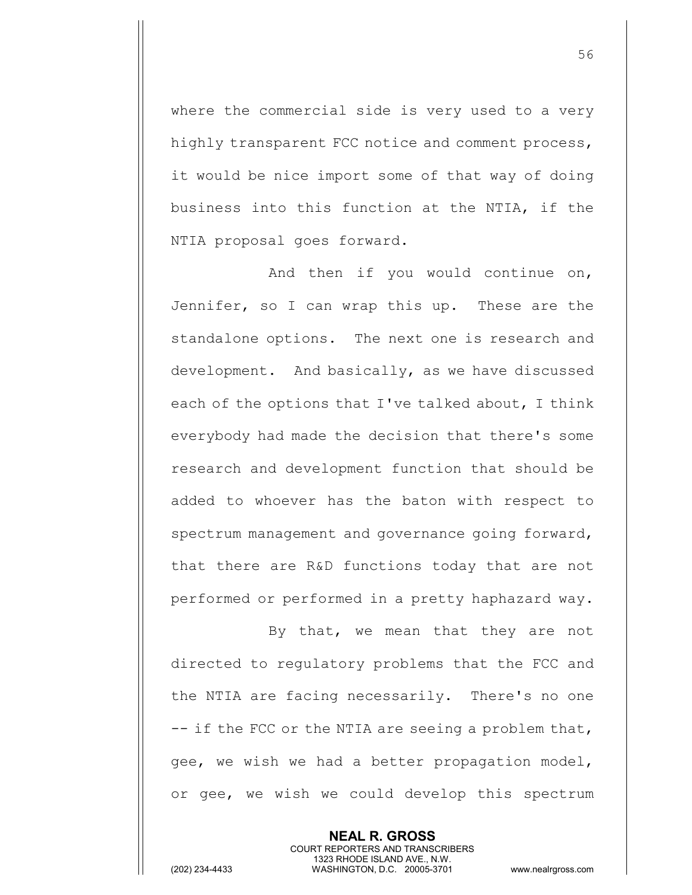where the commercial side is very used to a very highly transparent FCC notice and comment process, it would be nice import some of that way of doing business into this function at the NTIA, if the NTIA proposal goes forward.

And then if you would continue on, Jennifer, so I can wrap this up. These are the standalone options. The next one is research and development. And basically, as we have discussed each of the options that I've talked about, I think everybody had made the decision that there's some research and development function that should be added to whoever has the baton with respect to spectrum management and governance going forward, that there are R&D functions today that are not performed or performed in a pretty haphazard way.

By that, we mean that they are not directed to regulatory problems that the FCC and the NTIA are facing necessarily. There's no one -- if the FCC or the NTIA are seeing a problem that, gee, we wish we had a better propagation model, or gee, we wish we could develop this spectrum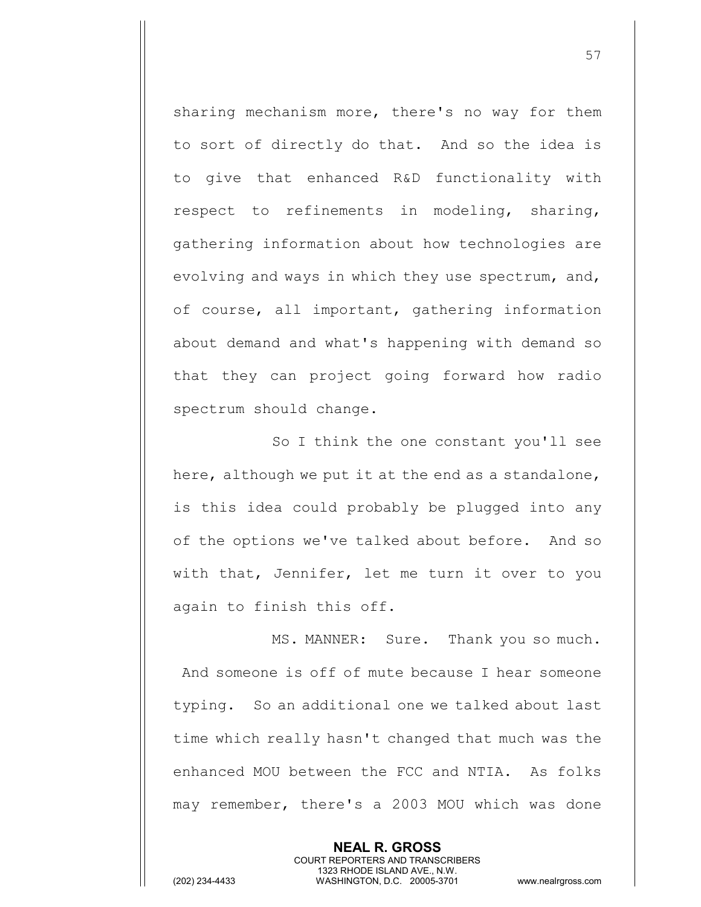sharing mechanism more, there's no way for them to sort of directly do that. And so the idea is to give that enhanced R&D functionality with respect to refinements in modeling, sharing, gathering information about how technologies are evolving and ways in which they use spectrum, and, of course, all important, gathering information about demand and what's happening with demand so that they can project going forward how radio spectrum should change.

So I think the one constant you'll see here, although we put it at the end as a standalone, is this idea could probably be plugged into any of the options we've talked about before. And so with that, Jennifer, let me turn it over to you again to finish this off.

MS. MANNER: Sure. Thank you so much. And someone is off of mute because I hear someone typing. So an additional one we talked about last time which really hasn't changed that much was the enhanced MOU between the FCC and NTIA. As folks may remember, there's a 2003 MOU which was done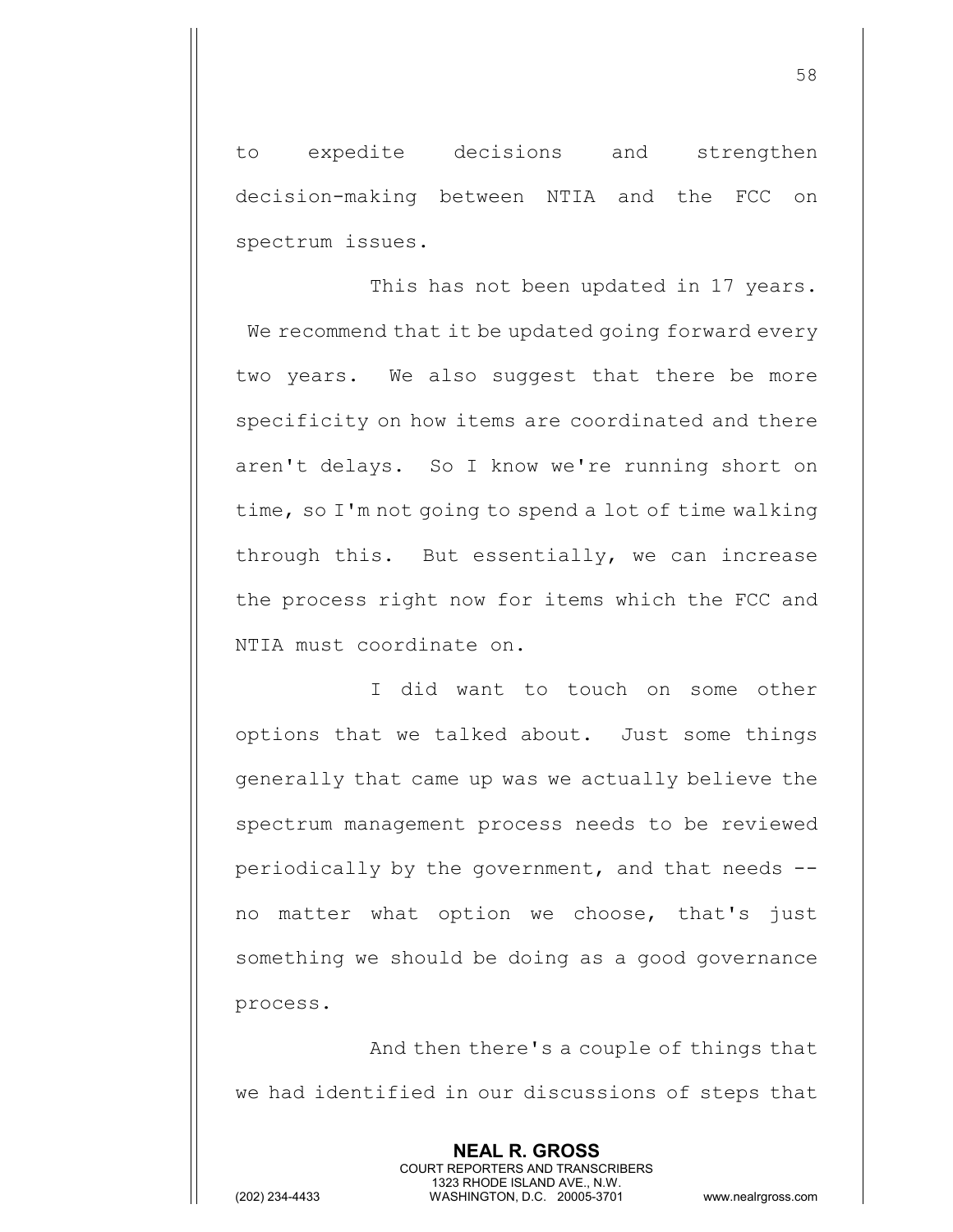to expedite decisions and strengthen decision-making between NTIA and the FCC on spectrum issues.

This has not been updated in 17 years. We recommend that it be updated going forward every two years. We also suggest that there be more specificity on how items are coordinated and there aren't delays. So I know we're running short on time, so I'm not going to spend a lot of time walking through this. But essentially, we can increase the process right now for items which the FCC and NTIA must coordinate on.

I did want to touch on some other options that we talked about. Just some things generally that came up was we actually believe the spectrum management process needs to be reviewed periodically by the government, and that needs -- no matter what option we choose, that's just something we should be doing as a good governance process.

And then there's a couple of things that we had identified in our discussions of steps that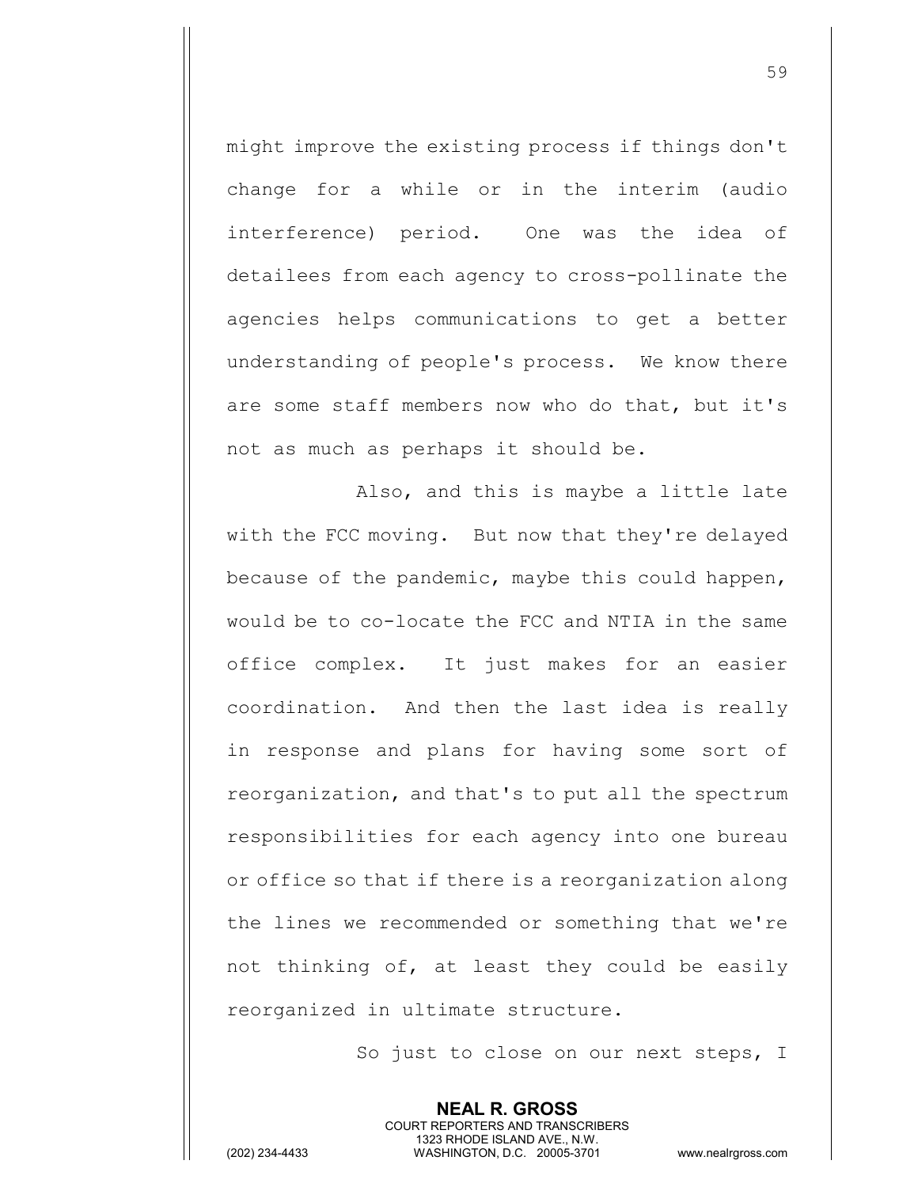might improve the existing process if things don't change for a while or in the interim (audio interference) period. One was the idea of detailees from each agency to cross-pollinate the agencies helps communications to get a better understanding of people's process. We know there are some staff members now who do that, but it's not as much as perhaps it should be.

Also, and this is maybe a little late with the FCC moving. But now that they're delayed because of the pandemic, maybe this could happen, would be to co-locate the FCC and NTIA in the same office complex. It just makes for an easier coordination. And then the last idea is really in response and plans for having some sort of reorganization, and that's to put all the spectrum responsibilities for each agency into one bureau or office so that if there is a reorganization along the lines we recommended or something that we're not thinking of, at least they could be easily reorganized in ultimate structure.

So just to close on our next steps, I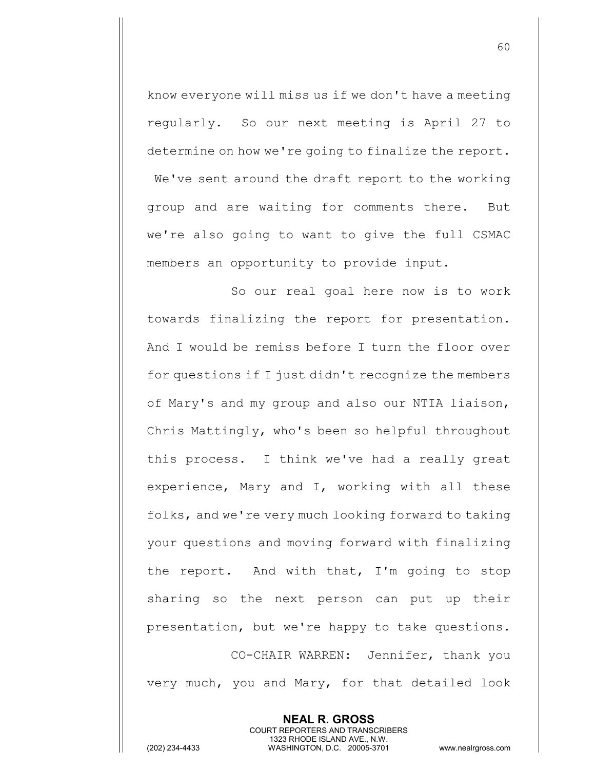know everyone will miss us if we don't have a meeting regularly. So our next meeting is April 27 to determine on how we're going to finalize the report. We've sent around the draft report to the working group and are waiting for comments there. But we're also going to want to give the full CSMAC members an opportunity to provide input.

So our real goal here now is to work towards finalizing the report for presentation. And I would be remiss before I turn the floor over for questions if I just didn't recognize the members of Mary's and my group and also our NTIA liaison, Chris Mattingly, who's been so helpful throughout this process. I think we've had a really great experience, Mary and I, working with all these folks, and we're very much looking forward to taking your questions and moving forward with finalizing the report. And with that, I'm going to stop sharing so the next person can put up their presentation, but we're happy to take questions.

CO-CHAIR WARREN: Jennifer, thank you very much, you and Mary, for that detailed look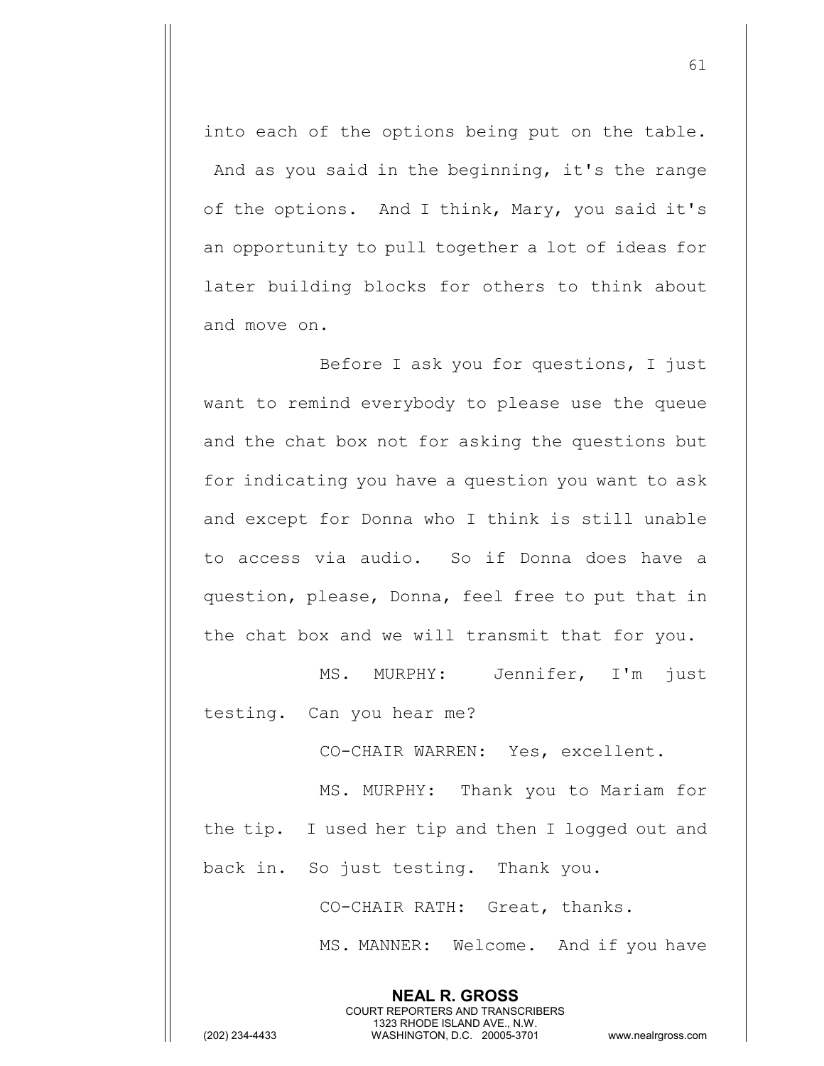into each of the options being put on the table. And as you said in the beginning, it's the range of the options. And I think, Mary, you said it's an opportunity to pull together a lot of ideas for later building blocks for others to think about and move on.

Before I ask you for questions, I just want to remind everybody to please use the queue and the chat box not for asking the questions but for indicating you have a question you want to ask and except for Donna who I think is still unable to access via audio. So if Donna does have a question, please, Donna, feel free to put that in the chat box and we will transmit that for you.

MS. MURPHY: Jennifer, I'm just testing. Can you hear me?

CO-CHAIR WARREN: Yes, excellent.

MS. MURPHY: Thank you to Mariam for the tip. I used her tip and then I logged out and back in. So just testing. Thank you.

CO-CHAIR RATH: Great, thanks.

MS. MANNER: Welcome. And if you have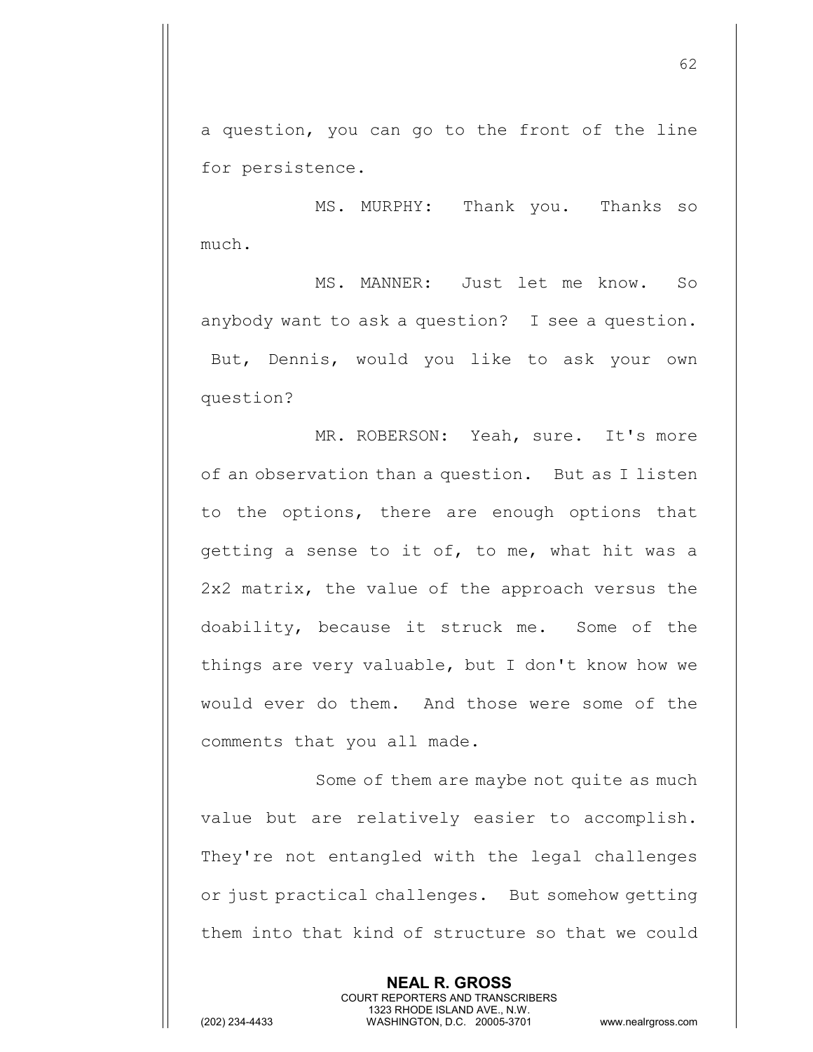a question, you can go to the front of the line for persistence.

MS. MURPHY: Thank you. Thanks so much.

MS. MANNER: Just let me know. So anybody want to ask a question? I see a question. But, Dennis, would you like to ask your own question?

MR. ROBERSON: Yeah, sure. It's more of an observation than a question. But as I listen to the options, there are enough options that getting a sense to it of, to me, what hit was a 2x2 matrix, the value of the approach versus the doability, because it struck me. Some of the things are very valuable, but I don't know how we would ever do them. And those were some of the comments that you all made.

Some of them are maybe not quite as much value but are relatively easier to accomplish. They're not entangled with the legal challenges or just practical challenges. But somehow getting them into that kind of structure so that we could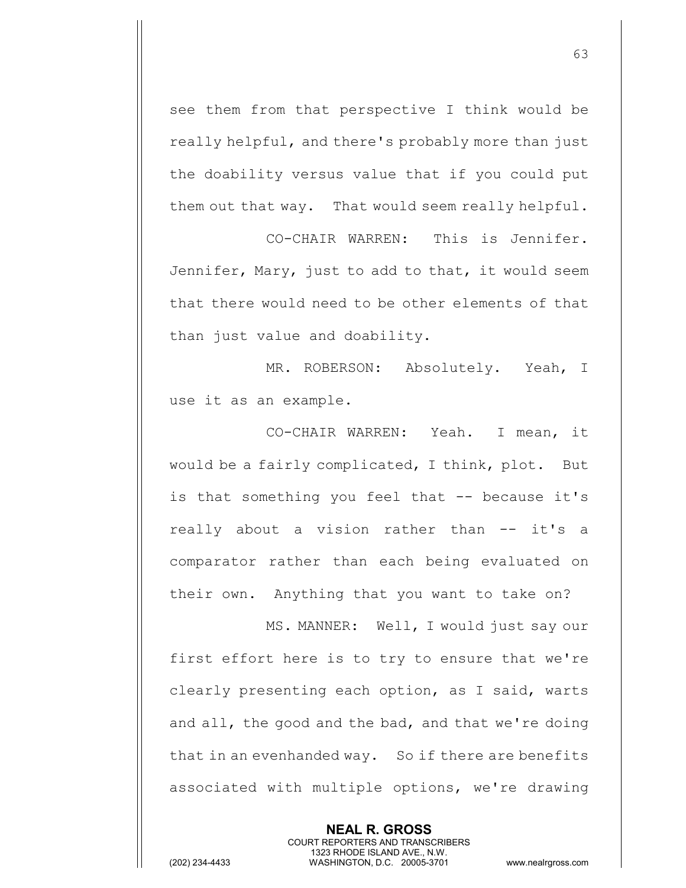see them from that perspective I think would be really helpful, and there's probably more than just the doability versus value that if you could put them out that way. That would seem really helpful.

CO-CHAIR WARREN: This is Jennifer. Jennifer, Mary, just to add to that, it would seem that there would need to be other elements of that than just value and doability.

MR. ROBERSON: Absolutely. Yeah, I use it as an example.

CO-CHAIR WARREN: Yeah. I mean, it would be a fairly complicated, I think, plot. But is that something you feel that -- because it's really about a vision rather than -- it's a comparator rather than each being evaluated on their own. Anything that you want to take on?

MS. MANNER: Well, I would just say our first effort here is to try to ensure that we're clearly presenting each option, as I said, warts and all, the good and the bad, and that we're doing that in an evenhanded way. So if there are benefits associated with multiple options, we're drawing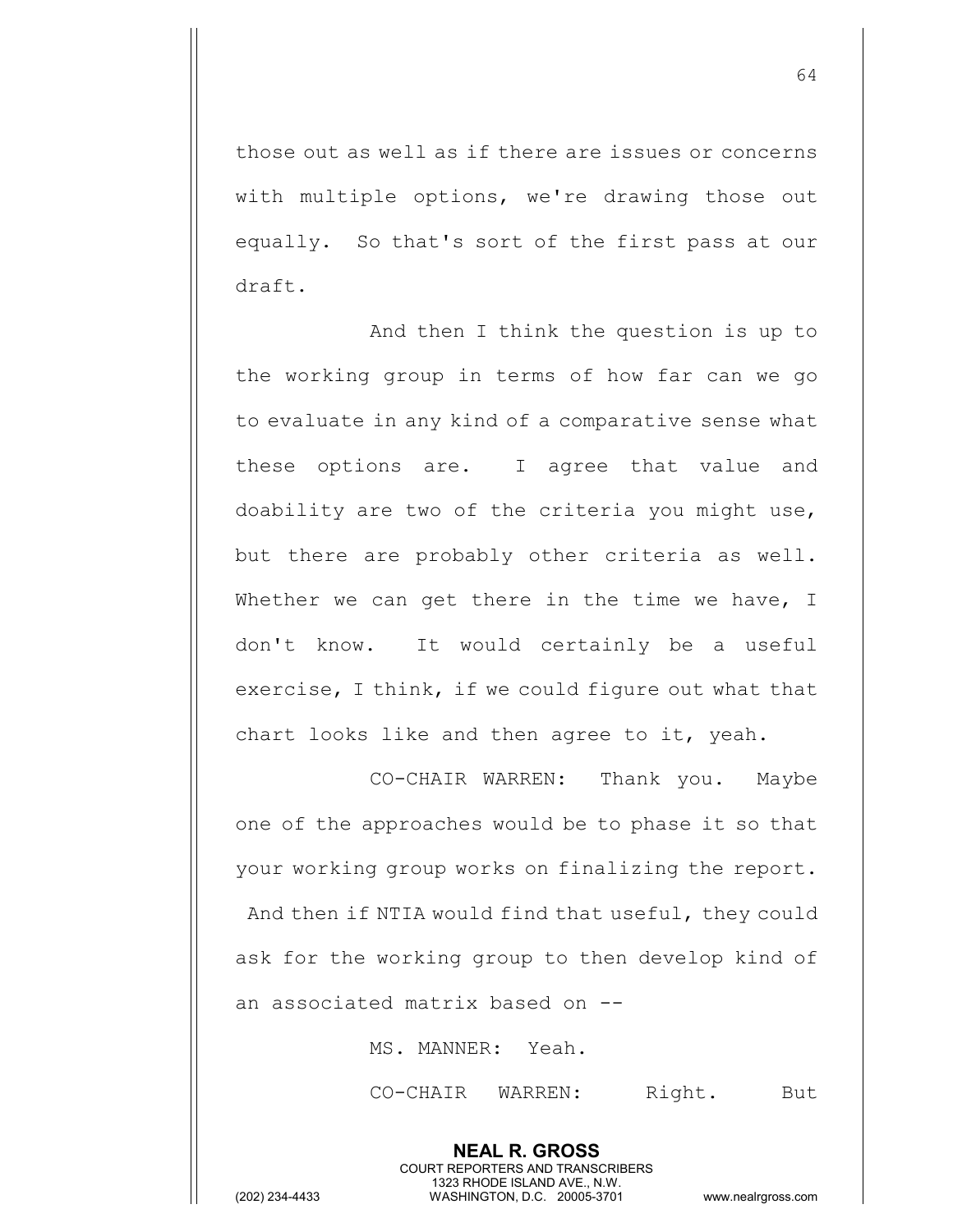those out as well as if there are issues or concerns with multiple options, we're drawing those out equally. So that's sort of the first pass at our draft.

And then I think the question is up to the working group in terms of how far can we go to evaluate in any kind of a comparative sense what these options are. I agree that value and doability are two of the criteria you might use, but there are probably other criteria as well. Whether we can get there in the time we have, I don't know. It would certainly be a useful exercise, I think, if we could figure out what that chart looks like and then agree to it, yeah.

CO-CHAIR WARREN: Thank you. Maybe one of the approaches would be to phase it so that your working group works on finalizing the report. And then if NTIA would find that useful, they could ask for the working group to then develop kind of an associated matrix based on --

MS. MANNER: Yeah.

CO-CHAIR WARREN: Right. But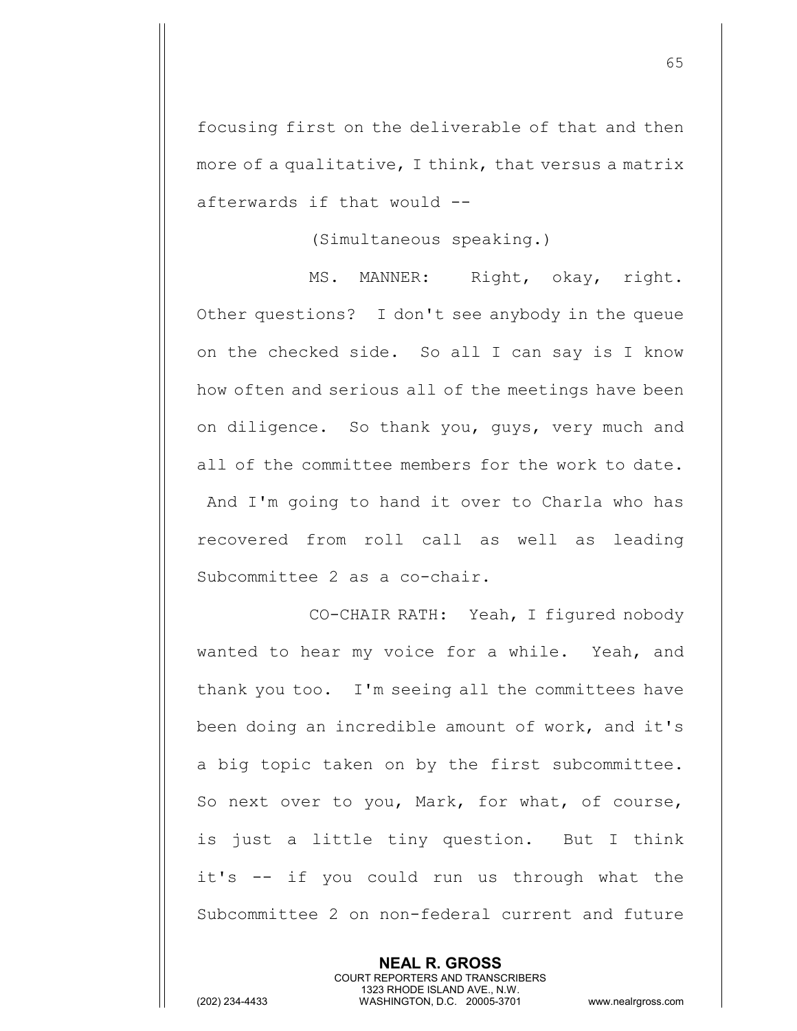focusing first on the deliverable of that and then more of a qualitative, I think, that versus a matrix afterwards if that would --

(Simultaneous speaking.)

MS. MANNER: Right, okay, right. Other questions? I don't see anybody in the queue on the checked side. So all I can say is I know how often and serious all of the meetings have been on diligence. So thank you, guys, very much and all of the committee members for the work to date. And I'm going to hand it over to Charla who has recovered from roll call as well as leading Subcommittee 2 as a co-chair.

CO-CHAIR RATH: Yeah, I figured nobody wanted to hear my voice for a while. Yeah, and thank you too. I'm seeing all the committees have been doing an incredible amount of work, and it's a big topic taken on by the first subcommittee. So next over to you, Mark, for what, of course, is just a little tiny question. But I think it's -- if you could run us through what the Subcommittee 2 on non-federal current and future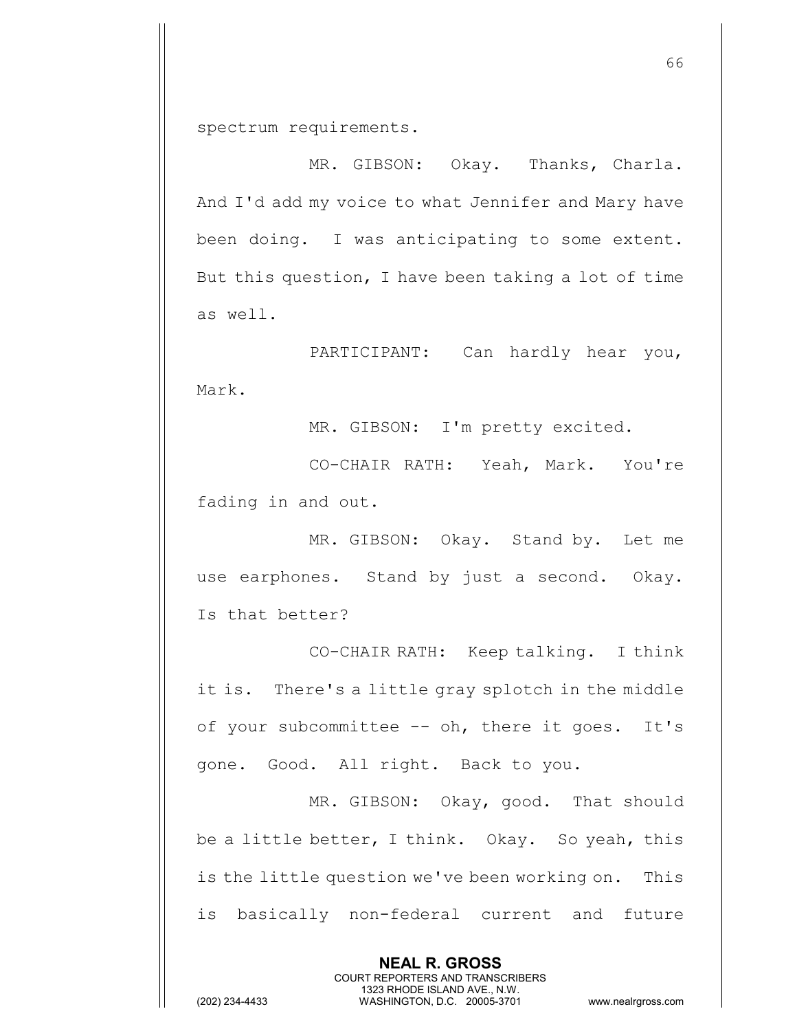spectrum requirements.

MR. GIBSON: Okay. Thanks, Charla. And I'd add my voice to what Jennifer and Mary have been doing. I was anticipating to some extent. But this question, I have been taking a lot of time as well.

PARTICIPANT: Can hardly hear you, Mark.

MR. GIBSON: I'm pretty excited.

CO-CHAIR RATH: Yeah, Mark. You're fading in and out.

MR. GIBSON: Okay. Stand by. Let me use earphones. Stand by just a second. Okay. Is that better?

CO-CHAIR RATH: Keep talking. I think it is. There's a little gray splotch in the middle of your subcommittee -- oh, there it goes. It's gone. Good. All right. Back to you.

MR. GIBSON: Okay, good. That should be a little better, I think. Okay. So yeah, this is the little question we've been working on. This is basically non-federal current and future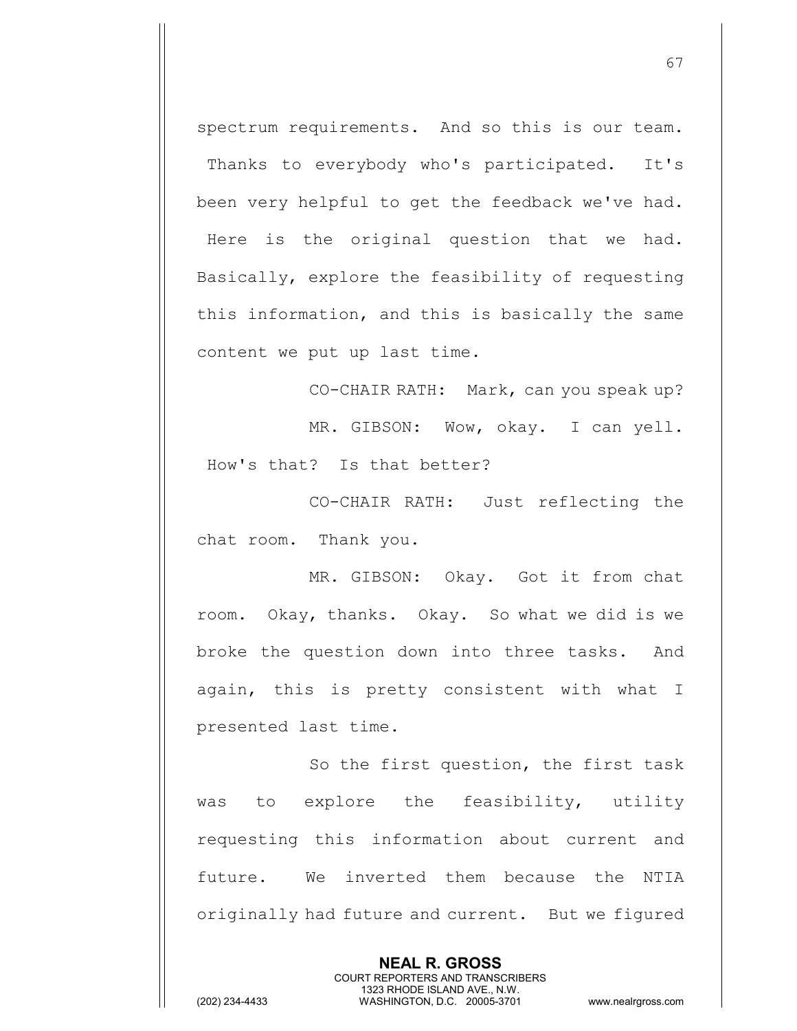spectrum requirements. And so this is our team. Thanks to everybody who's participated. It's been very helpful to get the feedback we've had. Here is the original question that we had. Basically, explore the feasibility of requesting this information, and this is basically the same content we put up last time.

CO-CHAIR RATH: Mark, can you speak up?

MR. GIBSON: Wow, okay. I can yell. How's that? Is that better?

CO-CHAIR RATH: Just reflecting the chat room. Thank you.

MR. GIBSON: Okay. Got it from chat room. Okay, thanks. Okay. So what we did is we broke the question down into three tasks. And again, this is pretty consistent with what I presented last time.

So the first question, the first task was to explore the feasibility, utility requesting this information about current and future. We inverted them because the NTIA originally had future and current. But we figured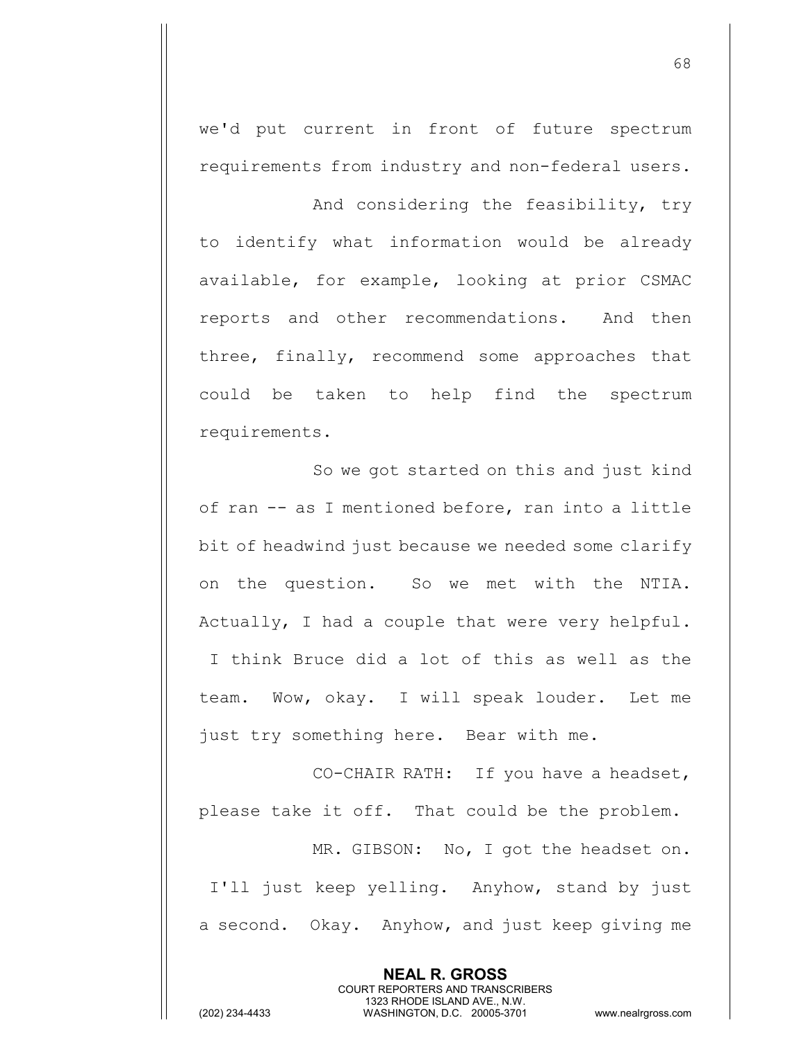we'd put current in front of future spectrum requirements from industry and non-federal users.

And considering the feasibility, try to identify what information would be already available, for example, looking at prior CSMAC reports and other recommendations. And then three, finally, recommend some approaches that could be taken to help find the spectrum requirements.

So we got started on this and just kind of ran -- as I mentioned before, ran into a little bit of headwind just because we needed some clarify on the question. So we met with the NTIA. Actually, I had a couple that were very helpful. I think Bruce did a lot of this as well as the team. Wow, okay. I will speak louder. Let me just try something here. Bear with me.

CO-CHAIR RATH: If you have a headset, please take it off. That could be the problem.

MR. GIBSON: No, I got the headset on. I'll just keep yelling. Anyhow, stand by just a second. Okay. Anyhow, and just keep giving me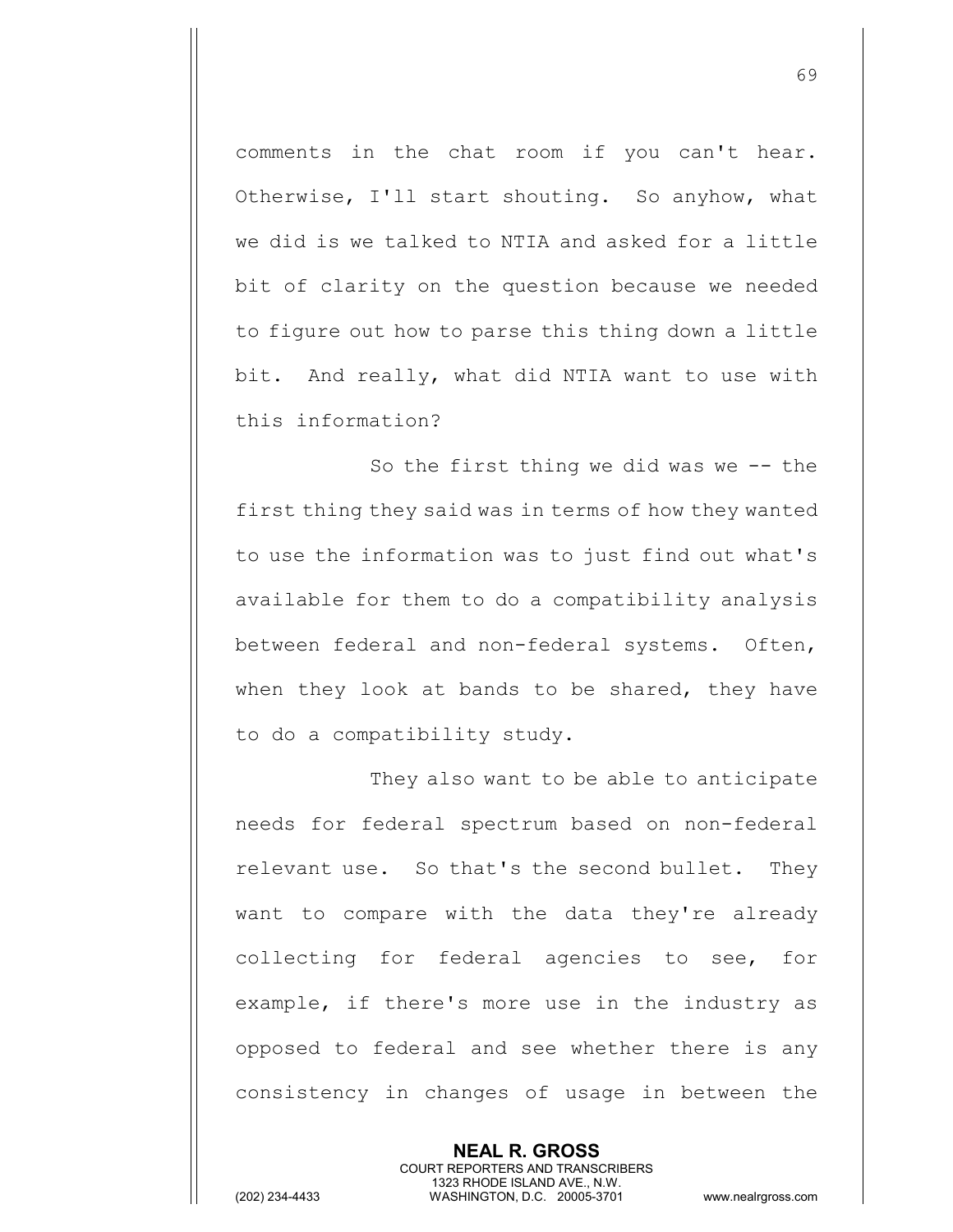comments in the chat room if you can't hear. Otherwise, I'll start shouting. So anyhow, what we did is we talked to NTIA and asked for a little bit of clarity on the question because we needed to figure out how to parse this thing down a little bit. And really, what did NTIA want to use with this information?

So the first thing we did was we -- the first thing they said was in terms of how they wanted to use the information was to just find out what's available for them to do a compatibility analysis between federal and non-federal systems. Often, when they look at bands to be shared, they have to do a compatibility study.

They also want to be able to anticipate needs for federal spectrum based on non-federal relevant use. So that's the second bullet. They want to compare with the data they're already collecting for federal agencies to see, for example, if there's more use in the industry as opposed to federal and see whether there is any consistency in changes of usage in between the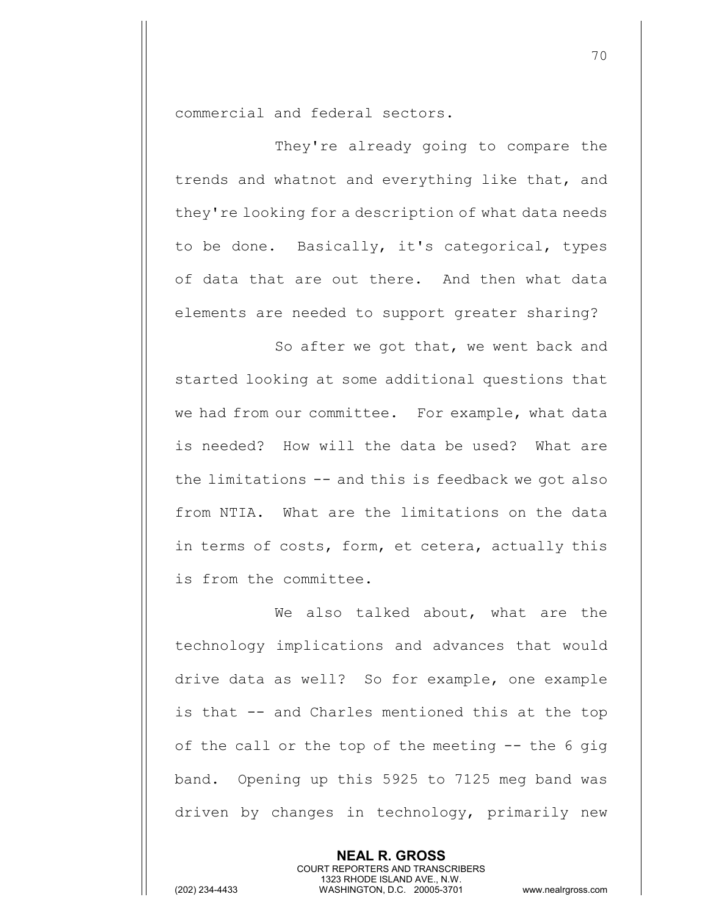commercial and federal sectors.

They're already going to compare the trends and whatnot and everything like that, and they're looking for a description of what data needs to be done. Basically, it's categorical, types of data that are out there. And then what data elements are needed to support greater sharing?

So after we got that, we went back and started looking at some additional questions that we had from our committee. For example, what data is needed? How will the data be used? What are the limitations -- and this is feedback we got also from NTIA. What are the limitations on the data in terms of costs, form, et cetera, actually this is from the committee.

We also talked about, what are the technology implications and advances that would drive data as well? So for example, one example is that -- and Charles mentioned this at the top of the call or the top of the meeting -- the 6 gig band. Opening up this 5925 to 7125 meg band was driven by changes in technology, primarily new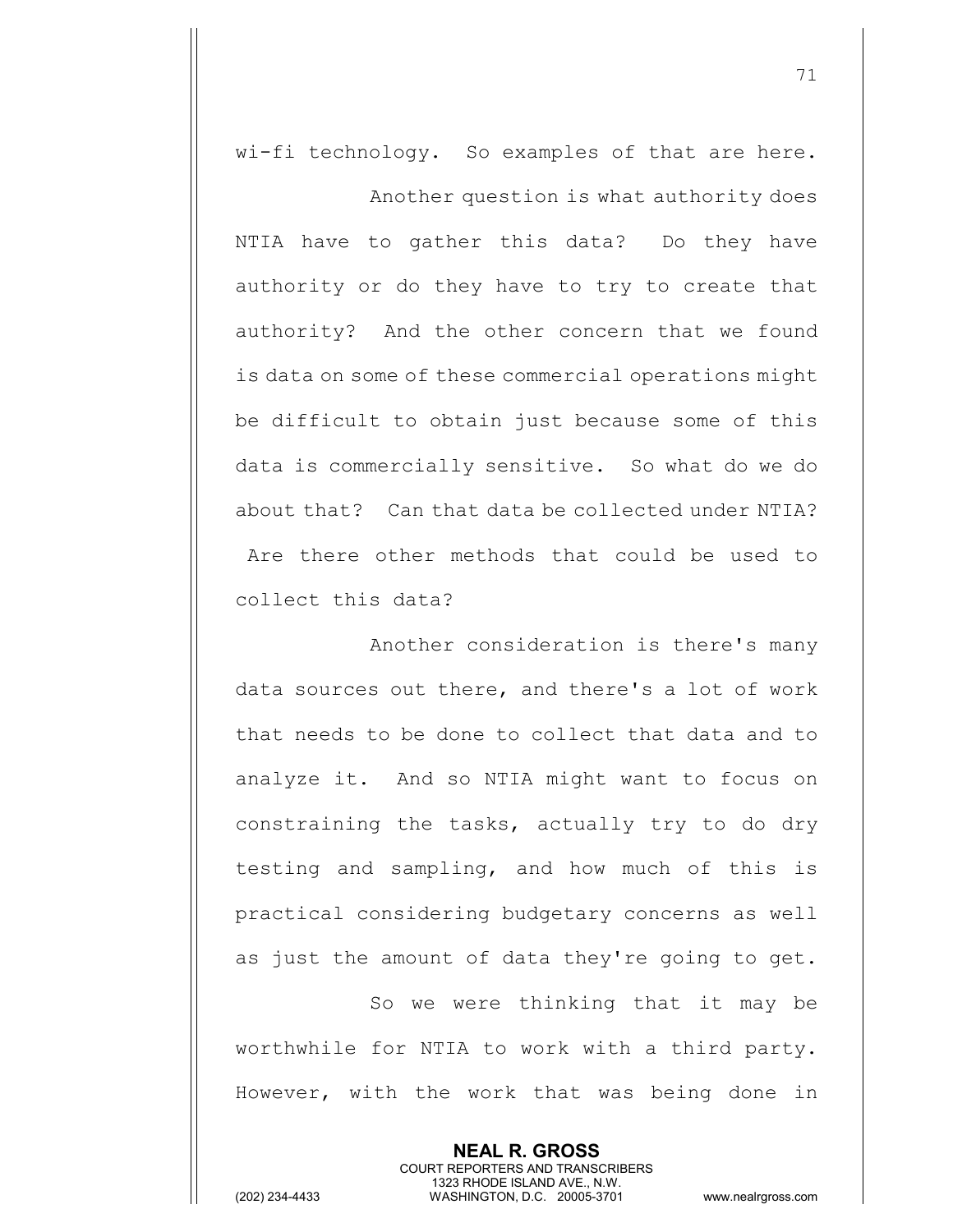wi-fi technology. So examples of that are here.

Another question is what authority does NTIA have to gather this data? Do they have authority or do they have to try to create that authority? And the other concern that we found is data on some of these commercial operations might be difficult to obtain just because some of this data is commercially sensitive. So what do we do about that? Can that data be collected under NTIA? Are there other methods that could be used to collect this data?

Another consideration is there's many data sources out there, and there's a lot of work that needs to be done to collect that data and to analyze it. And so NTIA might want to focus on constraining the tasks, actually try to do dry testing and sampling, and how much of this is practical considering budgetary concerns as well as just the amount of data they're going to get.

So we were thinking that it may be worthwhile for NTIA to work with a third party. However, with the work that was being done in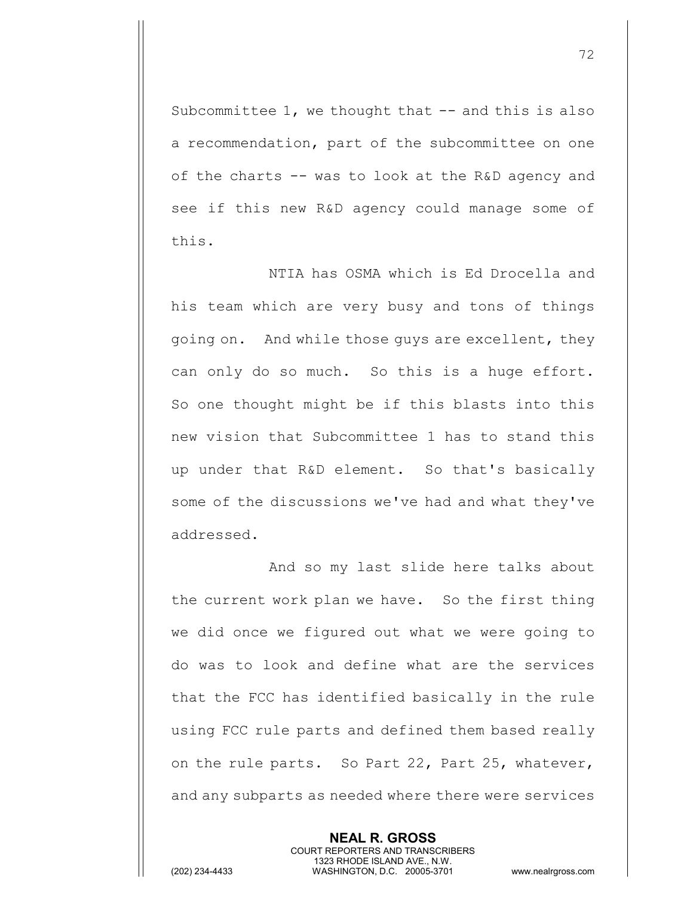Subcommittee 1, we thought that -- and this is also a recommendation, part of the subcommittee on one of the charts -- was to look at the R&D agency and see if this new R&D agency could manage some of this.

NTIA has OSMA which is Ed Drocella and his team which are very busy and tons of things going on. And while those guys are excellent, they can only do so much. So this is a huge effort. So one thought might be if this blasts into this new vision that Subcommittee 1 has to stand this up under that R&D element. So that's basically some of the discussions we've had and what they've addressed.

And so my last slide here talks about the current work plan we have. So the first thing we did once we figured out what we were going to do was to look and define what are the services that the FCC has identified basically in the rule using FCC rule parts and defined them based really on the rule parts. So Part 22, Part 25, whatever, and any subparts as needed where there were services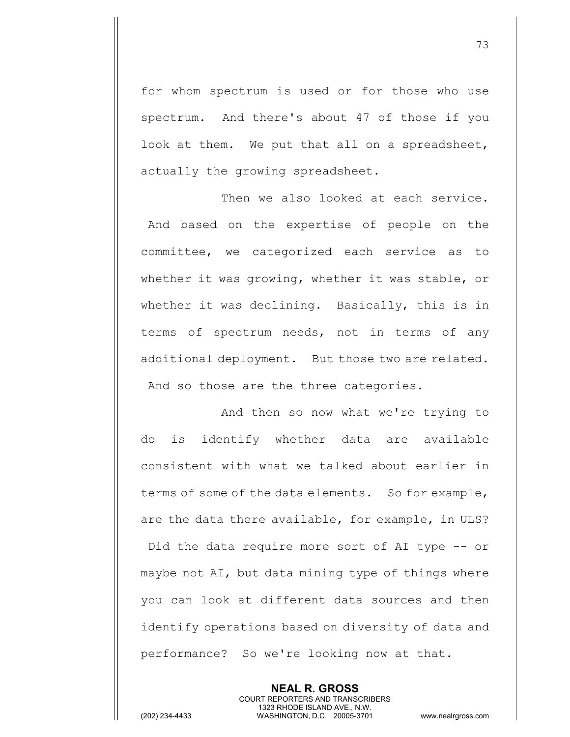for whom spectrum is used or for those who use spectrum. And there's about 47 of those if you look at them. We put that all on a spreadsheet, actually the growing spreadsheet.

Then we also looked at each service. And based on the expertise of people on the committee, we categorized each service as to whether it was growing, whether it was stable, or whether it was declining. Basically, this is in terms of spectrum needs, not in terms of any additional deployment. But those two are related. And so those are the three categories.

And then so now what we're trying to do is identify whether data are available consistent with what we talked about earlier in terms of some of the data elements. So for example, are the data there available, for example, in ULS? Did the data require more sort of AI type -- or maybe not AI, but data mining type of things where you can look at different data sources and then identify operations based on diversity of data and performance? So we're looking now at that.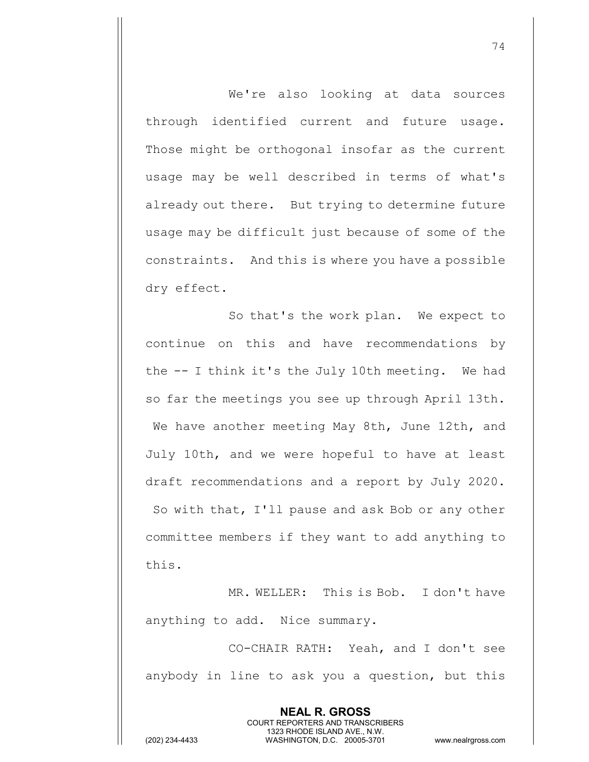We're also looking at data sources through identified current and future usage. Those might be orthogonal insofar as the current usage may be well described in terms of what's already out there. But trying to determine future usage may be difficult just because of some of the constraints. And this is where you have a possible dry effect.

So that's the work plan. We expect to continue on this and have recommendations by the -- I think it's the July 10th meeting. We had so far the meetings you see up through April 13th. We have another meeting May 8th, June 12th, and July 10th, and we were hopeful to have at least draft recommendations and a report by July 2020. So with that, I'll pause and ask Bob or any other committee members if they want to add anything to this.

MR. WELLER: This is Bob. I don't have anything to add. Nice summary.

CO-CHAIR RATH: Yeah, and I don't see anybody in line to ask you a question, but this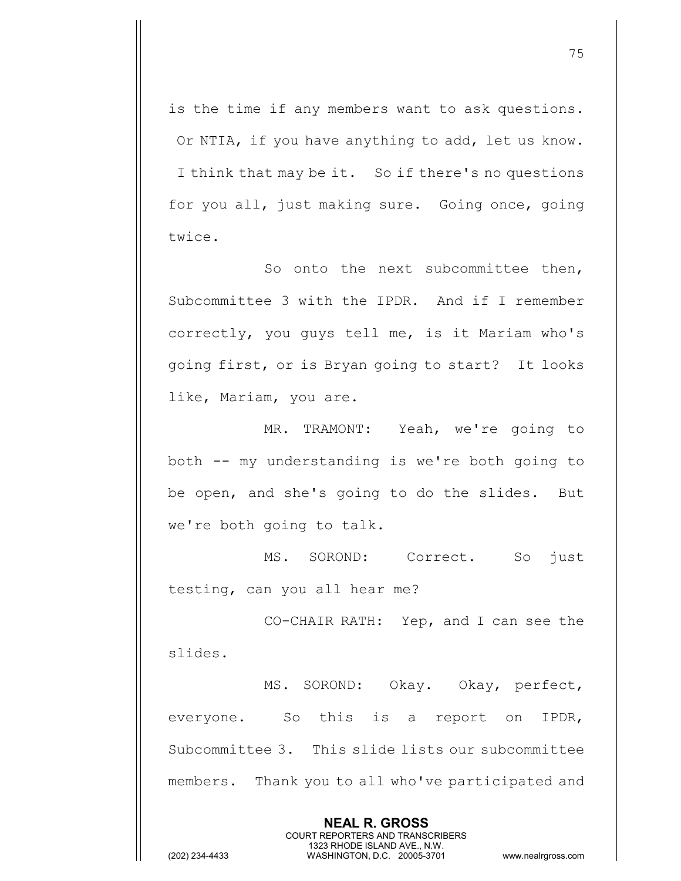is the time if any members want to ask questions. Or NTIA, if you have anything to add, let us know. I think that may be it. So if there's no questions for you all, just making sure. Going once, going twice.

So onto the next subcommittee then, Subcommittee 3 with the IPDR. And if I remember correctly, you guys tell me, is it Mariam who's going first, or is Bryan going to start? It looks like, Mariam, you are.

MR. TRAMONT: Yeah, we're going to both -- my understanding is we're both going to be open, and she's going to do the slides. But we're both going to talk.

MS. SOROND: Correct. So just testing, can you all hear me?

CO-CHAIR RATH: Yep, and I can see the slides.

MS. SOROND: Okay. Okay, perfect, everyone. So this is a report on IPDR, Subcommittee 3. This slide lists our subcommittee members. Thank you to all who've participated and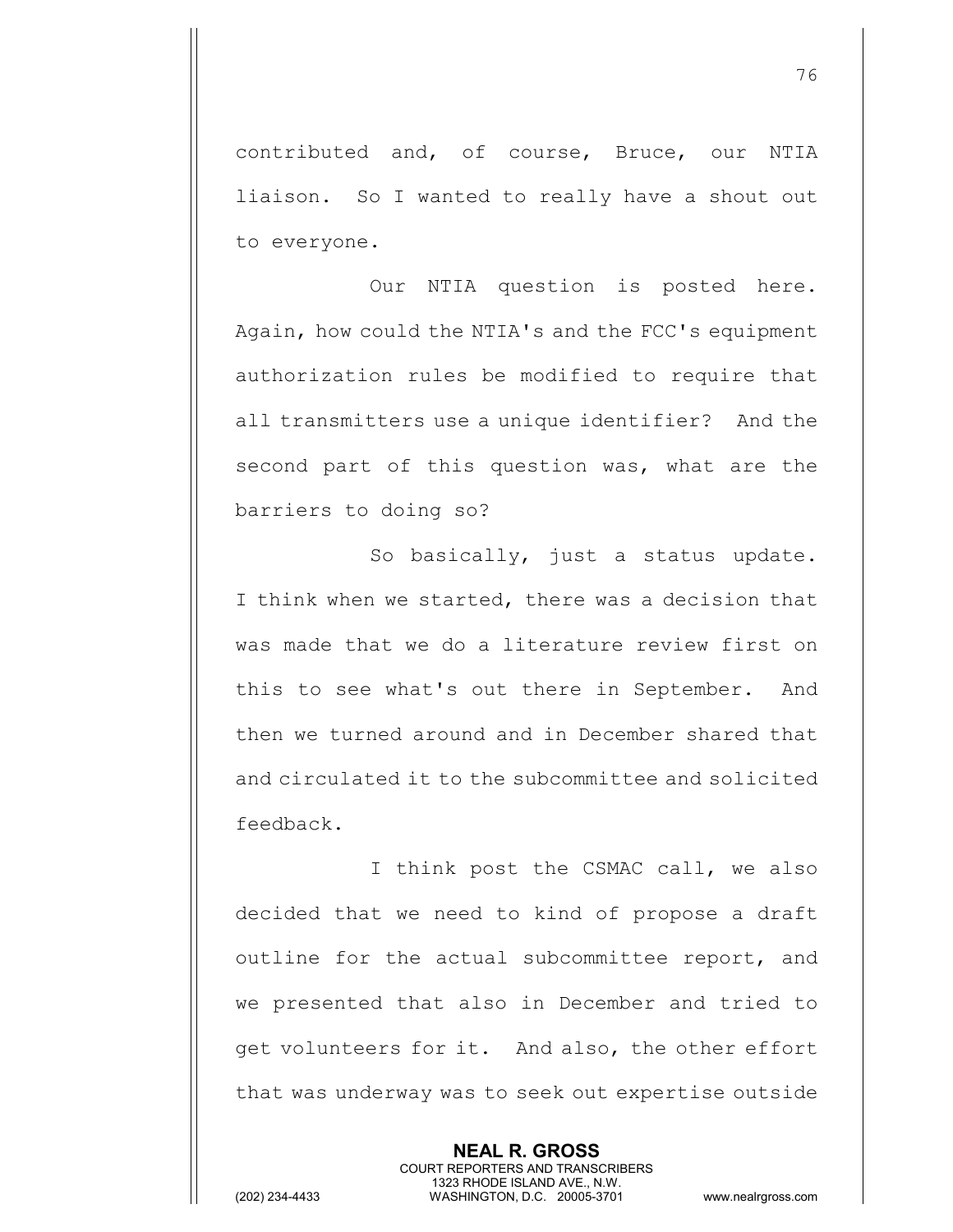contributed and, of course, Bruce, our NTIA liaison. So I wanted to really have a shout out to everyone.

Our NTIA question is posted here. Again, how could the NTIA's and the FCC's equipment authorization rules be modified to require that all transmitters use a unique identifier? And the second part of this question was, what are the barriers to doing so?

So basically, just a status update. I think when we started, there was a decision that was made that we do a literature review first on this to see what's out there in September. And then we turned around and in December shared that and circulated it to the subcommittee and solicited feedback.

I think post the CSMAC call, we also decided that we need to kind of propose a draft outline for the actual subcommittee report, and we presented that also in December and tried to get volunteers for it. And also, the other effort that was underway was to seek out expertise outside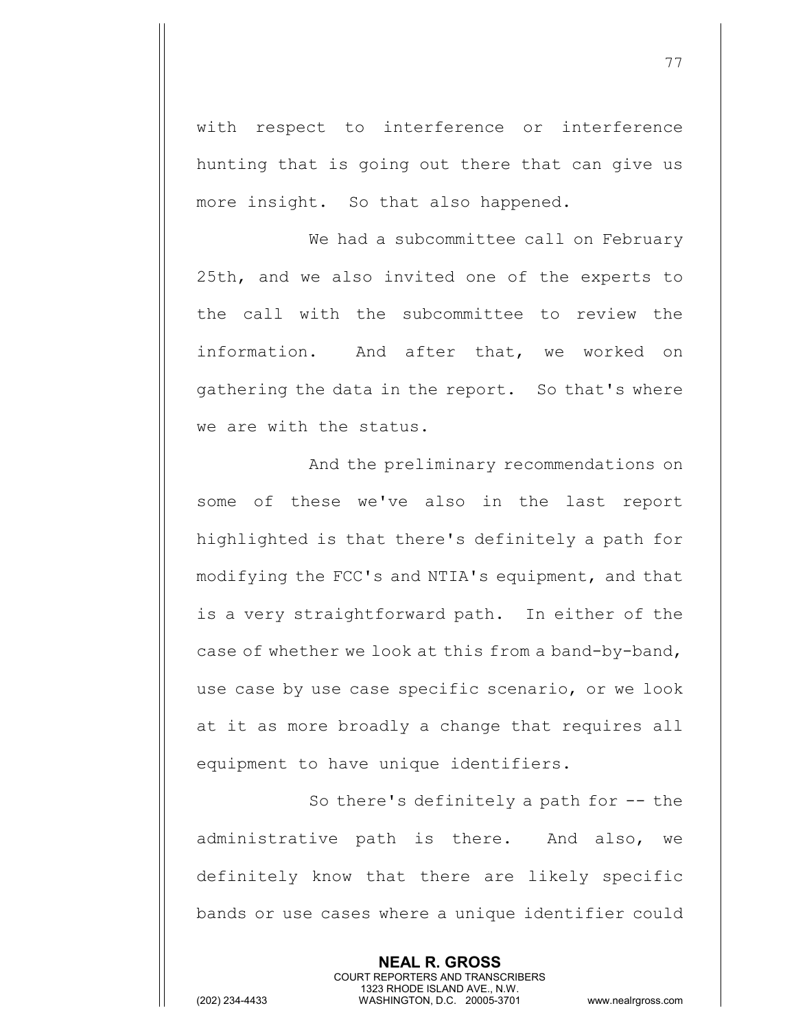with respect to interference or interference hunting that is going out there that can give us more insight. So that also happened.

We had a subcommittee call on February 25th, and we also invited one of the experts to the call with the subcommittee to review the information. And after that, we worked on gathering the data in the report. So that's where we are with the status.

And the preliminary recommendations on some of these we've also in the last report highlighted is that there's definitely a path for modifying the FCC's and NTIA's equipment, and that is a very straightforward path. In either of the case of whether we look at this from a band-by-band, use case by use case specific scenario, or we look at it as more broadly a change that requires all equipment to have unique identifiers.

So there's definitely a path for -- the administrative path is there. And also, we definitely know that there are likely specific bands or use cases where a unique identifier could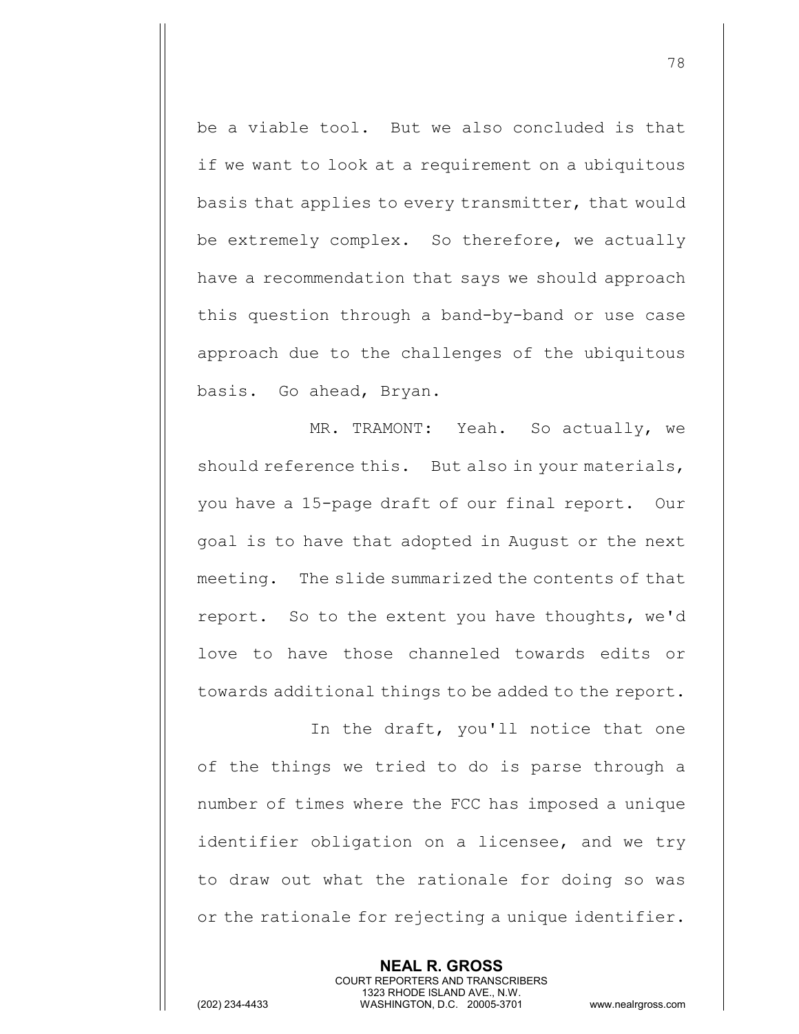be a viable tool. But we also concluded is that if we want to look at a requirement on a ubiquitous basis that applies to every transmitter, that would be extremely complex. So therefore, we actually have a recommendation that says we should approach this question through a band-by-band or use case approach due to the challenges of the ubiquitous basis. Go ahead, Bryan.

MR. TRAMONT: Yeah. So actually, we should reference this. But also in your materials, you have a 15-page draft of our final report. Our goal is to have that adopted in August or the next meeting. The slide summarized the contents of that report. So to the extent you have thoughts, we'd love to have those channeled towards edits or towards additional things to be added to the report.

In the draft, you'll notice that one of the things we tried to do is parse through a number of times where the FCC has imposed a unique identifier obligation on a licensee, and we try to draw out what the rationale for doing so was or the rationale for rejecting a unique identifier.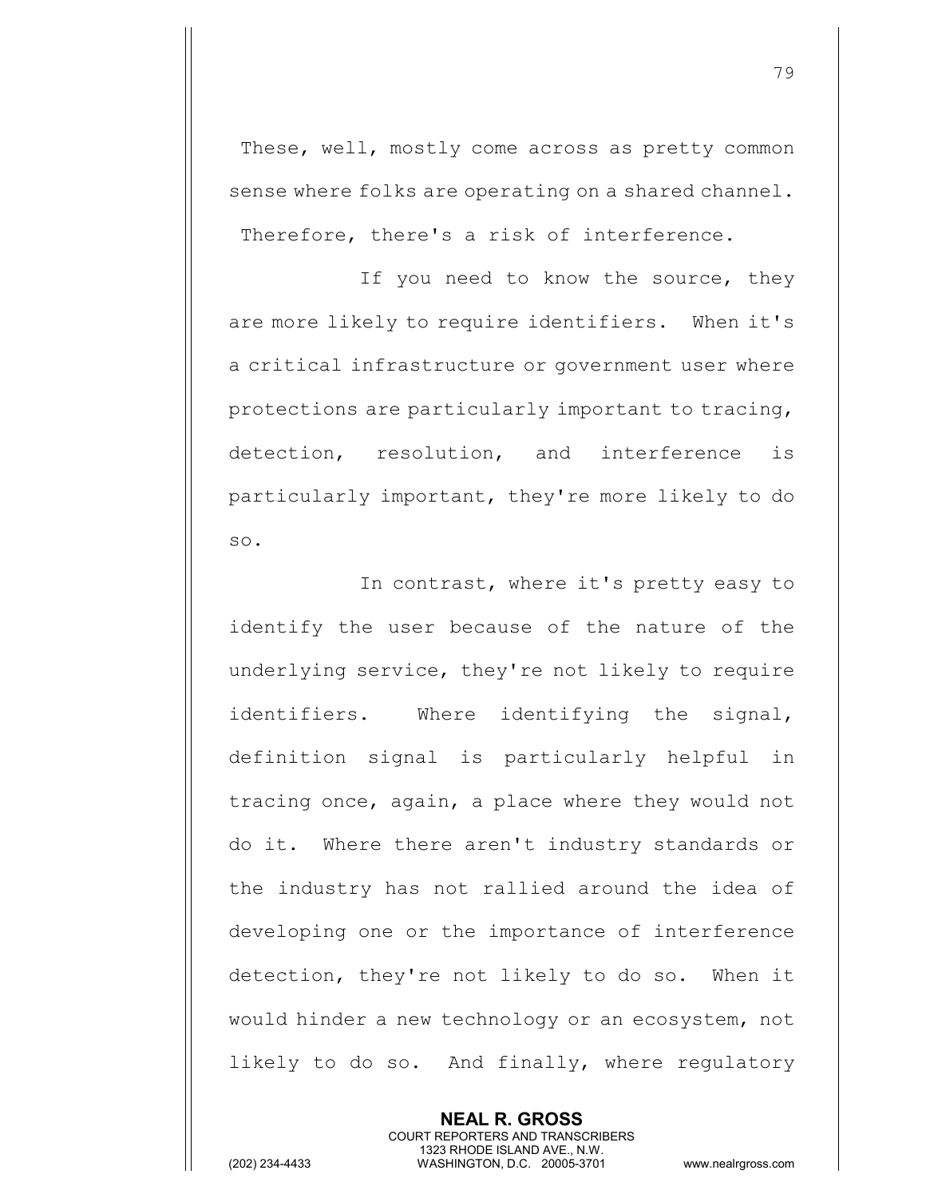These, well, mostly come across as pretty common sense where folks are operating on a shared channel. Therefore, there's a risk of interference.

If you need to know the source, they are more likely to require identifiers. When it's a critical infrastructure or government user where protections are particularly important to tracing, detection, resolution, and interference is particularly important, they're more likely to do so.

In contrast, where it's pretty easy to identify the user because of the nature of the underlying service, they're not likely to require identifiers. Where identifying the signal, definition signal is particularly helpful in tracing once, again, a place where they would not do it. Where there aren't industry standards or the industry has not rallied around the idea of developing one or the importance of interference detection, they're not likely to do so. When it would hinder a new technology or an ecosystem, not likely to do so. And finally, where regulatory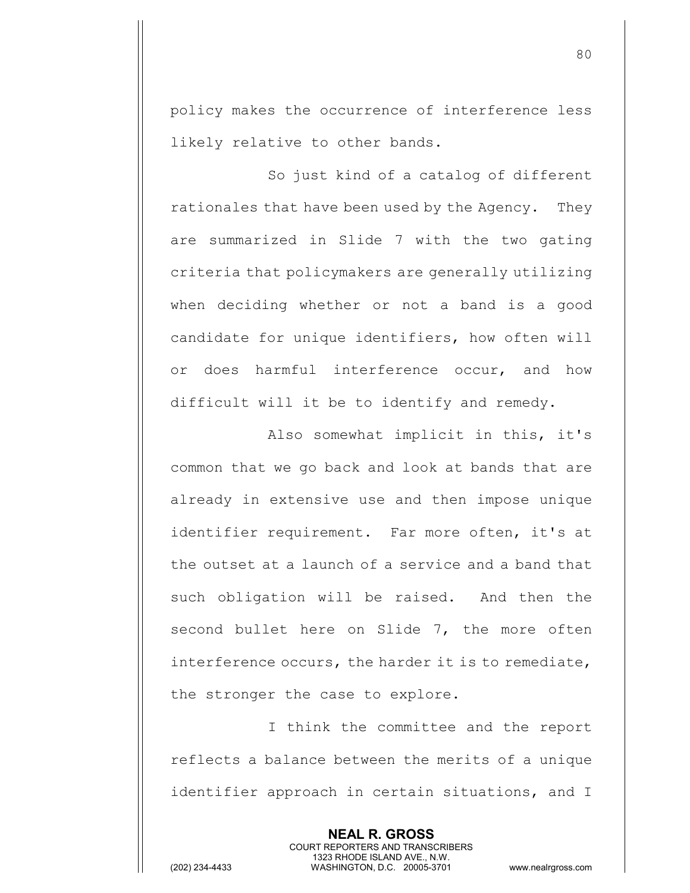policy makes the occurrence of interference less likely relative to other bands.

So just kind of a catalog of different rationales that have been used by the Agency. They are summarized in Slide 7 with the two gating criteria that policymakers are generally utilizing when deciding whether or not a band is a good candidate for unique identifiers, how often will or does harmful interference occur, and how difficult will it be to identify and remedy.

Also somewhat implicit in this, it's common that we go back and look at bands that are already in extensive use and then impose unique identifier requirement. Far more often, it's at the outset at a launch of a service and a band that such obligation will be raised. And then the second bullet here on Slide 7, the more often interference occurs, the harder it is to remediate, the stronger the case to explore.

I think the committee and the report reflects a balance between the merits of a unique identifier approach in certain situations, and I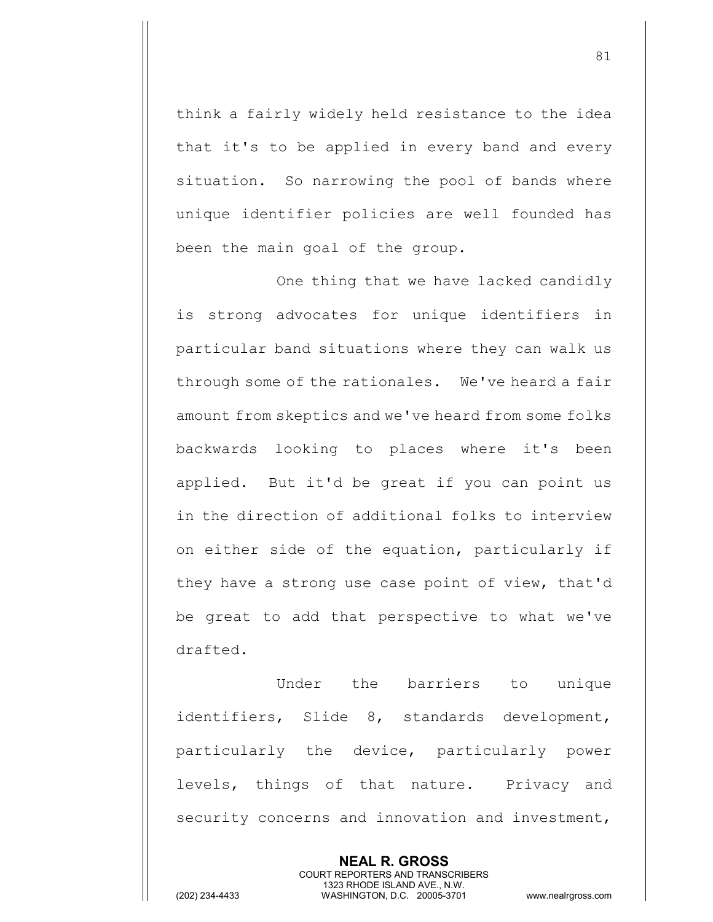think a fairly widely held resistance to the idea that it's to be applied in every band and every situation. So narrowing the pool of bands where unique identifier policies are well founded has been the main goal of the group.

One thing that we have lacked candidly is strong advocates for unique identifiers in particular band situations where they can walk us through some of the rationales. We've heard a fair amount from skeptics and we've heard from some folks backwards looking to places where it's been applied. But it'd be great if you can point us in the direction of additional folks to interview on either side of the equation, particularly if they have a strong use case point of view, that'd be great to add that perspective to what we've drafted.

Under the barriers to unique identifiers, Slide 8, standards development, particularly the device, particularly power levels, things of that nature. Privacy and security concerns and innovation and investment,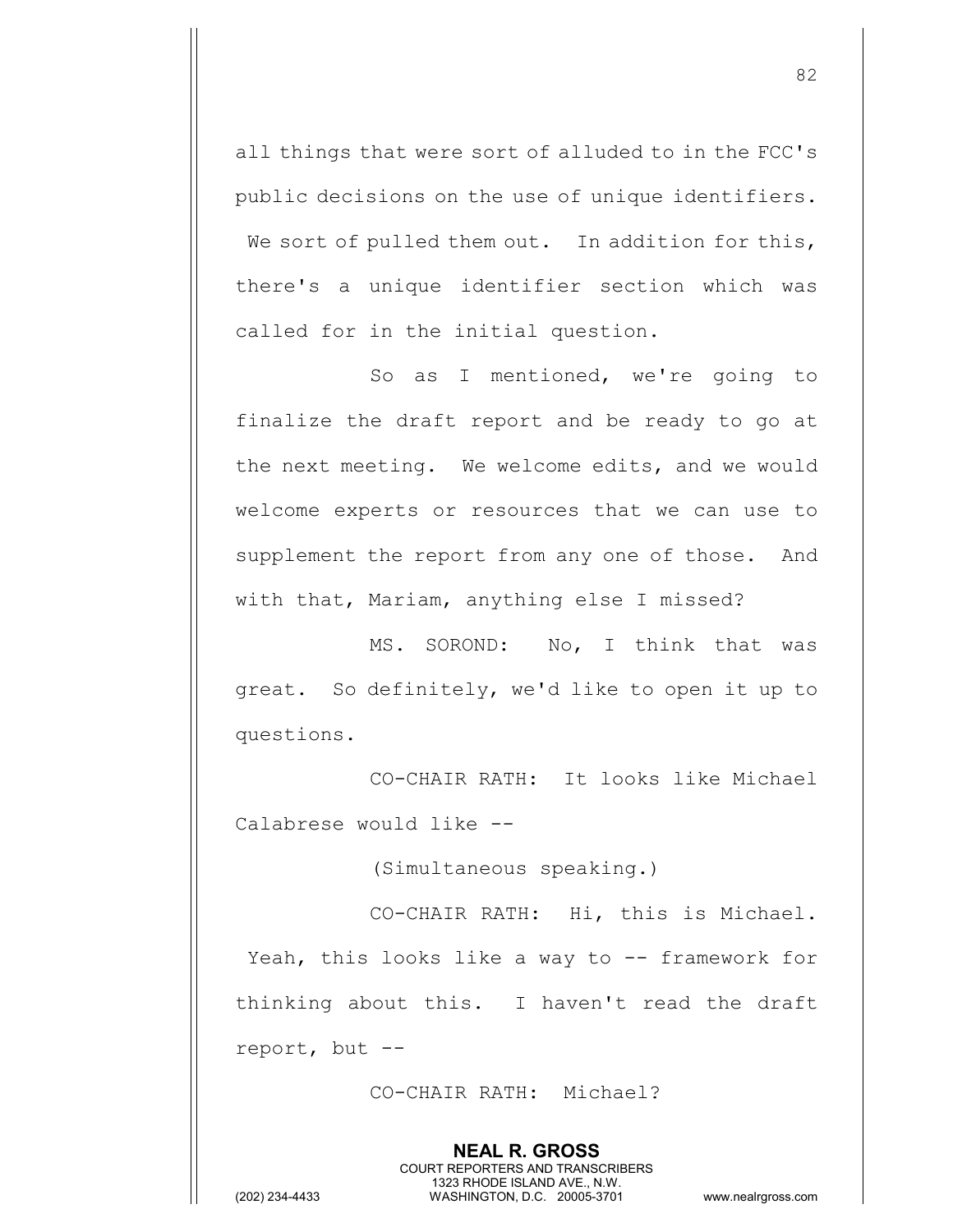all things that were sort of alluded to in the FCC's public decisions on the use of unique identifiers. We sort of pulled them out. In addition for this, there's a unique identifier section which was called for in the initial question.

So as I mentioned, we're going to finalize the draft report and be ready to go at the next meeting. We welcome edits, and we would welcome experts or resources that we can use to supplement the report from any one of those. And with that, Mariam, anything else I missed?

MS. SOROND: No, I think that was great. So definitely, we'd like to open it up to questions.

CO-CHAIR RATH: It looks like Michael Calabrese would like --

(Simultaneous speaking.)

CO-CHAIR RATH: Hi, this is Michael. Yeah, this looks like a way to -- framework for thinking about this. I haven't read the draft report, but --

CO-CHAIR RATH: Michael?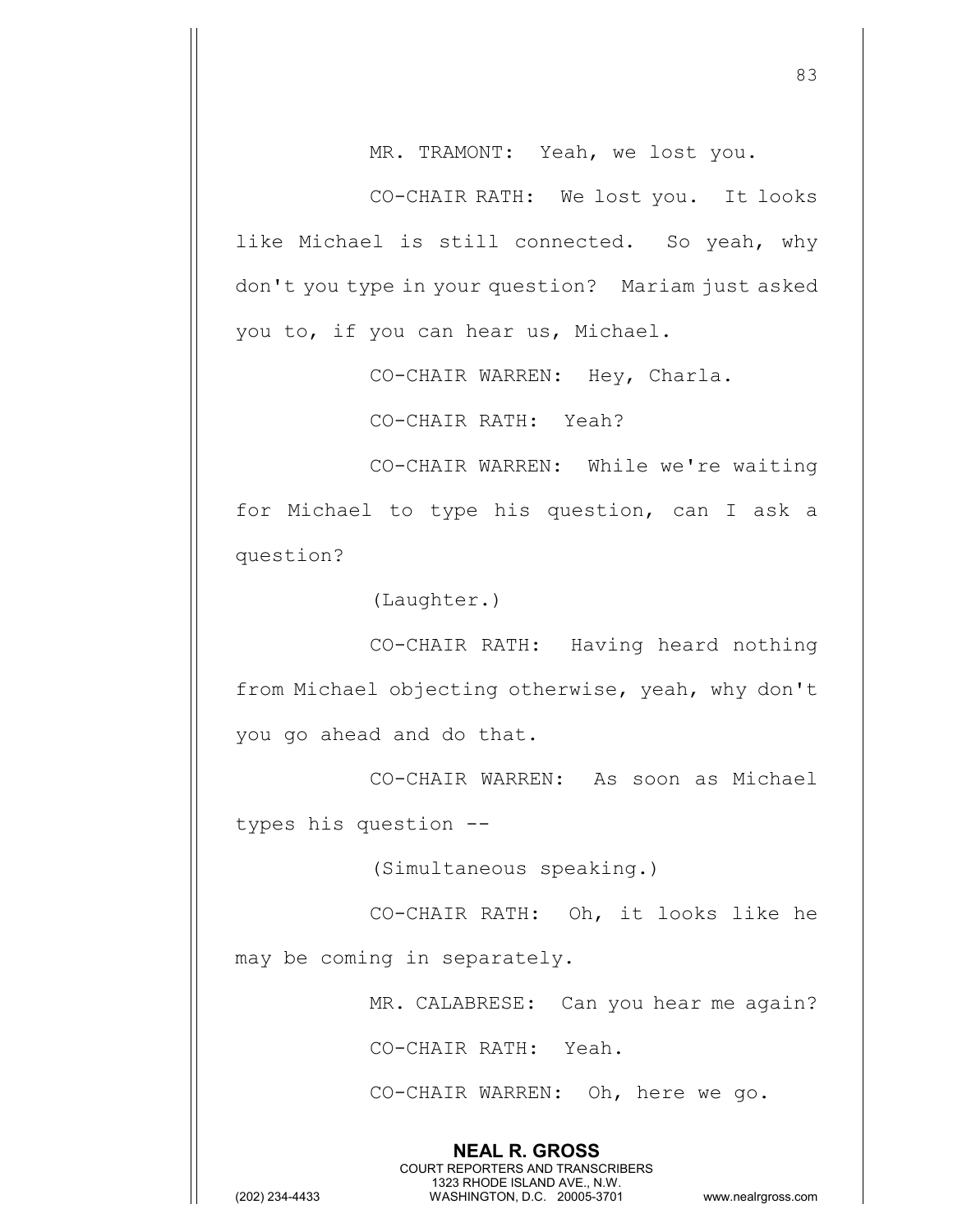MR. TRAMONT: Yeah, we lost you.

CO-CHAIR RATH: We lost you. It looks like Michael is still connected. So yeah, why don't you type in your question? Mariam just asked you to, if you can hear us, Michael.

CO-CHAIR WARREN: Hey, Charla.

CO-CHAIR RATH: Yeah?

CO-CHAIR WARREN: While we're waiting for Michael to type his question, can I ask a question?

(Laughter.)

CO-CHAIR RATH: Having heard nothing from Michael objecting otherwise, yeah, why don't you go ahead and do that.

CO-CHAIR WARREN: As soon as Michael types his question --

(Simultaneous speaking.)

CO-CHAIR RATH: Oh, it looks like he may be coming in separately.

MR. CALABRESE: Can you hear me again?

CO-CHAIR RATH: Yeah.

CO-CHAIR WARREN: Oh, here we go.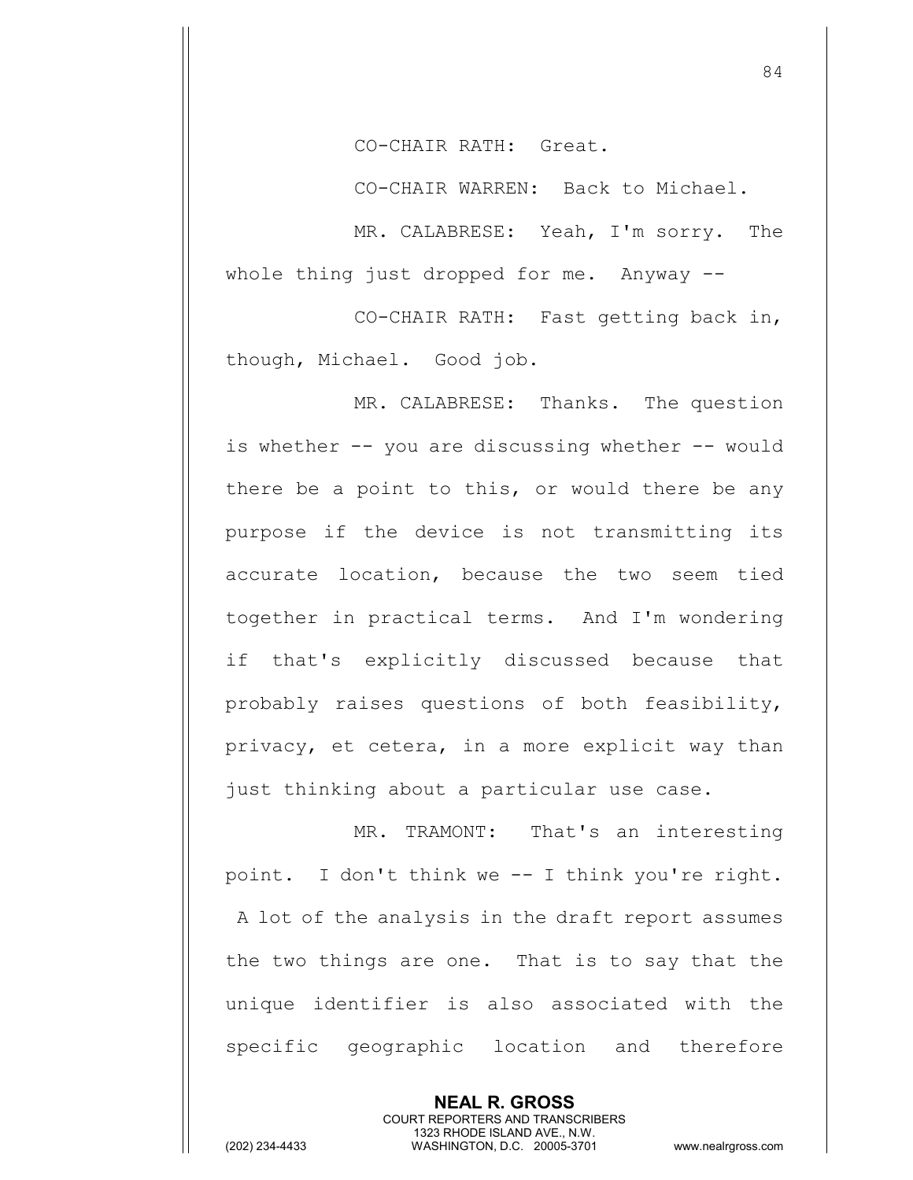CO-CHAIR RATH: Great.

CO-CHAIR WARREN: Back to Michael.

MR. CALABRESE: Yeah, I'm sorry. The whole thing just dropped for me. Anyway --

CO-CHAIR RATH: Fast getting back in, though, Michael. Good job.

MR. CALABRESE: Thanks. The question is whether -- you are discussing whether -- would there be a point to this, or would there be any purpose if the device is not transmitting its accurate location, because the two seem tied together in practical terms. And I'm wondering if that's explicitly discussed because that probably raises questions of both feasibility, privacy, et cetera, in a more explicit way than just thinking about a particular use case.

MR. TRAMONT: That's an interesting point. I don't think we -- I think you're right. A lot of the analysis in the draft report assumes the two things are one. That is to say that the unique identifier is also associated with the specific geographic location and therefore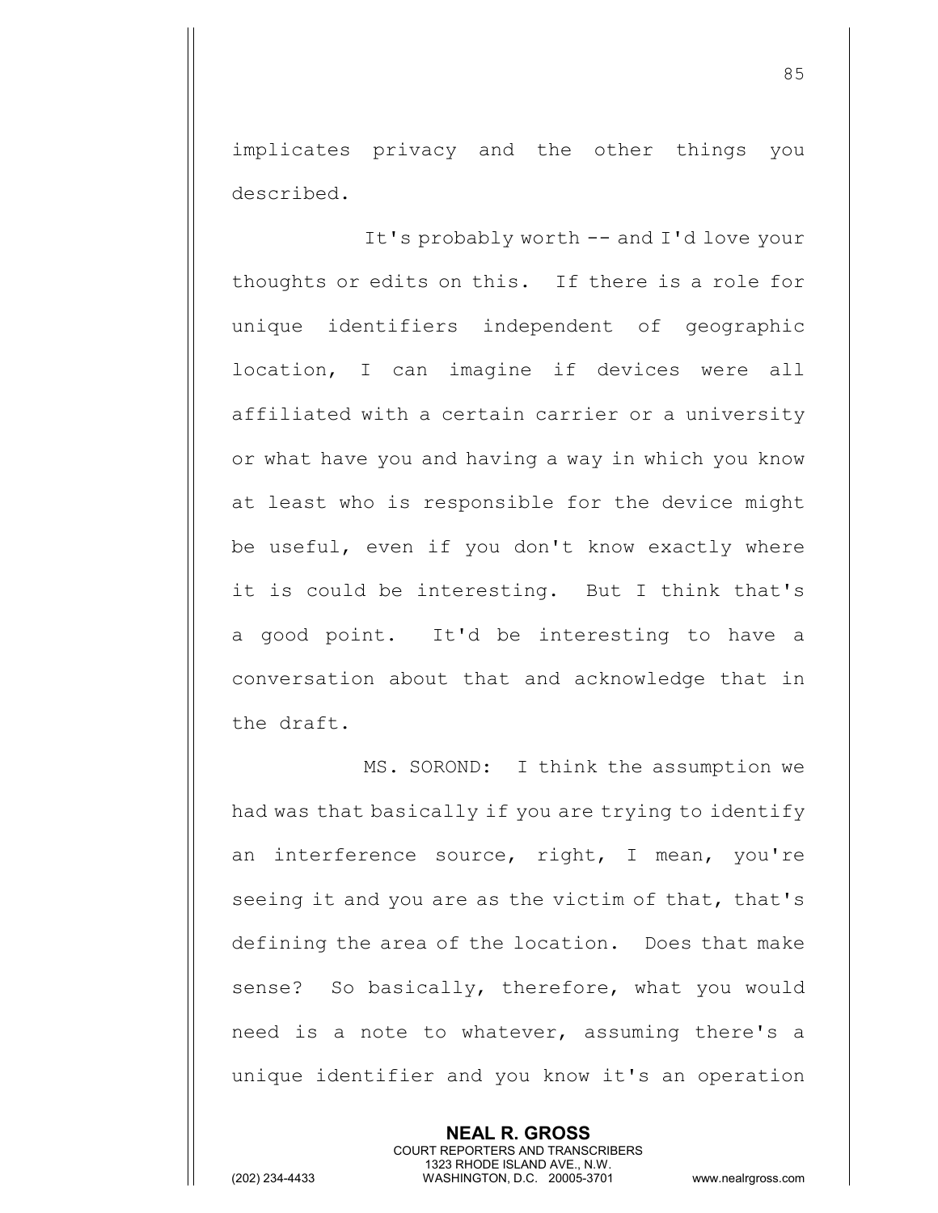implicates privacy and the other things you described.

It's probably worth -- and I'd love your thoughts or edits on this. If there is a role for unique identifiers independent of geographic location, I can imagine if devices were all affiliated with a certain carrier or a university or what have you and having a way in which you know at least who is responsible for the device might be useful, even if you don't know exactly where it is could be interesting. But I think that's a good point. It'd be interesting to have a conversation about that and acknowledge that in the draft.

MS. SOROND: I think the assumption we had was that basically if you are trying to identify an interference source, right, I mean, you're seeing it and you are as the victim of that, that's defining the area of the location. Does that make sense? So basically, therefore, what you would need is a note to whatever, assuming there's a unique identifier and you know it's an operation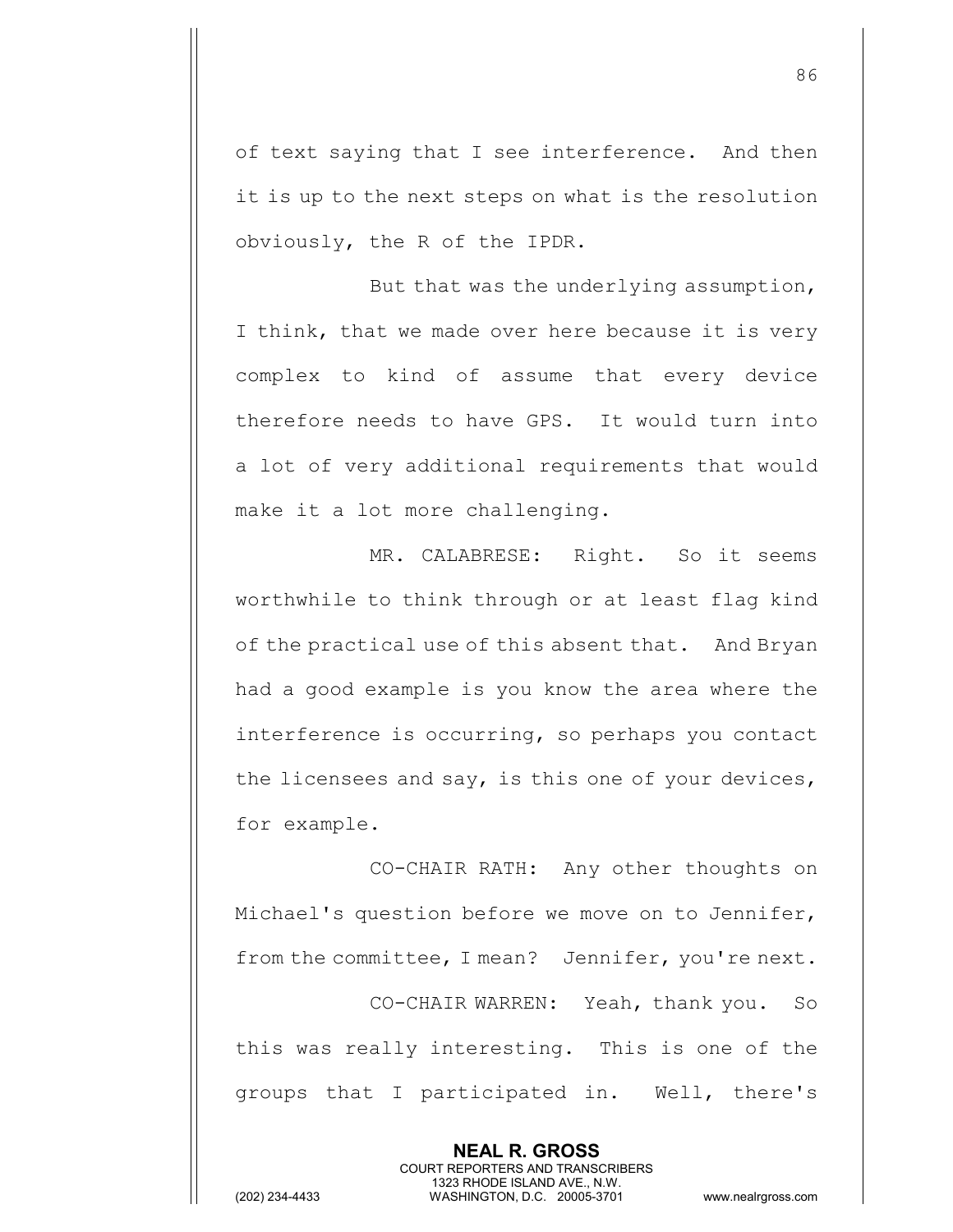of text saying that I see interference. And then it is up to the next steps on what is the resolution obviously, the R of the IPDR.

But that was the underlying assumption, I think, that we made over here because it is very complex to kind of assume that every device therefore needs to have GPS. It would turn into a lot of very additional requirements that would make it a lot more challenging.

MR. CALABRESE: Right. So it seems worthwhile to think through or at least flag kind of the practical use of this absent that. And Bryan had a good example is you know the area where the interference is occurring, so perhaps you contact the licensees and say, is this one of your devices, for example.

CO-CHAIR RATH: Any other thoughts on Michael's question before we move on to Jennifer, from the committee, I mean? Jennifer, you're next.

CO-CHAIR WARREN: Yeah, thank you. So this was really interesting. This is one of the groups that I participated in. Well, there's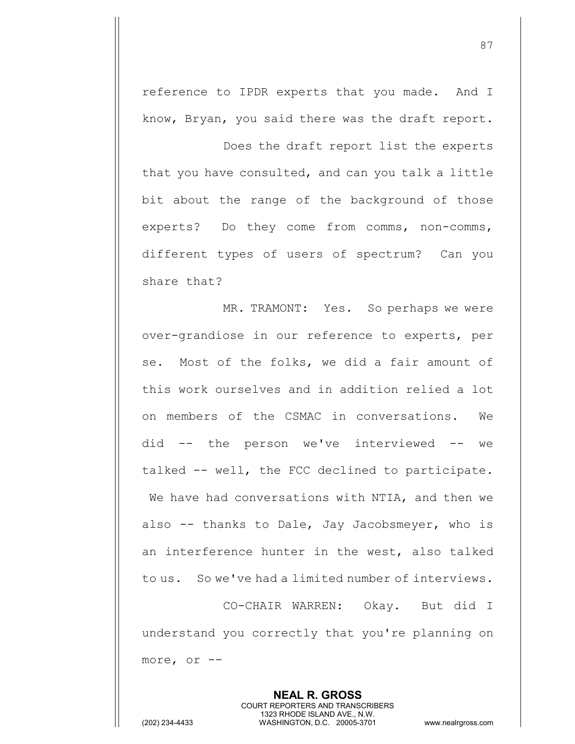reference to IPDR experts that you made. And I know, Bryan, you said there was the draft report.

Does the draft report list the experts that you have consulted, and can you talk a little bit about the range of the background of those experts? Do they come from comms, non-comms, different types of users of spectrum? Can you share that?

MR. TRAMONT: Yes. So perhaps we were over-grandiose in our reference to experts, per se. Most of the folks, we did a fair amount of this work ourselves and in addition relied a lot on members of the CSMAC in conversations. We did -- the person we've interviewed -- we talked -- well, the FCC declined to participate. We have had conversations with NTIA, and then we also -- thanks to Dale, Jay Jacobsmeyer, who is an interference hunter in the west, also talked to us. So we've had a limited number of interviews.

CO-CHAIR WARREN: Okay. But did I understand you correctly that you're planning on more, or --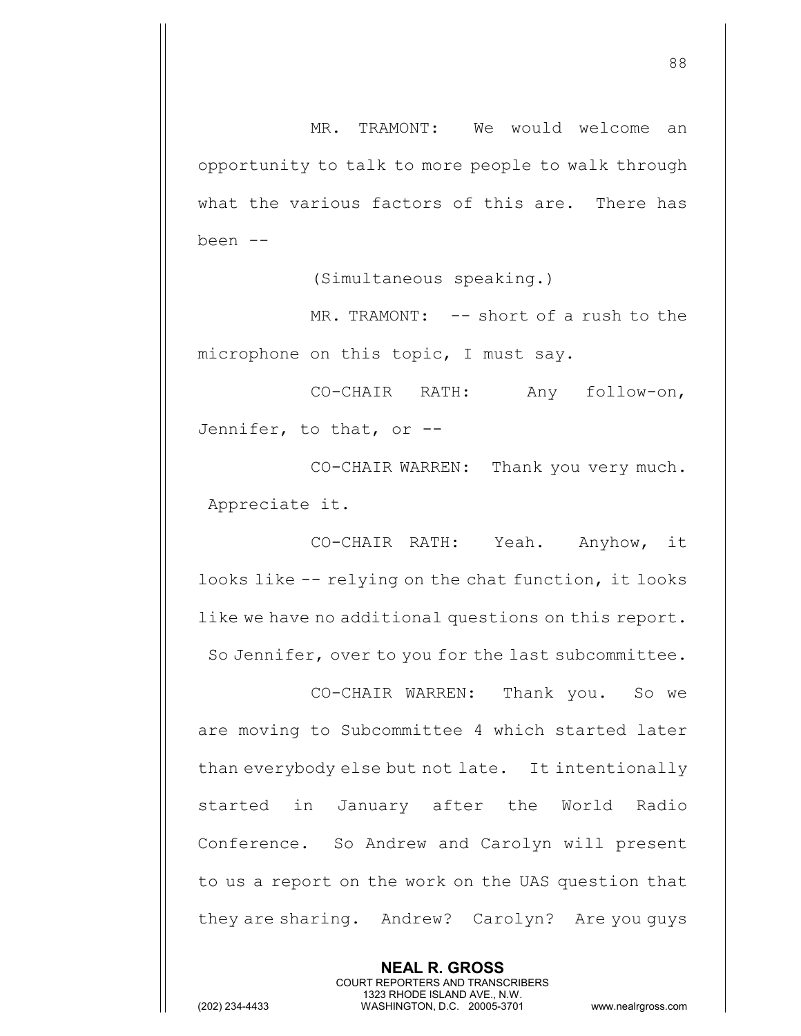MR. TRAMONT: We would welcome an opportunity to talk to more people to walk through what the various factors of this are. There has been --

(Simultaneous speaking.)

MR. TRAMONT: -- short of a rush to the microphone on this topic, I must say.

CO-CHAIR RATH: Any follow-on, Jennifer, to that, or --

CO-CHAIR WARREN: Thank you very much. Appreciate it.

CO-CHAIR RATH: Yeah. Anyhow, it looks like -- relying on the chat function, it looks like we have no additional questions on this report. So Jennifer, over to you for the last subcommittee.

CO-CHAIR WARREN: Thank you. So we are moving to Subcommittee 4 which started later than everybody else but not late. It intentionally started in January after the World Radio Conference. So Andrew and Carolyn will present to us a report on the work on the UAS question that they are sharing. Andrew? Carolyn? Are you guys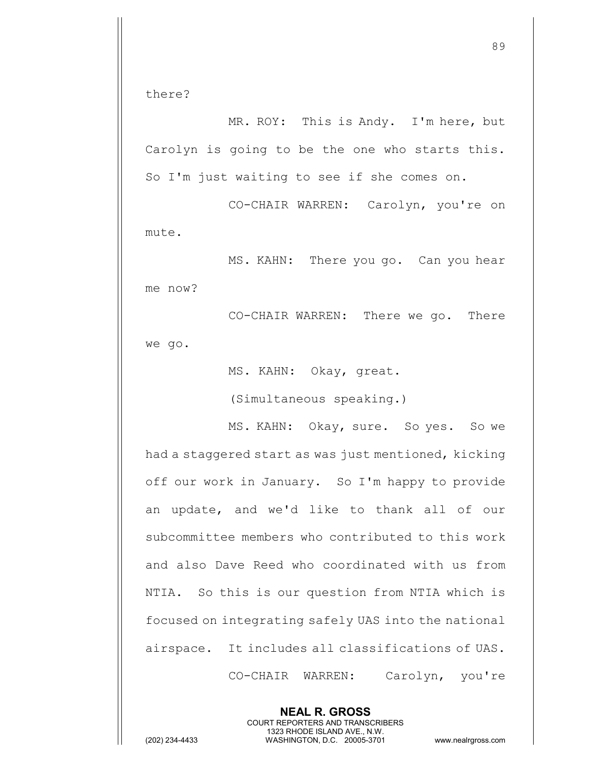there?

MR. ROY: This is Andy. I'm here, but Carolyn is going to be the one who starts this. So I'm just waiting to see if she comes on.

CO-CHAIR WARREN: Carolyn, you're on mute.

MS. KAHN: There you go. Can you hear me now?

CO-CHAIR WARREN: There we go. There we go.

MS. KAHN: Okay, great.

(Simultaneous speaking.)

MS. KAHN: Okay, sure. So yes. So we had a staggered start as was just mentioned, kicking off our work in January. So I'm happy to provide an update, and we'd like to thank all of our subcommittee members who contributed to this work and also Dave Reed who coordinated with us from NTIA. So this is our question from NTIA which is focused on integrating safely UAS into the national airspace. It includes all classifications of UAS.

CO-CHAIR WARREN: Carolyn, you're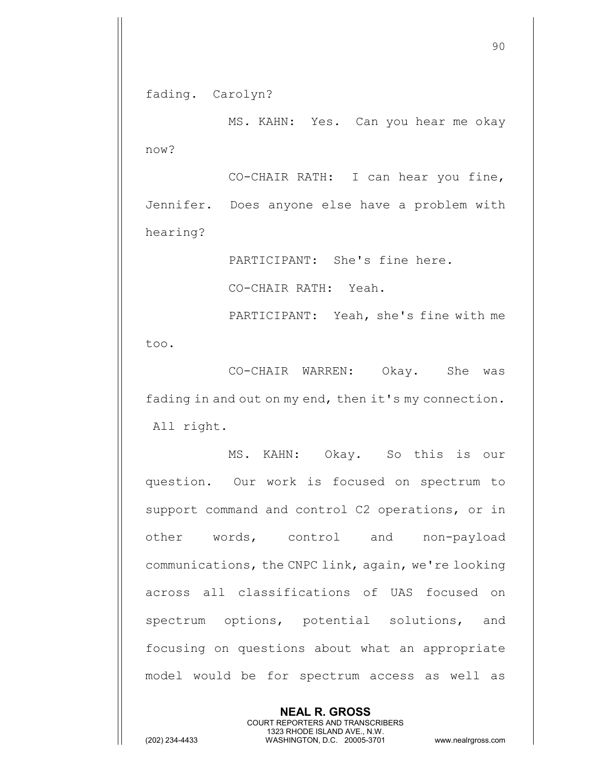fading. Carolyn?

MS. KAHN: Yes. Can you hear me okay now?

CO-CHAIR RATH: I can hear you fine, Jennifer. Does anyone else have a problem with hearing?

PARTICIPANT: She's fine here.

CO-CHAIR RATH: Yeah.

PARTICIPANT: Yeah, she's fine with me too.

CO-CHAIR WARREN: Okay. She was fading in and out on my end, then it's my connection. All right.

MS. KAHN: Okay. So this is our question. Our work is focused on spectrum to support command and control C2 operations, or in other words, control and non-payload communications, the CNPC link, again, we're looking across all classifications of UAS focused on spectrum options, potential solutions, and focusing on questions about what an appropriate model would be for spectrum access as well as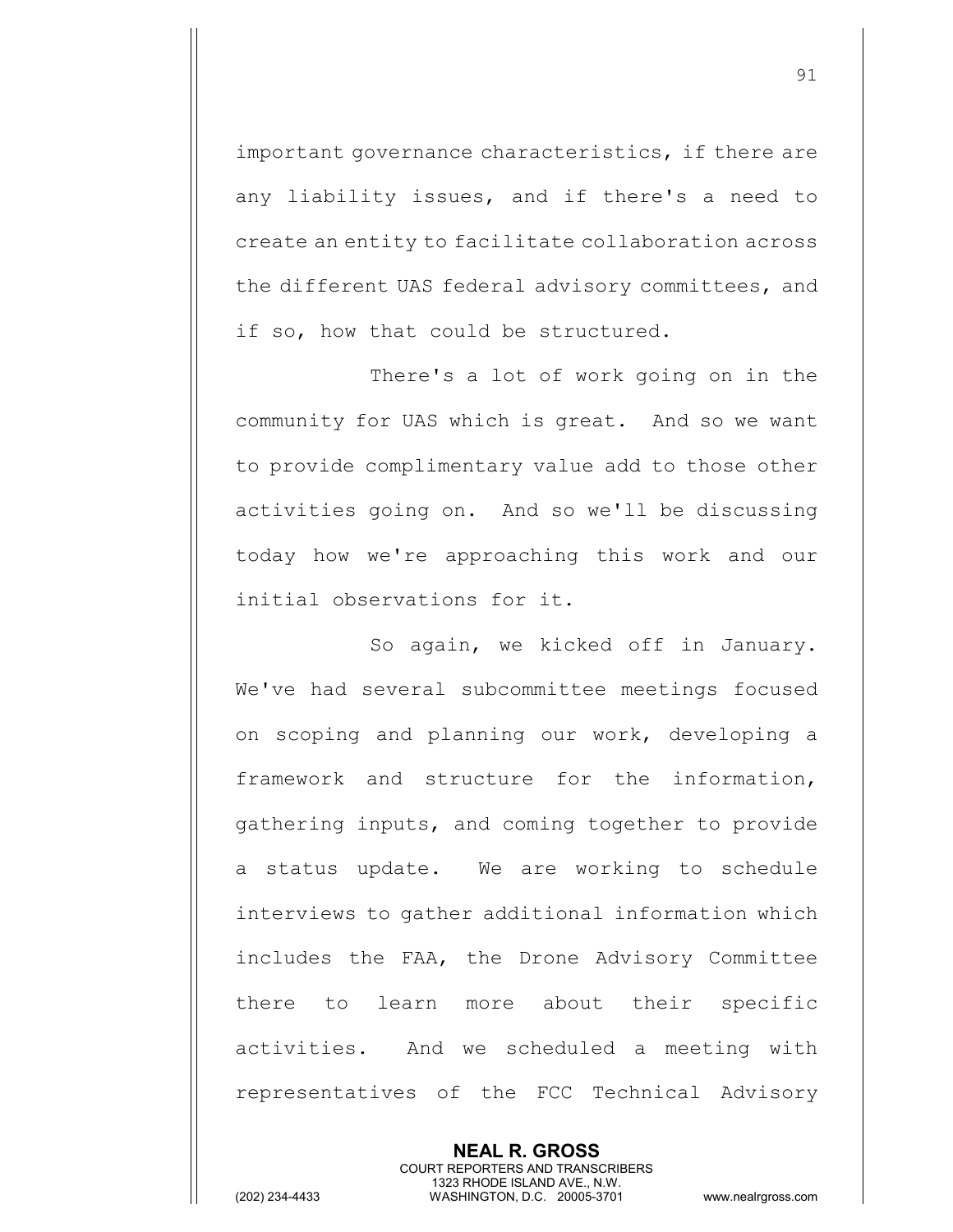important governance characteristics, if there are any liability issues, and if there's a need to create an entity to facilitate collaboration across the different UAS federal advisory committees, and if so, how that could be structured.

There's a lot of work going on in the community for UAS which is great. And so we want to provide complimentary value add to those other activities going on. And so we'll be discussing today how we're approaching this work and our initial observations for it.

So again, we kicked off in January. We've had several subcommittee meetings focused on scoping and planning our work, developing a framework and structure for the information, gathering inputs, and coming together to provide a status update. We are working to schedule interviews to gather additional information which includes the FAA, the Drone Advisory Committee there to learn more about their specific activities. And we scheduled a meeting with representatives of the FCC Technical Advisory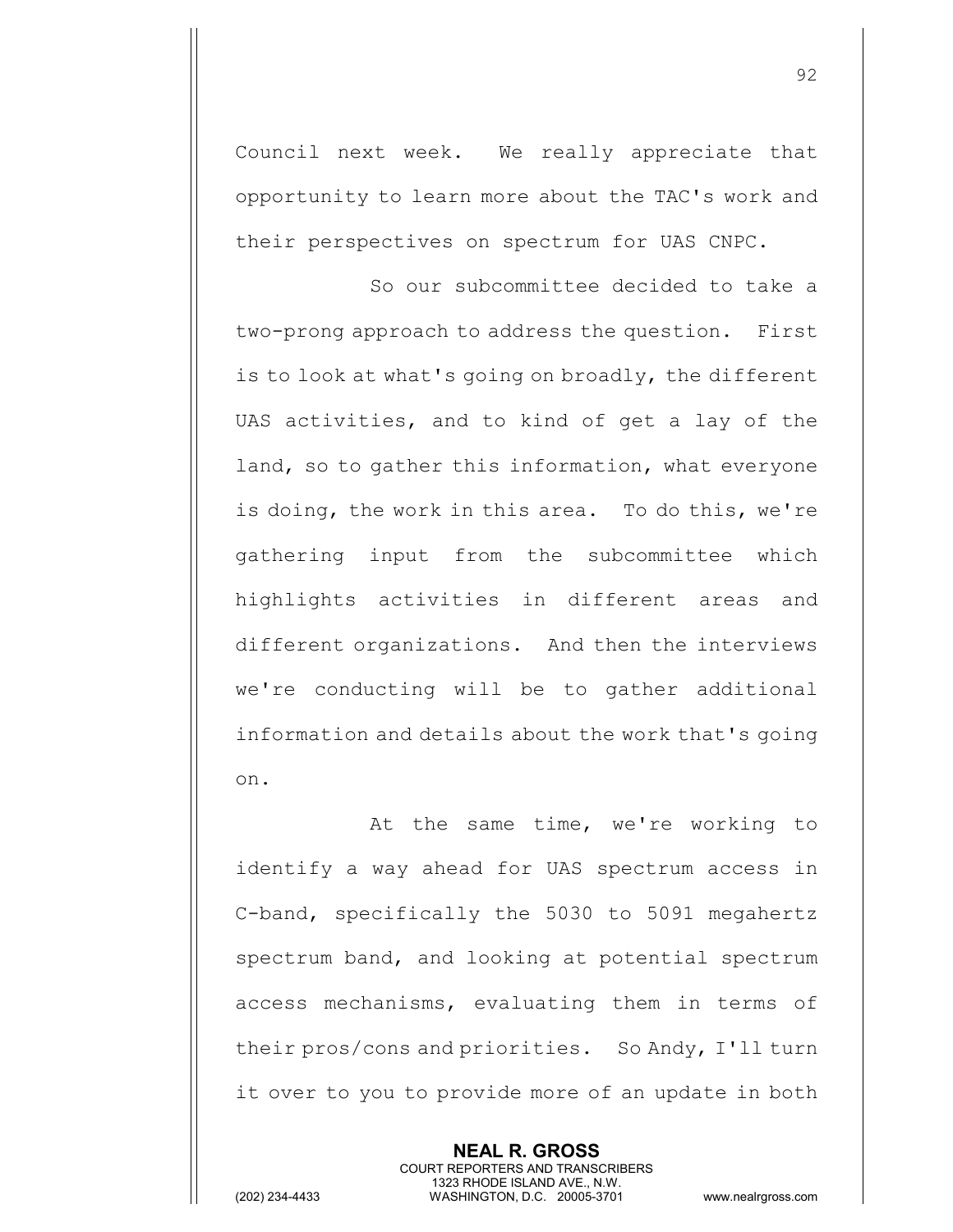Council next week. We really appreciate that opportunity to learn more about the TAC's work and their perspectives on spectrum for UAS CNPC.

So our subcommittee decided to take a two-prong approach to address the question. First is to look at what's going on broadly, the different UAS activities, and to kind of get a lay of the land, so to gather this information, what everyone is doing, the work in this area. To do this, we're gathering input from the subcommittee which highlights activities in different areas and different organizations. And then the interviews we're conducting will be to gather additional information and details about the work that's going on.

At the same time, we're working to identify a way ahead for UAS spectrum access in C-band, specifically the 5030 to 5091 megahertz spectrum band, and looking at potential spectrum access mechanisms, evaluating them in terms of their pros/cons and priorities. So Andy, I'll turn it over to you to provide more of an update in both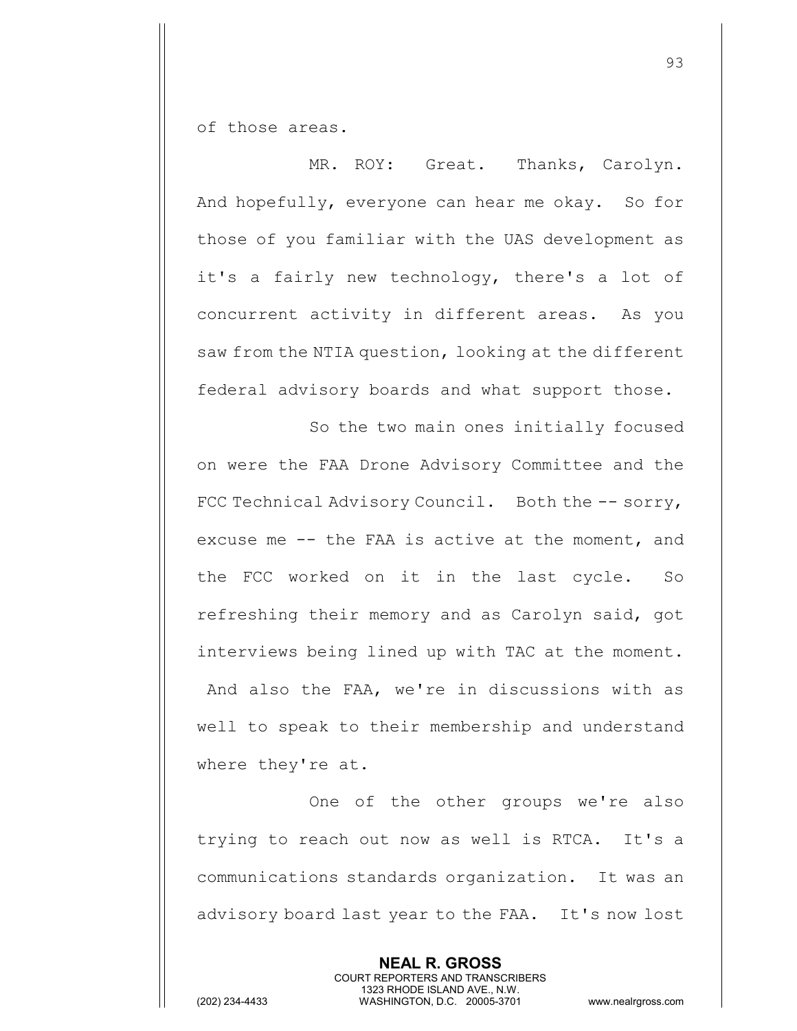of those areas.

MR. ROY: Great. Thanks, Carolyn. And hopefully, everyone can hear me okay. So for those of you familiar with the UAS development as it's a fairly new technology, there's a lot of concurrent activity in different areas. As you saw from the NTIA question, looking at the different federal advisory boards and what support those.

So the two main ones initially focused on were the FAA Drone Advisory Committee and the FCC Technical Advisory Council. Both the -- sorry, excuse me -- the FAA is active at the moment, and the FCC worked on it in the last cycle. So refreshing their memory and as Carolyn said, got interviews being lined up with TAC at the moment. And also the FAA, we're in discussions with as well to speak to their membership and understand where they're at.

One of the other groups we're also trying to reach out now as well is RTCA. It's a communications standards organization. It was an advisory board last year to the FAA. It's now lost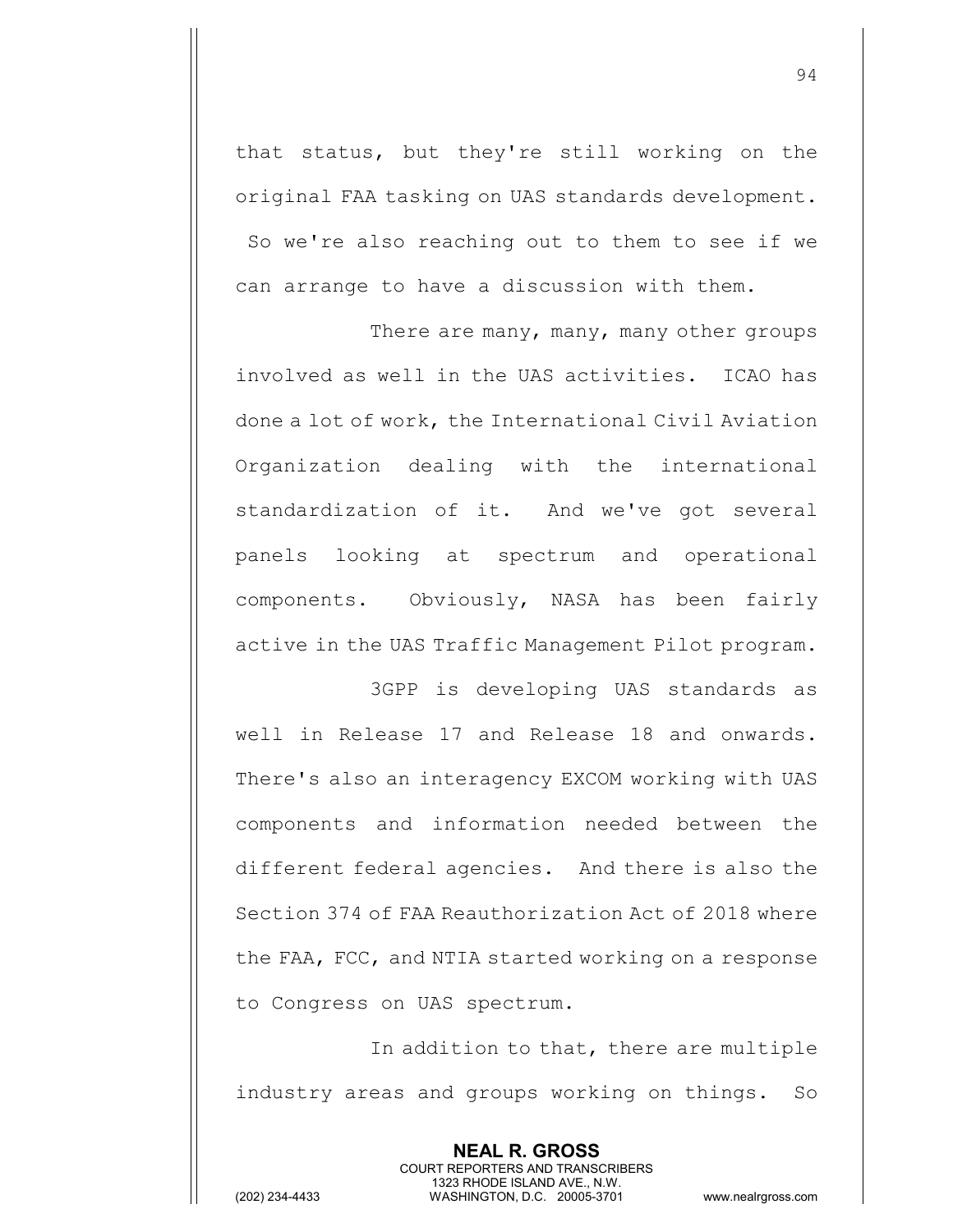that status, but they're still working on the original FAA tasking on UAS standards development. So we're also reaching out to them to see if we can arrange to have a discussion with them.

There are many, many, many other groups involved as well in the UAS activities. ICAO has done a lot of work, the International Civil Aviation Organization dealing with the international standardization of it. And we've got several panels looking at spectrum and operational components. Obviously, NASA has been fairly active in the UAS Traffic Management Pilot program.

3GPP is developing UAS standards as well in Release 17 and Release 18 and onwards. There's also an interagency EXCOM working with UAS components and information needed between the different federal agencies. And there is also the Section 374 of FAA Reauthorization Act of 2018 where the FAA, FCC, and NTIA started working on a response to Congress on UAS spectrum.

In addition to that, there are multiple industry areas and groups working on things. So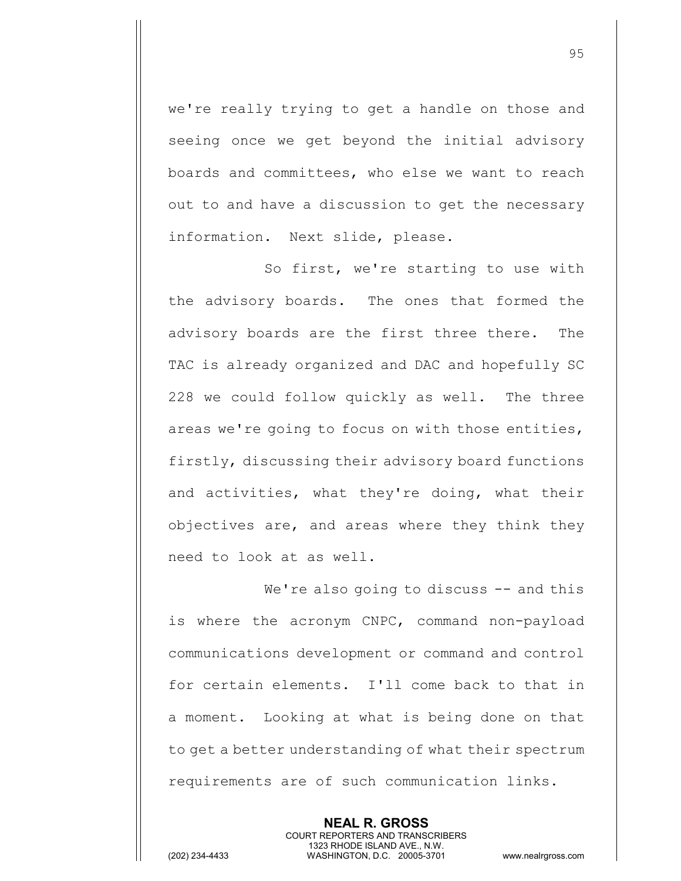we're really trying to get a handle on those and seeing once we get beyond the initial advisory boards and committees, who else we want to reach out to and have a discussion to get the necessary information. Next slide, please.

So first, we're starting to use with the advisory boards. The ones that formed the advisory boards are the first three there. The TAC is already organized and DAC and hopefully SC 228 we could follow quickly as well. The three areas we're going to focus on with those entities, firstly, discussing their advisory board functions and activities, what they're doing, what their objectives are, and areas where they think they need to look at as well.

We're also going to discuss -- and this is where the acronym CNPC, command non-payload communications development or command and control for certain elements. I'll come back to that in a moment. Looking at what is being done on that to get a better understanding of what their spectrum requirements are of such communication links.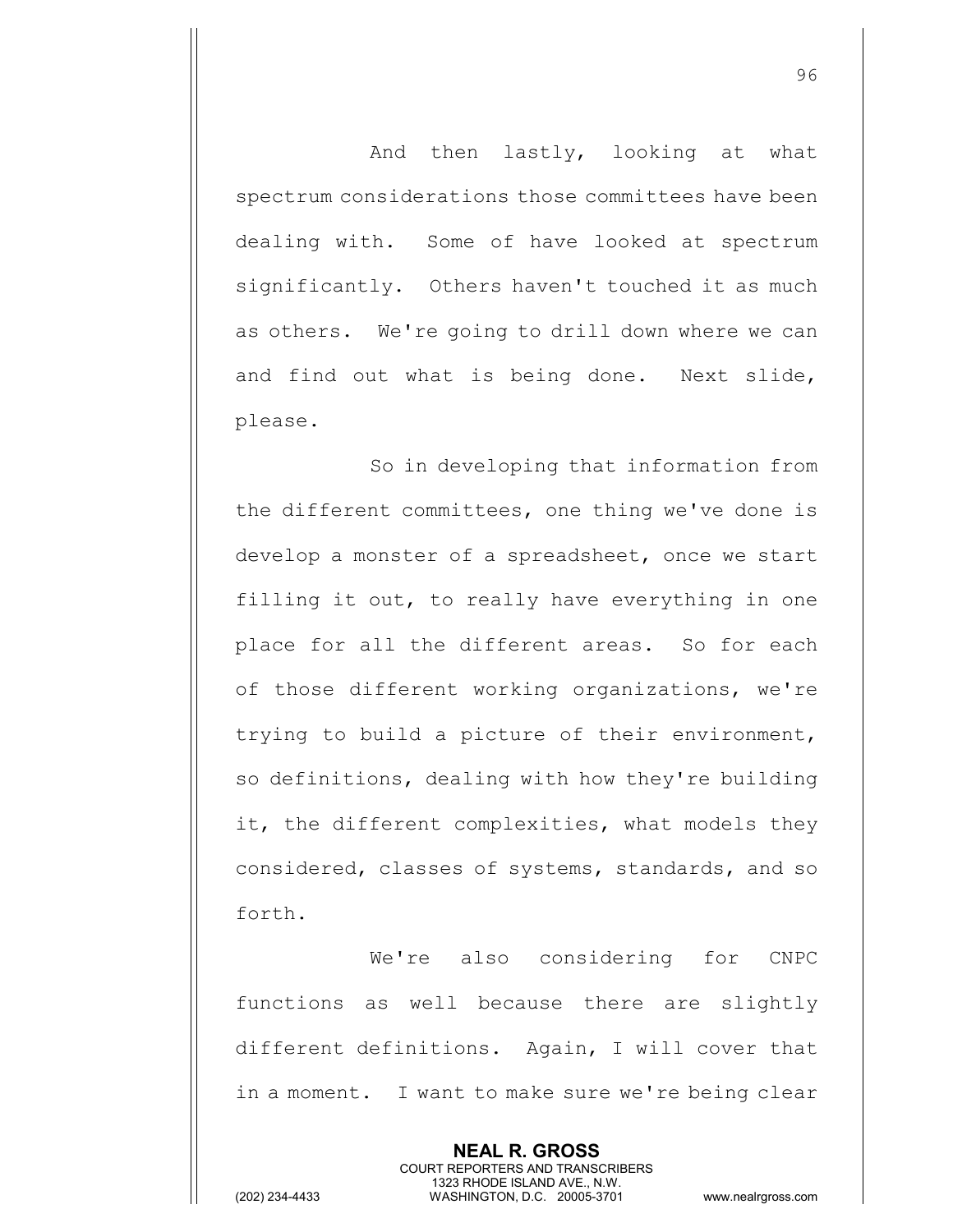And then lastly, looking at what spectrum considerations those committees have been dealing with. Some of have looked at spectrum significantly. Others haven't touched it as much as others. We're going to drill down where we can and find out what is being done. Next slide, please.

So in developing that information from the different committees, one thing we've done is develop a monster of a spreadsheet, once we start filling it out, to really have everything in one place for all the different areas. So for each of those different working organizations, we're trying to build a picture of their environment, so definitions, dealing with how they're building it, the different complexities, what models they considered, classes of systems, standards, and so forth.

We're also considering for CNPC functions as well because there are slightly different definitions. Again, I will cover that in a moment. I want to make sure we're being clear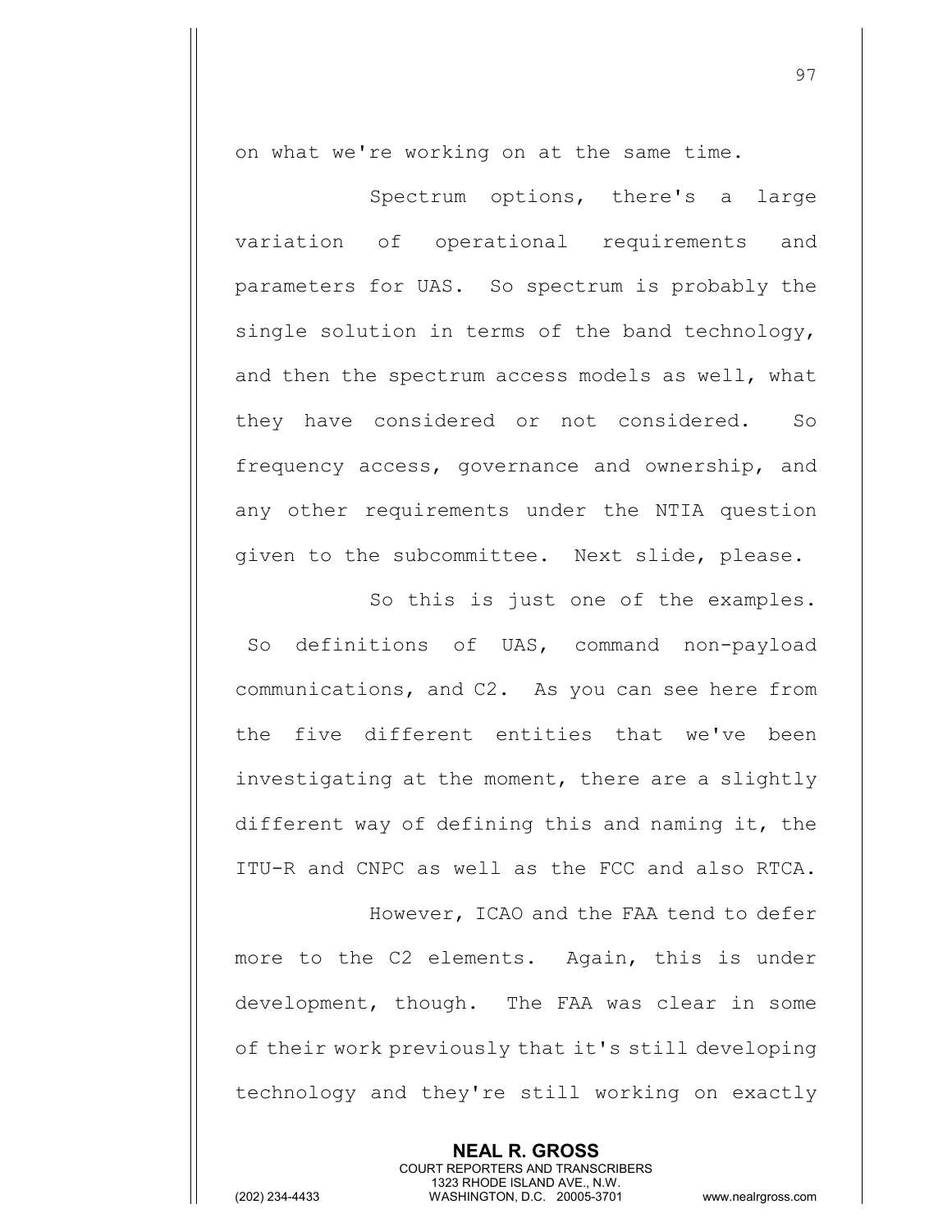on what we're working on at the same time.

Spectrum options, there's a large variation of operational requirements and parameters for UAS. So spectrum is probably the single solution in terms of the band technology, and then the spectrum access models as well, what they have considered or not considered. So frequency access, governance and ownership, and any other requirements under the NTIA question given to the subcommittee. Next slide, please.

So this is just one of the examples. So definitions of UAS, command non-payload communications, and C2. As you can see here from the five different entities that we've been investigating at the moment, there are a slightly different way of defining this and naming it, the ITU-R and CNPC as well as the FCC and also RTCA.

However, ICAO and the FAA tend to defer more to the C2 elements. Again, this is under development, though. The FAA was clear in some of their work previously that it's still developing technology and they're still working on exactly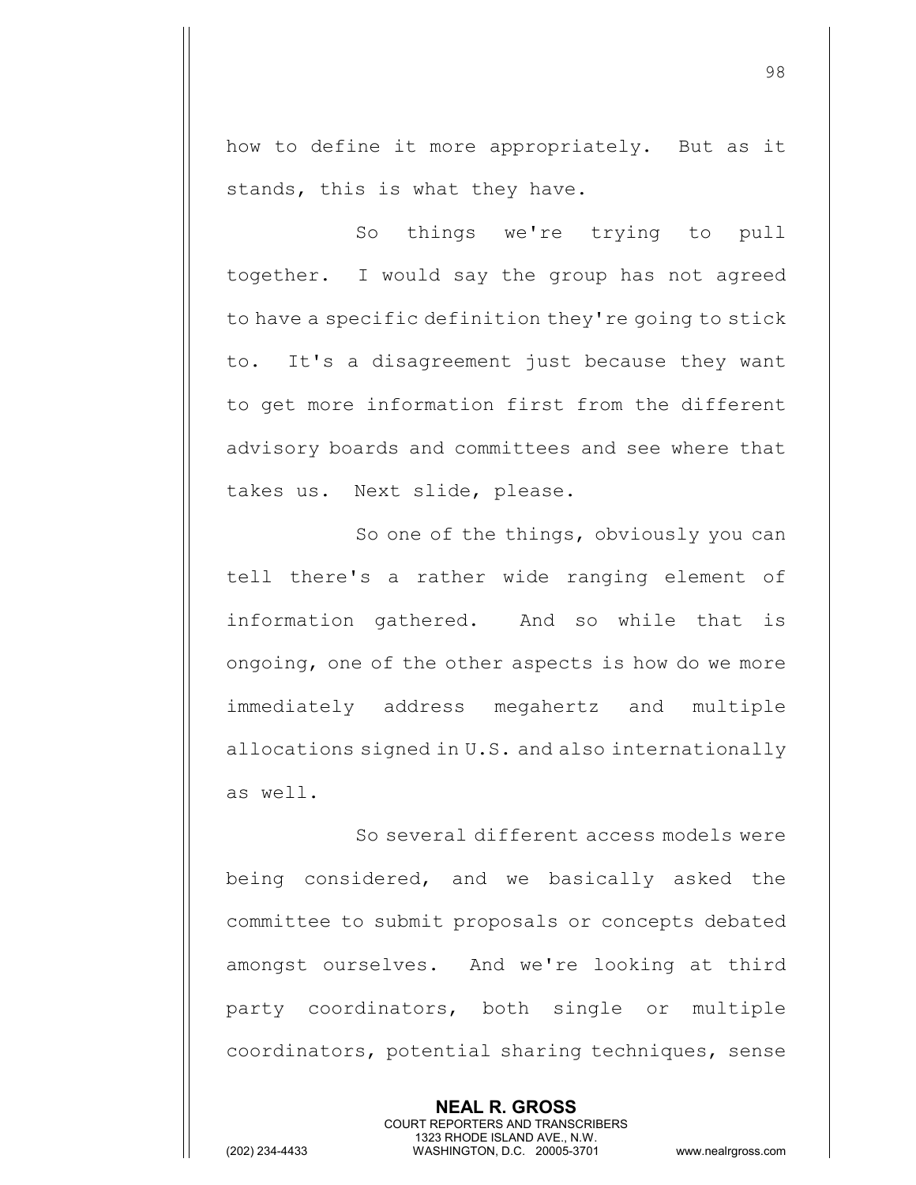how to define it more appropriately. But as it stands, this is what they have.

So things we're trying to pull together. I would say the group has not agreed to have a specific definition they're going to stick to. It's a disagreement just because they want to get more information first from the different advisory boards and committees and see where that takes us. Next slide, please.

So one of the things, obviously you can tell there's a rather wide ranging element of information gathered. And so while that is ongoing, one of the other aspects is how do we more immediately address megahertz and multiple allocations signed in U.S. and also internationally as well.

So several different access models were being considered, and we basically asked the committee to submit proposals or concepts debated amongst ourselves. And we're looking at third party coordinators, both single or multiple coordinators, potential sharing techniques, sense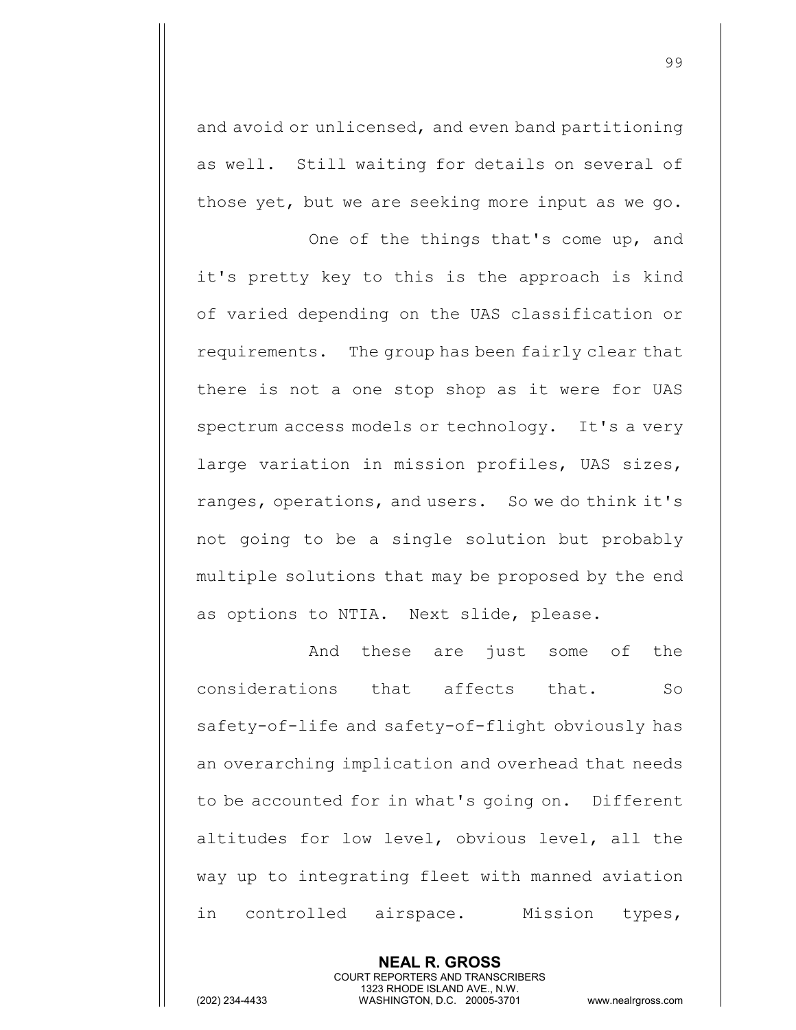and avoid or unlicensed, and even band partitioning as well. Still waiting for details on several of those yet, but we are seeking more input as we go.

One of the things that's come up, and it's pretty key to this is the approach is kind of varied depending on the UAS classification or requirements. The group has been fairly clear that there is not a one stop shop as it were for UAS spectrum access models or technology. It's a very large variation in mission profiles, UAS sizes, ranges, operations, and users. So we do think it's not going to be a single solution but probably multiple solutions that may be proposed by the end as options to NTIA. Next slide, please.

And these are just some of the considerations that affects that. So safety-of-life and safety-of-flight obviously has an overarching implication and overhead that needs to be accounted for in what's going on. Different altitudes for low level, obvious level, all the way up to integrating fleet with manned aviation in controlled airspace. Mission types,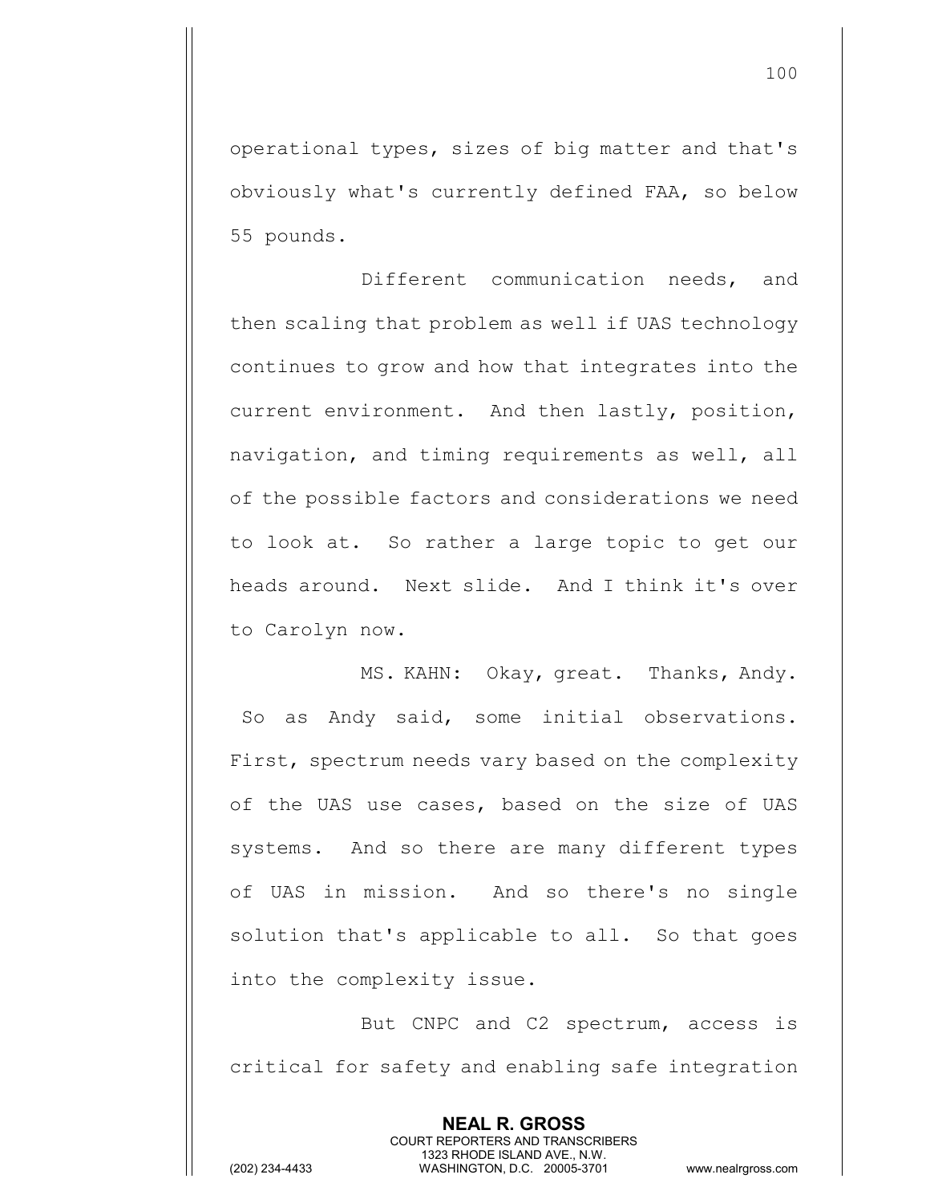operational types, sizes of big matter and that's obviously what's currently defined FAA, so below 55 pounds.

Different communication needs, and then scaling that problem as well if UAS technology continues to grow and how that integrates into the current environment. And then lastly, position, navigation, and timing requirements as well, all of the possible factors and considerations we need to look at. So rather a large topic to get our heads around. Next slide. And I think it's over to Carolyn now.

MS. KAHN: Okay, great. Thanks, Andy. So as Andy said, some initial observations. First, spectrum needs vary based on the complexity of the UAS use cases, based on the size of UAS systems. And so there are many different types of UAS in mission. And so there's no single solution that's applicable to all. So that goes into the complexity issue.

But CNPC and C2 spectrum, access is critical for safety and enabling safe integration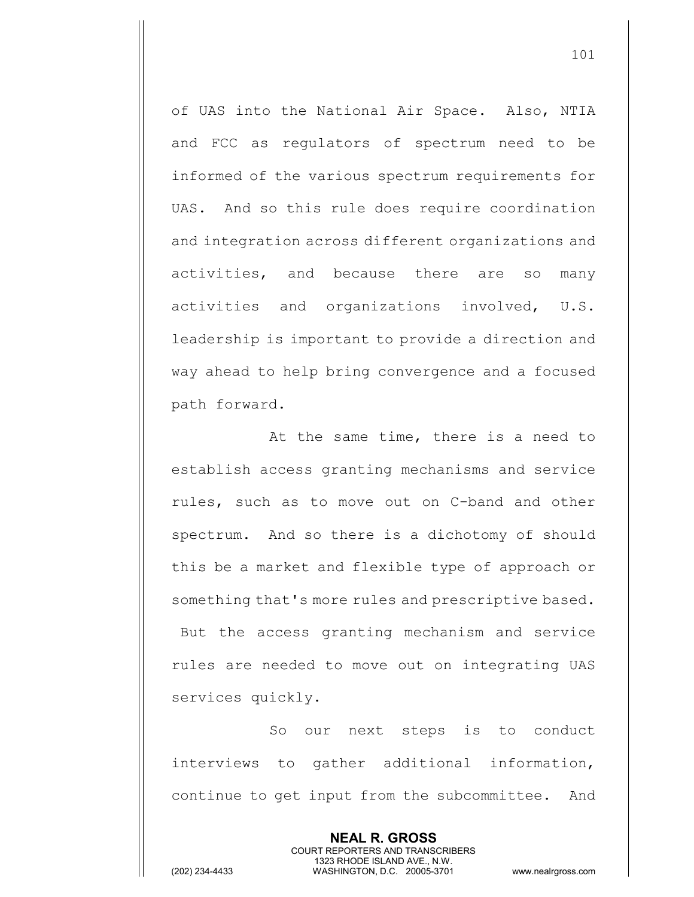of UAS into the National Air Space. Also, NTIA and FCC as regulators of spectrum need to be informed of the various spectrum requirements for UAS. And so this rule does require coordination and integration across different organizations and activities, and because there are so many activities and organizations involved, U.S. leadership is important to provide a direction and way ahead to help bring convergence and a focused path forward.

At the same time, there is a need to establish access granting mechanisms and service rules, such as to move out on C-band and other spectrum. And so there is a dichotomy of should this be a market and flexible type of approach or something that's more rules and prescriptive based. But the access granting mechanism and service rules are needed to move out on integrating UAS services quickly.

So our next steps is to conduct interviews to gather additional information, continue to get input from the subcommittee. And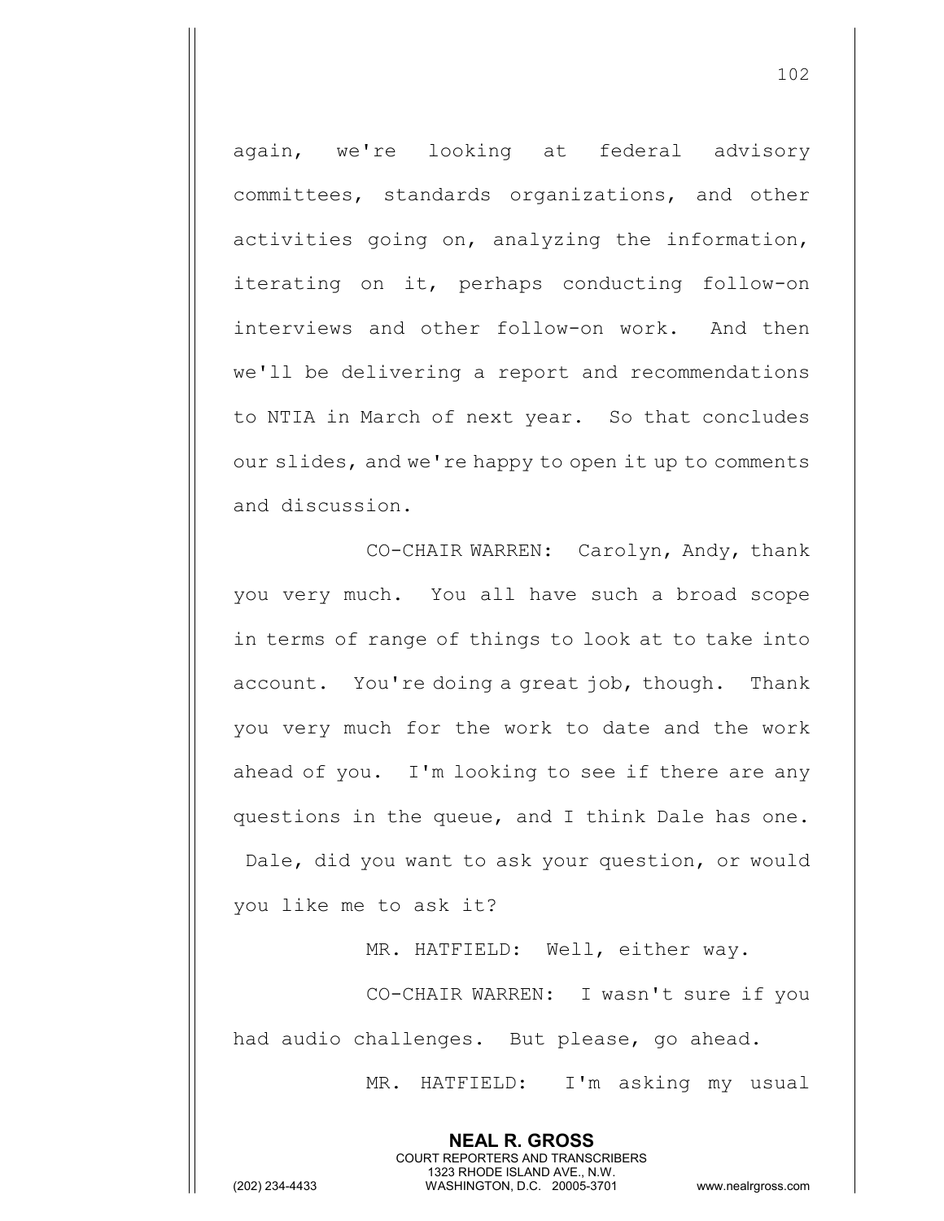again, we're looking at federal advisory committees, standards organizations, and other activities going on, analyzing the information, iterating on it, perhaps conducting follow-on interviews and other follow-on work. And then we'll be delivering a report and recommendations to NTIA in March of next year. So that concludes our slides, and we're happy to open it up to comments and discussion.

CO-CHAIR WARREN: Carolyn, Andy, thank you very much. You all have such a broad scope in terms of range of things to look at to take into account. You're doing a great job, though. Thank you very much for the work to date and the work ahead of you. I'm looking to see if there are any questions in the queue, and I think Dale has one. Dale, did you want to ask your question, or would you like me to ask it?

MR. HATFIELD: Well, either way.

CO-CHAIR WARREN: I wasn't sure if you had audio challenges. But please, go ahead.

MR. HATFIELD: I'm asking my usual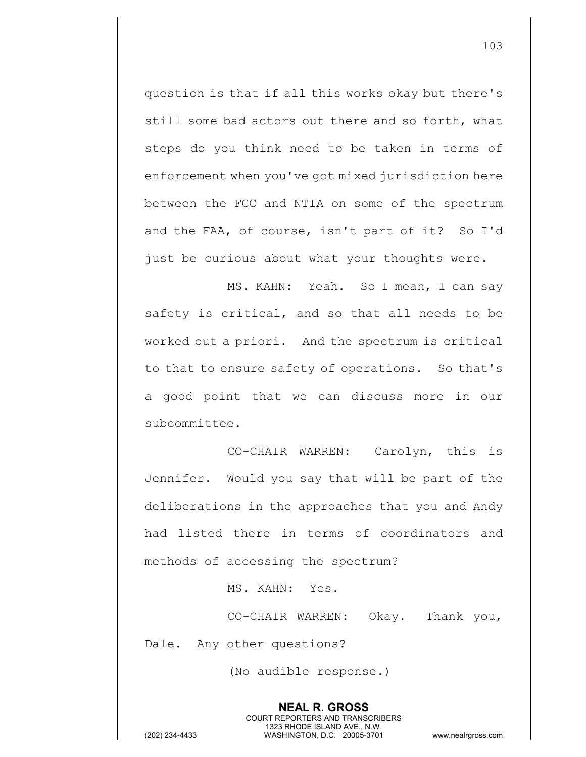question is that if all this works okay but there's still some bad actors out there and so forth, what steps do you think need to be taken in terms of enforcement when you've got mixed jurisdiction here between the FCC and NTIA on some of the spectrum and the FAA, of course, isn't part of it? So I'd just be curious about what your thoughts were.

MS. KAHN: Yeah. So I mean, I can say safety is critical, and so that all needs to be worked out a priori. And the spectrum is critical to that to ensure safety of operations. So that's a good point that we can discuss more in our subcommittee.

CO-CHAIR WARREN: Carolyn, this is Jennifer. Would you say that will be part of the deliberations in the approaches that you and Andy had listed there in terms of coordinators and methods of accessing the spectrum?

MS. KAHN: Yes.

CO-CHAIR WARREN: Okay. Thank you, Dale. Any other questions?

(No audible response.)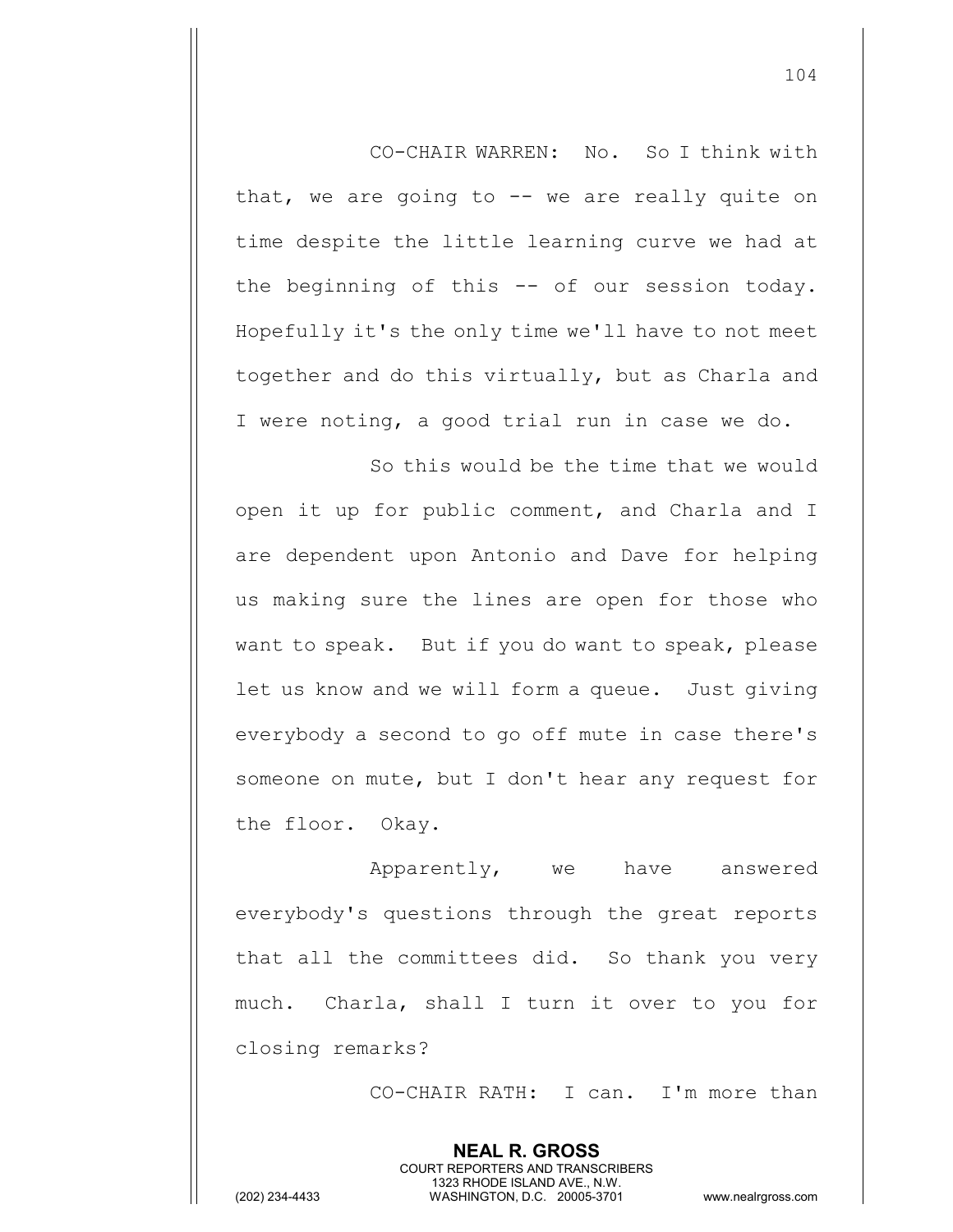CO-CHAIR WARREN: No. So I think with that, we are going to -- we are really quite on time despite the little learning curve we had at the beginning of this -- of our session today. Hopefully it's the only time we'll have to not meet together and do this virtually, but as Charla and I were noting, a good trial run in case we do.

So this would be the time that we would open it up for public comment, and Charla and I are dependent upon Antonio and Dave for helping us making sure the lines are open for those who want to speak. But if you do want to speak, please let us know and we will form a queue. Just giving everybody a second to go off mute in case there's someone on mute, but I don't hear any request for the floor. Okay.

Apparently, we have answered everybody's questions through the great reports that all the committees did. So thank you very much. Charla, shall I turn it over to you for closing remarks?

CO-CHAIR RATH: I can. I'm more than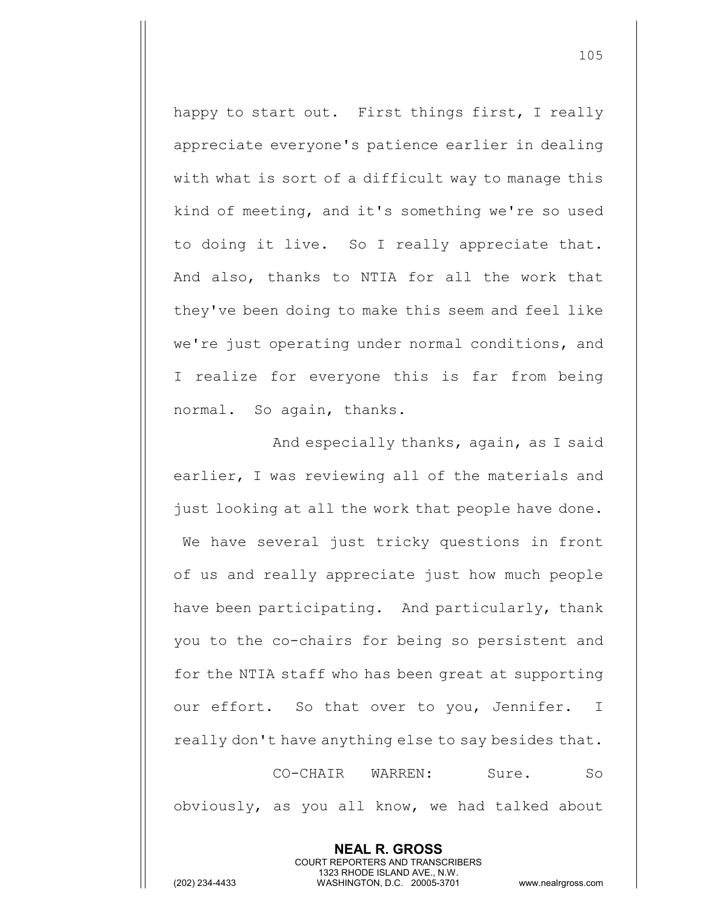happy to start out. First things first, I really appreciate everyone's patience earlier in dealing with what is sort of a difficult way to manage this kind of meeting, and it's something we're so used to doing it live. So I really appreciate that. And also, thanks to NTIA for all the work that they've been doing to make this seem and feel like we're just operating under normal conditions, and I realize for everyone this is far from being normal. So again, thanks.

And especially thanks, again, as I said earlier, I was reviewing all of the materials and just looking at all the work that people have done. We have several just tricky questions in front of us and really appreciate just how much people have been participating. And particularly, thank you to the co-chairs for being so persistent and for the NTIA staff who has been great at supporting our effort. So that over to you, Jennifer. I really don't have anything else to say besides that.

CO-CHAIR WARREN: Sure. So obviously, as you all know, we had talked about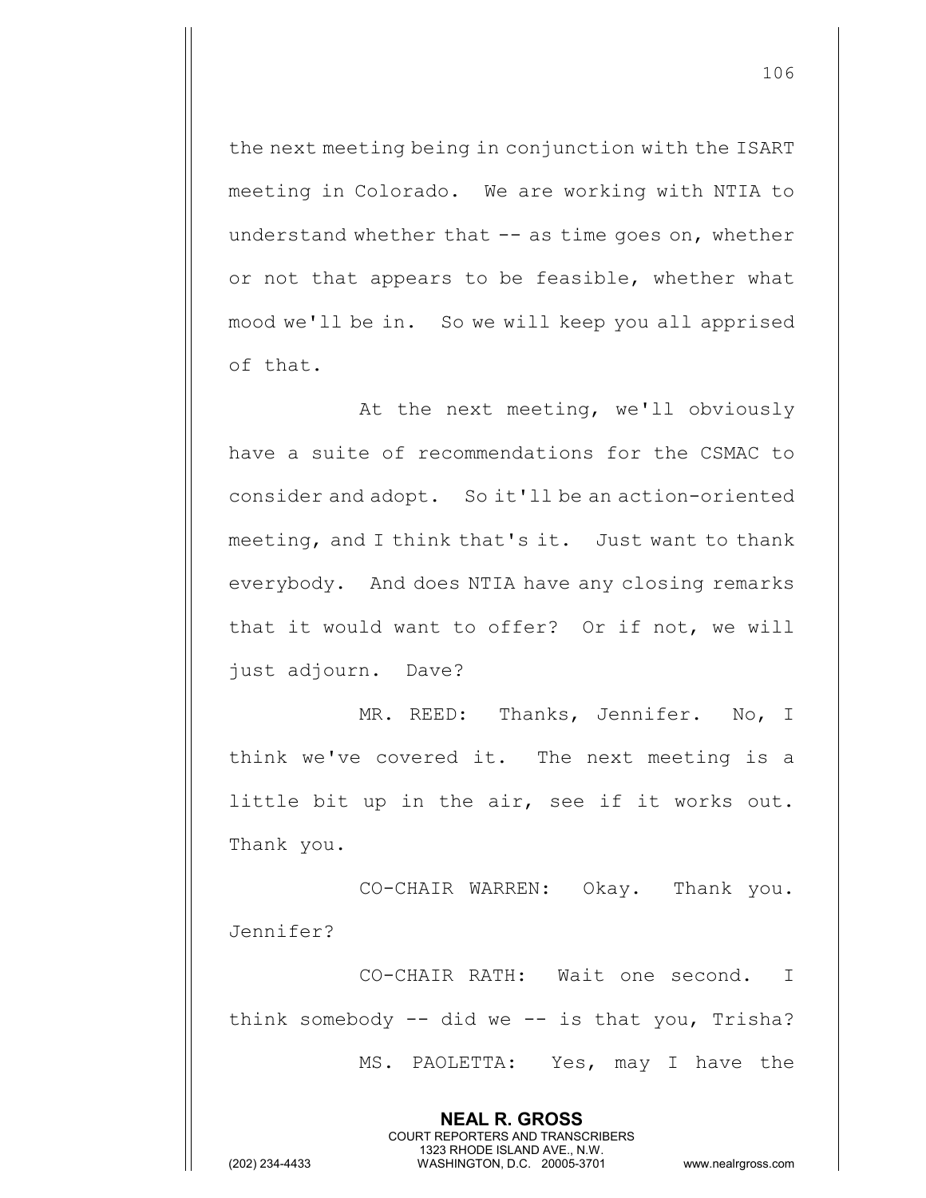the next meeting being in conjunction with the ISART meeting in Colorado. We are working with NTIA to understand whether that -- as time goes on, whether or not that appears to be feasible, whether what mood we'll be in. So we will keep you all apprised of that.

At the next meeting, we'll obviously have a suite of recommendations for the CSMAC to consider and adopt. So it'll be an action-oriented meeting, and I think that's it. Just want to thank everybody. And does NTIA have any closing remarks that it would want to offer? Or if not, we will just adjourn. Dave?

MR. REED: Thanks, Jennifer. No, I think we've covered it. The next meeting is a little bit up in the air, see if it works out. Thank you.

CO-CHAIR WARREN: Okay. Thank you. Jennifer?

CO-CHAIR RATH: Wait one second. I think somebody -- did we -- is that you, Trisha?

MS. PAOLETTA: Yes, may I have the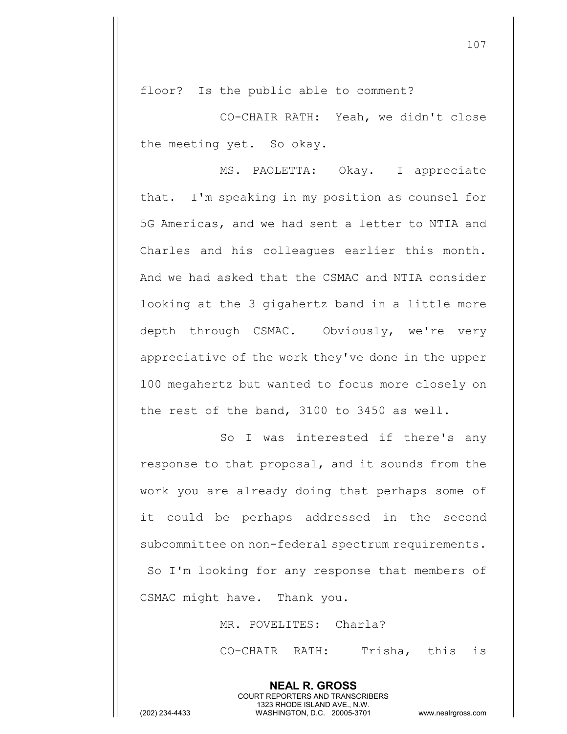floor? Is the public able to comment?

CO-CHAIR RATH: Yeah, we didn't close the meeting yet. So okay.

MS. PAOLETTA: Okay. I appreciate that. I'm speaking in my position as counsel for 5G Americas, and we had sent a letter to NTIA and Charles and his colleagues earlier this month. And we had asked that the CSMAC and NTIA consider looking at the 3 gigahertz band in a little more depth through CSMAC. Obviously, we're very appreciative of the work they've done in the upper 100 megahertz but wanted to focus more closely on the rest of the band, 3100 to 3450 as well.

So I was interested if there's any response to that proposal, and it sounds from the work you are already doing that perhaps some of it could be perhaps addressed in the second subcommittee on non-federal spectrum requirements. So I'm looking for any response that members of CSMAC might have. Thank you.

MR. POVELITES: Charla?

CO-CHAIR RATH: Trisha, this is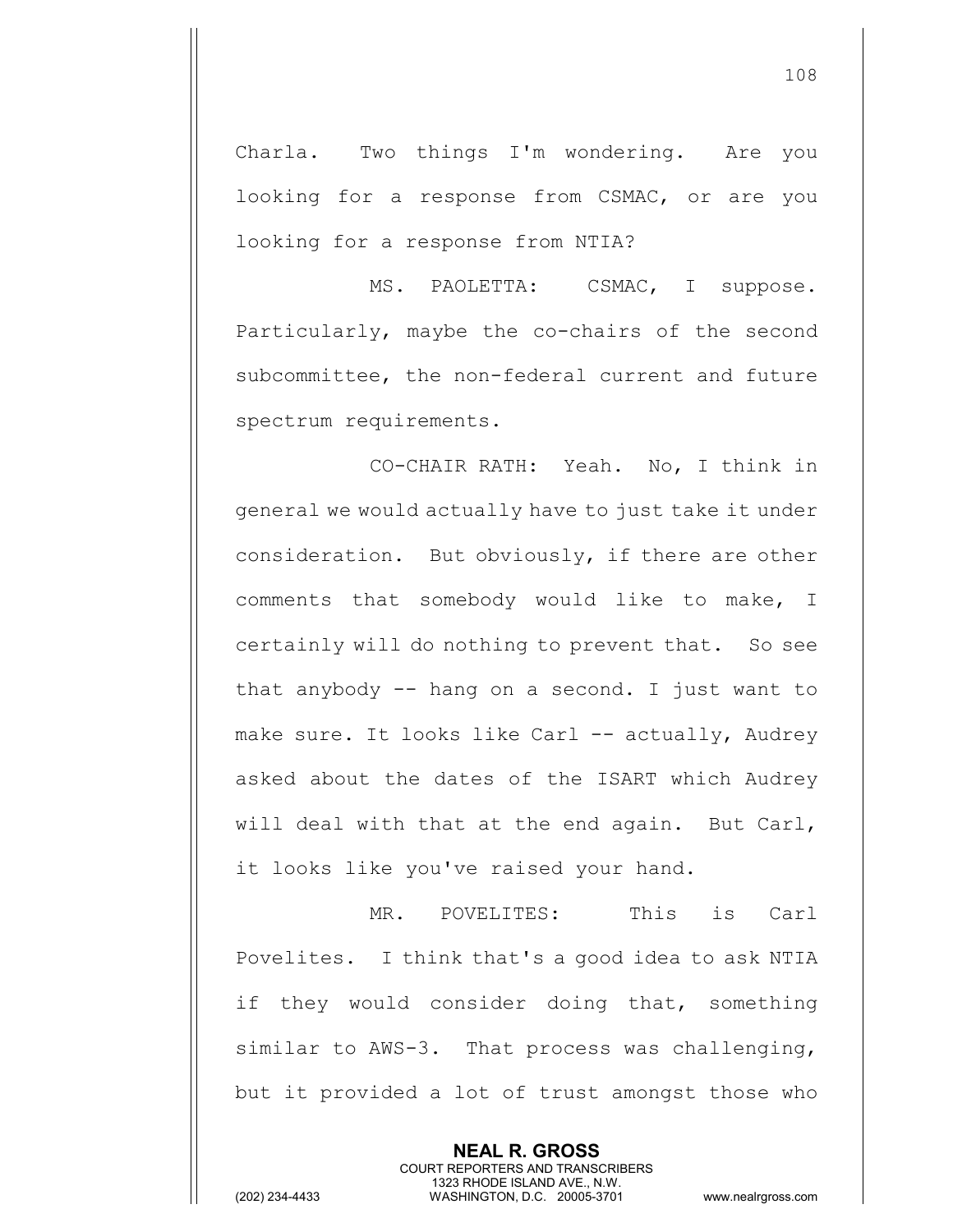Charla. Two things I'm wondering. Are you looking for a response from CSMAC, or are you looking for a response from NTIA?

MS. PAOLETTA: CSMAC, I suppose. Particularly, maybe the co-chairs of the second subcommittee, the non-federal current and future spectrum requirements.

CO-CHAIR RATH: Yeah. No, I think in general we would actually have to just take it under consideration. But obviously, if there are other comments that somebody would like to make, I certainly will do nothing to prevent that. So see that anybody -- hang on a second. I just want to make sure. It looks like Carl -- actually, Audrey asked about the dates of the ISART which Audrey will deal with that at the end again. But Carl, it looks like you've raised your hand.

MR. POVELITES: This is Carl Povelites. I think that's a good idea to ask NTIA if they would consider doing that, something similar to AWS-3. That process was challenging, but it provided a lot of trust amongst those who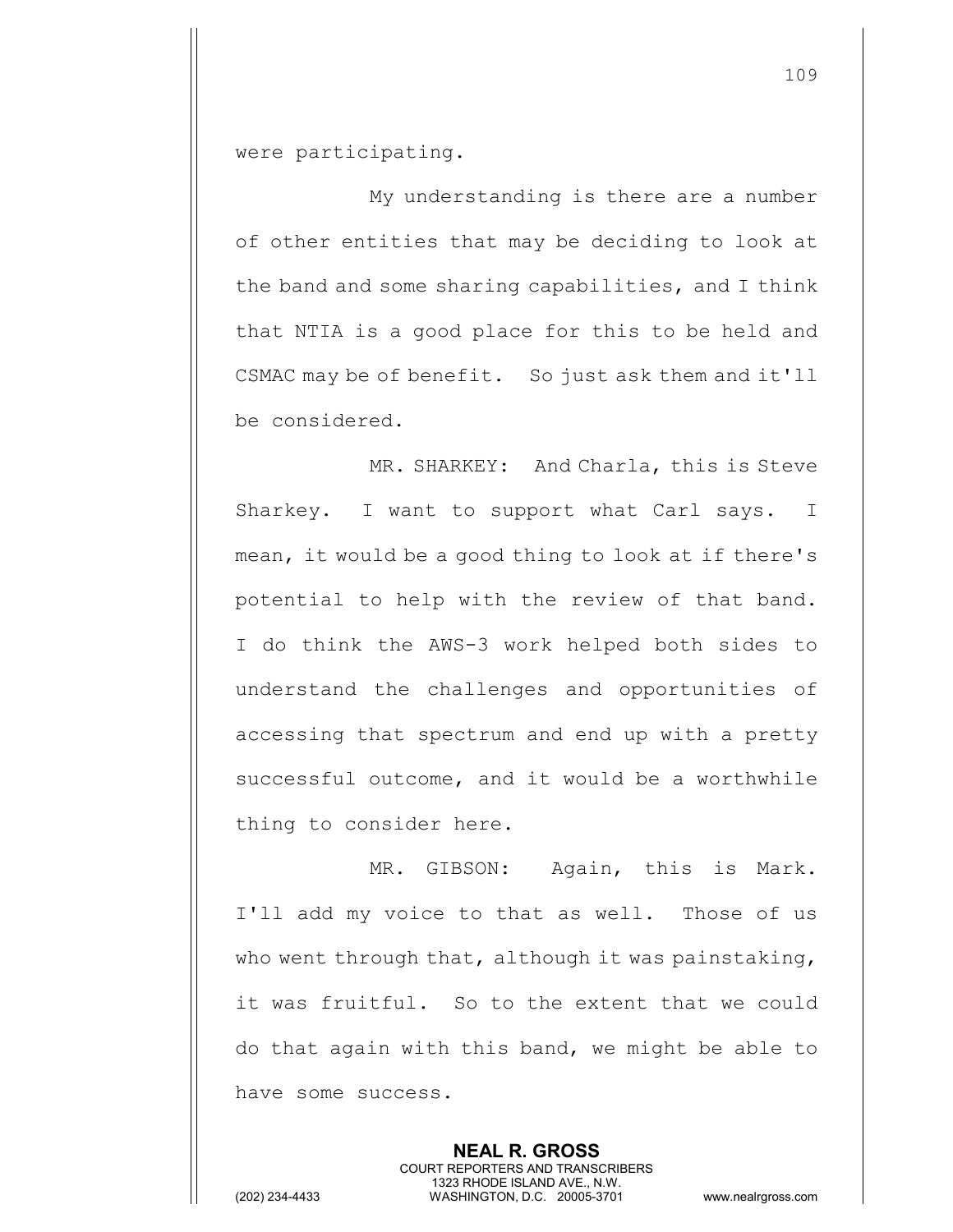were participating.

My understanding is there are a number of other entities that may be deciding to look at the band and some sharing capabilities, and I think that NTIA is a good place for this to be held and CSMAC may be of benefit. So just ask them and it'll be considered.

MR. SHARKEY: And Charla, this is Steve Sharkey. I want to support what Carl says. I mean, it would be a good thing to look at if there's potential to help with the review of that band. I do think the AWS-3 work helped both sides to understand the challenges and opportunities of accessing that spectrum and end up with a pretty successful outcome, and it would be a worthwhile thing to consider here.

MR. GIBSON: Again, this is Mark. I'll add my voice to that as well. Those of us who went through that, although it was painstaking, it was fruitful. So to the extent that we could do that again with this band, we might be able to have some success.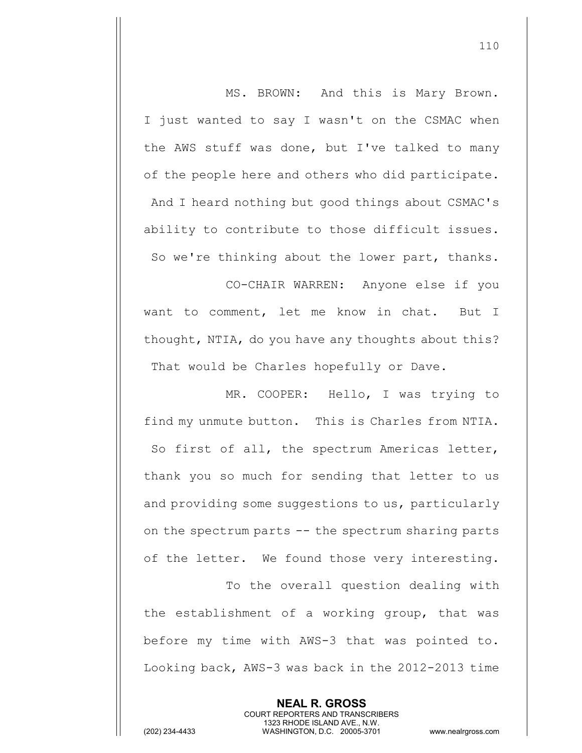MS. BROWN: And this is Mary Brown. I just wanted to say I wasn't on the CSMAC when the AWS stuff was done, but I've talked to many of the people here and others who did participate. And I heard nothing but good things about CSMAC's ability to contribute to those difficult issues. So we're thinking about the lower part, thanks.

CO-CHAIR WARREN: Anyone else if you want to comment, let me know in chat. But I thought, NTIA, do you have any thoughts about this? That would be Charles hopefully or Dave.

MR. COOPER: Hello, I was trying to find my unmute button. This is Charles from NTIA. So first of all, the spectrum Americas letter, thank you so much for sending that letter to us and providing some suggestions to us, particularly on the spectrum parts -- the spectrum sharing parts of the letter. We found those very interesting.

To the overall question dealing with the establishment of a working group, that was before my time with AWS-3 that was pointed to. Looking back, AWS-3 was back in the 2012-2013 time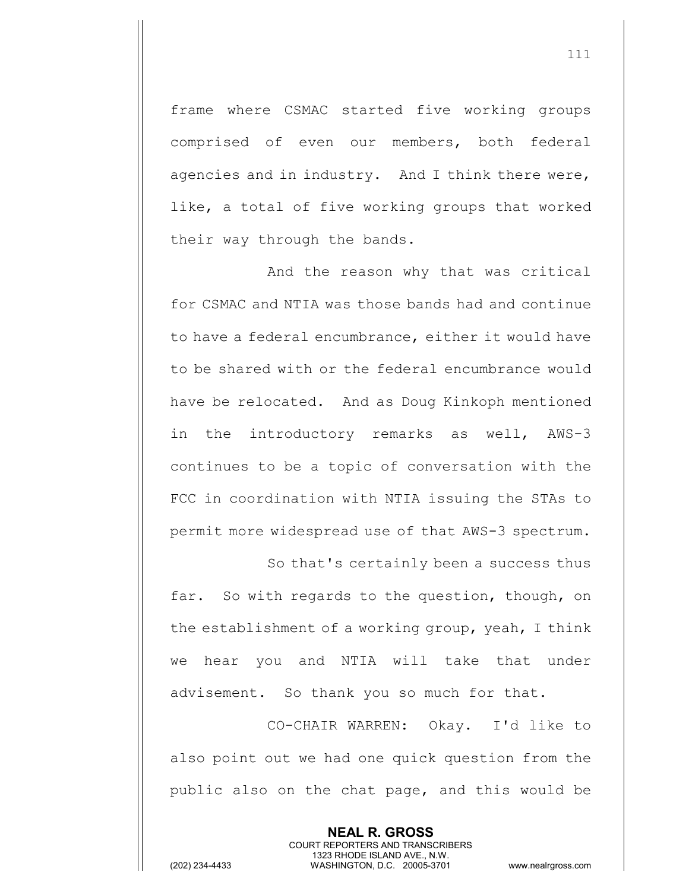frame where CSMAC started five working groups comprised of even our members, both federal agencies and in industry. And I think there were, like, a total of five working groups that worked their way through the bands.

And the reason why that was critical for CSMAC and NTIA was those bands had and continue to have a federal encumbrance, either it would have to be shared with or the federal encumbrance would have be relocated. And as Doug Kinkoph mentioned in the introductory remarks as well, AWS-3 continues to be a topic of conversation with the FCC in coordination with NTIA issuing the STAs to permit more widespread use of that AWS-3 spectrum.

So that's certainly been a success thus far. So with regards to the question, though, on the establishment of a working group, yeah, I think we hear you and NTIA will take that under advisement. So thank you so much for that.

CO-CHAIR WARREN: Okay. I'd like to also point out we had one quick question from the public also on the chat page, and this would be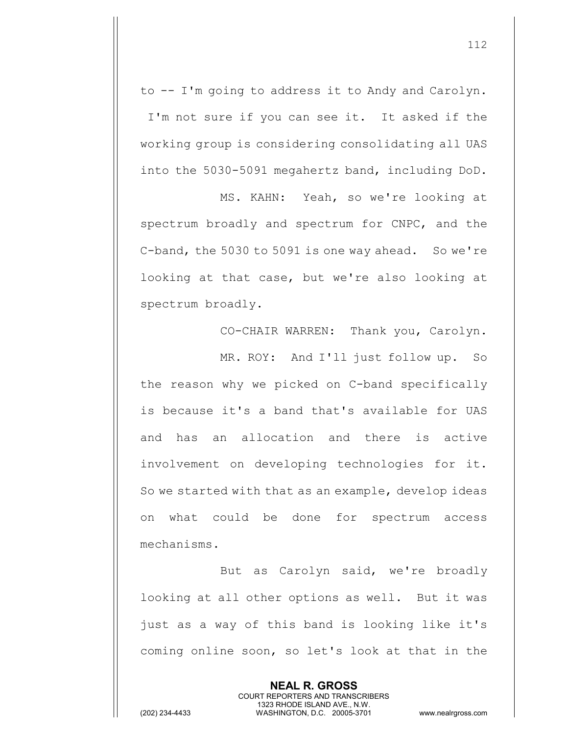to -- I'm going to address it to Andy and Carolyn. I'm not sure if you can see it. It asked if the working group is considering consolidating all UAS into the 5030-5091 megahertz band, including DoD.

MS. KAHN: Yeah, so we're looking at spectrum broadly and spectrum for CNPC, and the C-band, the 5030 to 5091 is one way ahead. So we're looking at that case, but we're also looking at spectrum broadly.

CO-CHAIR WARREN: Thank you, Carolyn.

MR. ROY: And I'll just follow up. So the reason why we picked on C-band specifically is because it's a band that's available for UAS and has an allocation and there is active involvement on developing technologies for it. So we started with that as an example, develop ideas on what could be done for spectrum access mechanisms.

But as Carolyn said, we're broadly looking at all other options as well. But it was just as a way of this band is looking like it's coming online soon, so let's look at that in the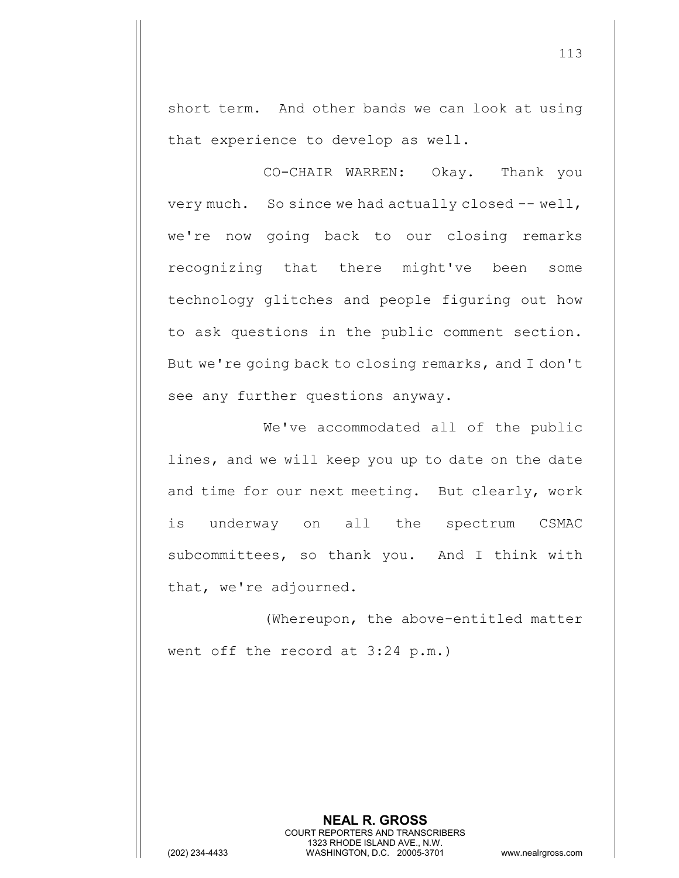short term. And other bands we can look at using that experience to develop as well.

CO-CHAIR WARREN: Okay. Thank you very much. So since we had actually closed -- well, we're now going back to our closing remarks recognizing that there might've been some technology glitches and people figuring out how to ask questions in the public comment section. But we're going back to closing remarks, and I don't see any further questions anyway.

We've accommodated all of the public lines, and we will keep you up to date on the date and time for our next meeting. But clearly, work is underway on all the spectrum CSMAC subcommittees, so thank you. And I think with that, we're adjourned.

(Whereupon, the above-entitled matter went off the record at 3:24 p.m.)